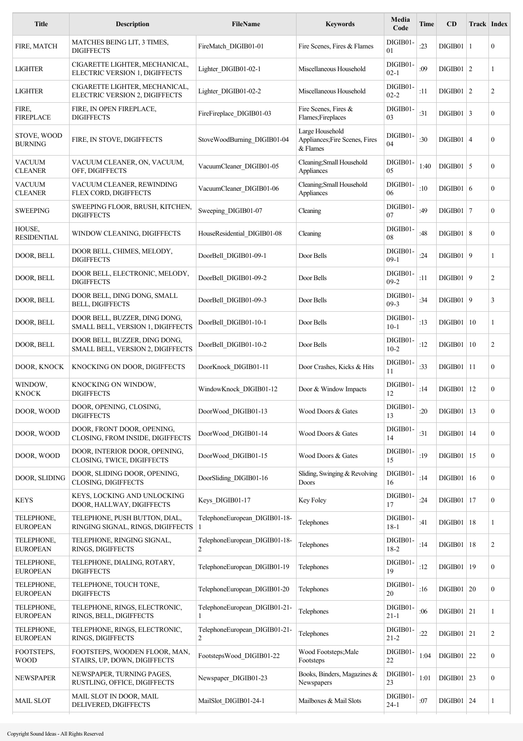| Title | Description | FileName | Keywords | Media Code | Time | CD | Track | Index |
|---|---|---|---|---|---|---|---|---|
| FIRE, MATCH | MATCHES BEING LIT, 3 TIMES, DIGIFFECTS | FireMatch_DIGIB01-01 | Fire Scenes, Fires & Flames | DIGIB01-01 | :23 | DIGIB01 | 1 | 0 |
| LIGHTER | CIGARETTE LIGHTER, MECHANICAL, ELECTRIC VERSION 1, DIGIFFECTS | Lighter_DIGIB01-02-1 | Miscellaneous Household | DIGIB01-02-1 | :09 | DIGIB01 | 2 | 1 |
| LIGHTER | CIGARETTE LIGHTER, MECHANICAL, ELECTRIC VERSION 2, DIGIFFECTS | Lighter_DIGIB01-02-2 | Miscellaneous Household | DIGIB01-02-2 | :11 | DIGIB01 | 2 | 2 |
| FIRE, FIREPLACE | FIRE, IN OPEN FIREPLACE, DIGIFFECTS | FireFireplace_DIGIB01-03 | Fire Scenes, Fires & Flames;Fireplaces | DIGIB01-03 | :31 | DIGIB01 | 3 | 0 |
| STOVE, WOOD BURNING | FIRE, IN STOVE, DIGIFFECTS | StoveWoodBurning_DIGIB01-04 | Large Household Appliances;Fire Scenes, Fires & Flames | DIGIB01-04 | :30 | DIGIB01 | 4 | 0 |
| VACUUM CLEANER | VACUUM CLEANER, ON, VACUUM, OFF, DIGIFFECTS | VacuumCleaner_DIGIB01-05 | Cleaning;Small Household Appliances | DIGIB01-05 | 1:40 | DIGIB01 | 5 | 0 |
| VACUUM CLEANER | VACUUM CLEANER, REWINDING FLEX CORD, DIGIFFECTS | VacuumCleaner_DIGIB01-06 | Cleaning;Small Household Appliances | DIGIB01-06 | :10 | DIGIB01 | 6 | 0 |
| SWEEPING | SWEEPING FLOOR, BRUSH, KITCHEN, DIGIFFECTS | Sweeping_DIGIB01-07 | Cleaning | DIGIB01-07 | :49 | DIGIB01 | 7 | 0 |
| HOUSE, RESIDENTIAL | WINDOW CLEANING, DIGIFFECTS | HouseResidential_DIGIB01-08 | Cleaning | DIGIB01-08 | :48 | DIGIB01 | 8 | 0 |
| DOOR, BELL | DOOR BELL, CHIMES, MELODY, DIGIFFECTS | DoorBell_DIGIB01-09-1 | Door Bells | DIGIB01-09-1 | :24 | DIGIB01 | 9 | 1 |
| DOOR, BELL | DOOR BELL, ELECTRONIC, MELODY, DIGIFFECTS | DoorBell_DIGIB01-09-2 | Door Bells | DIGIB01-09-2 | :11 | DIGIB01 | 9 | 2 |
| DOOR, BELL | DOOR BELL, DING DONG, SMALL BELL, DIGIFFECTS | DoorBell_DIGIB01-09-3 | Door Bells | DIGIB01-09-3 | :34 | DIGIB01 | 9 | 3 |
| DOOR, BELL | DOOR BELL, BUZZER, DING DONG, SMALL BELL, VERSION 1, DIGIFFECTS | DoorBell_DIGIB01-10-1 | Door Bells | DIGIB01-10-1 | :13 | DIGIB01 | 10 | 1 |
| DOOR, BELL | DOOR BELL, BUZZER, DING DONG, SMALL BELL, VERSION 2, DIGIFFECTS | DoorBell_DIGIB01-10-2 | Door Bells | DIGIB01-10-2 | :12 | DIGIB01 | 10 | 2 |
| DOOR, KNOCK | KNOCKING ON DOOR, DIGIFFECTS | DoorKnock_DIGIB01-11 | Door Crashes, Kicks & Hits | DIGIB01-11 | :33 | DIGIB01 | 11 | 0 |
| WINDOW, KNOCK | KNOCKING ON WINDOW, DIGIFFECTS | WindowKnock_DIGIB01-12 | Door & Window Impacts | DIGIB01-12 | :14 | DIGIB01 | 12 | 0 |
| DOOR, WOOD | DOOR, OPENING, CLOSING, DIGIFFECTS | DoorWood_DIGIB01-13 | Wood Doors & Gates | DIGIB01-13 | :20 | DIGIB01 | 13 | 0 |
| DOOR, WOOD | DOOR, FRONT DOOR, OPENING, CLOSING, FROM INSIDE, DIGIFFECTS | DoorWood_DIGIB01-14 | Wood Doors & Gates | DIGIB01-14 | :31 | DIGIB01 | 14 | 0 |
| DOOR, WOOD | DOOR, INTERIOR DOOR, OPENING, CLOSING, TWICE, DIGIFFECTS | DoorWood_DIGIB01-15 | Wood Doors & Gates | DIGIB01-15 | :19 | DIGIB01 | 15 | 0 |
| DOOR, SLIDING | DOOR, SLIDING DOOR, OPENING, CLOSING, DIGIFFECTS | DoorSliding_DIGIB01-16 | Sliding, Swinging & Revolving Doors | DIGIB01-16 | :14 | DIGIB01 | 16 | 0 |
| KEYS | KEYS, LOCKING AND UNLOCKING DOOR, HALLWAY, DIGIFFECTS | Keys_DIGIB01-17 | Key Foley | DIGIB01-17 | :24 | DIGIB01 | 17 | 0 |
| TELEPHONE, EUROPEAN | TELEPHONE, PUSH BUTTON, DIAL, RINGING SIGNAL, RINGS, DIGIFFECTS | TelephoneEuropean_DIGIB01-18-1 | Telephones | DIGIB01-18-1 | :41 | DIGIB01 | 18 | 1 |
| TELEPHONE, EUROPEAN | TELEPHONE, RINGING SIGNAL, RINGS, DIGIFFECTS | TelephoneEuropean_DIGIB01-18-2 | Telephones | DIGIB01-18-2 | :14 | DIGIB01 | 18 | 2 |
| TELEPHONE, EUROPEAN | TELEPHONE, DIALING, ROTARY, DIGIFFECTS | TelephoneEuropean_DIGIB01-19 | Telephones | DIGIB01-19 | :12 | DIGIB01 | 19 | 0 |
| TELEPHONE, EUROPEAN | TELEPHONE, TOUCH TONE, DIGIFFECTS | TelephoneEuropean_DIGIB01-20 | Telephones | DIGIB01-20 | :16 | DIGIB01 | 20 | 0 |
| TELEPHONE, EUROPEAN | TELEPHONE, RINGS, ELECTRONIC, RINGS, BELL, DIGIFFECTS | TelephoneEuropean_DIGIB01-21-1 | Telephones | DIGIB01-21-1 | :06 | DIGIB01 | 21 | 1 |
| TELEPHONE, EUROPEAN | TELEPHONE, RINGS, ELECTRONIC, RINGS, DIGIFFECTS | TelephoneEuropean_DIGIB01-21-2 | Telephones | DIGIB01-21-2 | :22 | DIGIB01 | 21 | 2 |
| FOOTSTEPS, WOOD | FOOTSTEPS, WOODEN FLOOR, MAN, STAIRS, UP, DOWN, DIGIFFECTS | FootstepsWood_DIGIB01-22 | Wood Footsteps;Male Footsteps | DIGIB01-22 | 1:04 | DIGIB01 | 22 | 0 |
| NEWSPAPER | NEWSPAPER, TURNING PAGES, RUSTLING, OFFICE, DIGIFFECTS | Newspaper_DIGIB01-23 | Books, Binders, Magazines & Newspapers | DIGIB01-23 | 1:01 | DIGIB01 | 23 | 0 |
| MAIL SLOT | MAIL SLOT IN DOOR, MAIL DELIVERED, DIGIFFECTS | MailSlot_DIGIB01-24-1 | Mailboxes & Mail Slots | DIGIB01-24-1 | :07 | DIGIB01 | 24 | 1 |

Copyright Sound Ideas - All Rights Reserved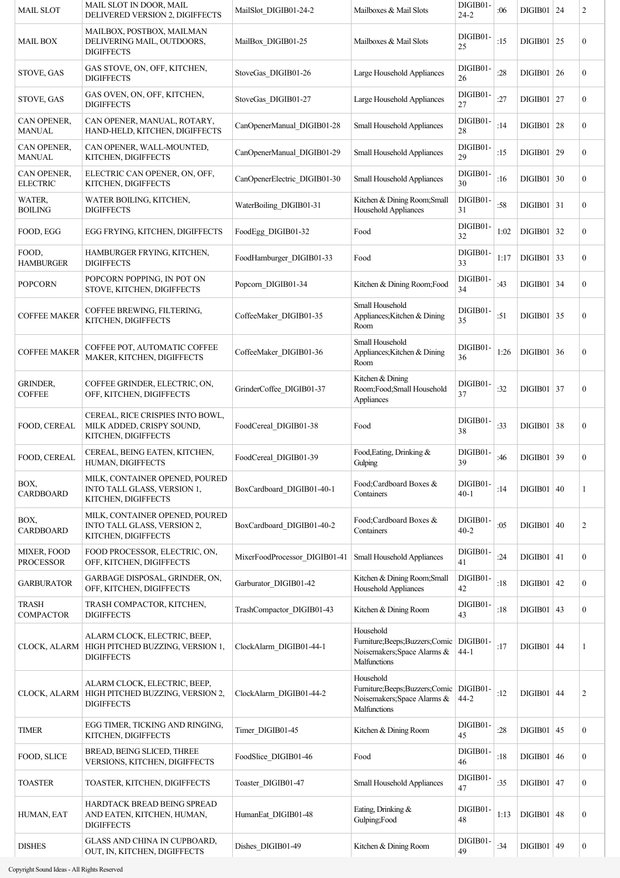| | | | | | | | | |
|---|---|---|---|---|---|---|---|---|
| MAIL SLOT | MAIL SLOT IN DOOR, MAIL DELIVERED VERSION 2, DIGIFFECTS | MailSlot_DIGIB01-24-2 | Mailboxes & Mail Slots | DIGIB01-24-2 | :06 | DIGIB01 | 24 | 2 |
| MAIL BOX | MAILBOX, POSTBOX, MAILMAN DELIVERING MAIL, OUTDOORS, DIGIFFECTS | MailBox_DIGIB01-25 | Mailboxes & Mail Slots | DIGIB01-25 | :15 | DIGIB01 | 25 | 0 |
| STOVE, GAS | GAS STOVE, ON, OFF, KITCHEN, DIGIFFECTS | StoveGas_DIGIB01-26 | Large Household Appliances | DIGIB01-26 | :28 | DIGIB01 | 26 | 0 |
| STOVE, GAS | GAS OVEN, ON, OFF, KITCHEN, DIGIFFECTS | StoveGas_DIGIB01-27 | Large Household Appliances | DIGIB01-27 | :27 | DIGIB01 | 27 | 0 |
| CAN OPENER, MANUAL | CAN OPENER, MANUAL, ROTARY, HAND-HELD, KITCHEN, DIGIFFECTS | CanOpenerManual_DIGIB01-28 | Small Household Appliances | DIGIB01-28 | :14 | DIGIB01 | 28 | 0 |
| CAN OPENER, MANUAL | CAN OPENER, WALL-MOUNTED, KITCHEN, DIGIFFECTS | CanOpenerManual_DIGIB01-29 | Small Household Appliances | DIGIB01-29 | :15 | DIGIB01 | 29 | 0 |
| CAN OPENER, ELECTRIC | ELECTRIC CAN OPENER, ON, OFF, KITCHEN, DIGIFFECTS | CanOpenerElectric_DIGIB01-30 | Small Household Appliances | DIGIB01-30 | :16 | DIGIB01 | 30 | 0 |
| WATER, BOILING | WATER BOILING, KITCHEN, DIGIFFECTS | WaterBoiling_DIGIB01-31 | Kitchen & Dining Room;Small Household Appliances | DIGIB01-31 | :58 | DIGIB01 | 31 | 0 |
| FOOD, EGG | EGG FRYING, KITCHEN, DIGIFFECTS | FoodEgg_DIGIB01-32 | Food | DIGIB01-32 | 1:02 | DIGIB01 | 32 | 0 |
| FOOD, HAMBURGER | HAMBURGER FRYING, KITCHEN, DIGIFFECTS | FoodHamburger_DIGIB01-33 | Food | DIGIB01-33 | 1:17 | DIGIB01 | 33 | 0 |
| POPCORN | POPCORN POPPING, IN POT ON STOVE, KITCHEN, DIGIFFECTS | Popcorn_DIGIB01-34 | Kitchen & Dining Room;Food | DIGIB01-34 | :43 | DIGIB01 | 34 | 0 |
| COFFEE MAKER | COFFEE BREWING, FILTERING, KITCHEN, DIGIFFECTS | CoffeeMaker_DIGIB01-35 | Small Household Appliances;Kitchen & Dining Room | DIGIB01-35 | :51 | DIGIB01 | 35 | 0 |
| COFFEE MAKER | COFFEE POT, AUTOMATIC COFFEE MAKER, KITCHEN, DIGIFFECTS | CoffeeMaker_DIGIB01-36 | Small Household Appliances;Kitchen & Dining Room | DIGIB01-36 | 1:26 | DIGIB01 | 36 | 0 |
| GRINDER, COFFEE | COFFEE GRINDER, ELECTRIC, ON, OFF, KITCHEN, DIGIFFECTS | GrinderCoffee_DIGIB01-37 | Kitchen & Dining Room;Food;Small Household Appliances | DIGIB01-37 | :32 | DIGIB01 | 37 | 0 |
| FOOD, CEREAL | CEREAL, RICE CRISPIES INTO BOWL, MILK ADDED, CRISPY SOUND, KITCHEN, DIGIFFECTS | FoodCereal_DIGIB01-38 | Food | DIGIB01-38 | :33 | DIGIB01 | 38 | 0 |
| FOOD, CEREAL | CEREAL, BEING EATEN, KITCHEN, HUMAN, DIGIFFECTS | FoodCereal_DIGIB01-39 | Food,Eating, Drinking & Gulping | DIGIB01-39 | :46 | DIGIB01 | 39 | 0 |
| BOX, CARDBOARD | MILK, CONTAINER OPENED, POURED INTO TALL GLASS, VERSION 1, KITCHEN, DIGIFFECTS | BoxCardboard_DIGIB01-40-1 | Food;Cardboard Boxes & Containers | DIGIB01-40-1 | :14 | DIGIB01 | 40 | 1 |
| BOX, CARDBOARD | MILK, CONTAINER OPENED, POURED INTO TALL GLASS, VERSION 2, KITCHEN, DIGIFFECTS | BoxCardboard_DIGIB01-40-2 | Food;Cardboard Boxes & Containers | DIGIB01-40-2 | :05 | DIGIB01 | 40 | 2 |
| MIXER, FOOD PROCESSOR | FOOD PROCESSOR, ELECTRIC, ON, OFF, KITCHEN, DIGIFFECTS | MixerFoodProcessor_DIGIB01-41 | Small Household Appliances | DIGIB01-41 | :24 | DIGIB01 | 41 | 0 |
| GARBURATOR | GARBAGE DISPOSAL, GRINDER, ON, OFF, KITCHEN, DIGIFFECTS | Garburator_DIGIB01-42 | Kitchen & Dining Room;Small Household Appliances | DIGIB01-42 | :18 | DIGIB01 | 42 | 0 |
| TRASH COMPACTOR | TRASH COMPACTOR, KITCHEN, DIGIFFECTS | TrashCompactor_DIGIB01-43 | Kitchen & Dining Room | DIGIB01-43 | :18 | DIGIB01 | 43 | 0 |
| CLOCK, ALARM | ALARM CLOCK, ELECTRIC, BEEP, HIGH PITCHED BUZZING, VERSION 1, DIGIFFECTS | ClockAlarm_DIGIB01-44-1 | Household Furniture;Beeps;Buzzers;Comic Noisemakers;Space Alarms & Malfunctions | DIGIB01-44-1 | :17 | DIGIB01 | 44 | 1 |
| CLOCK, ALARM | ALARM CLOCK, ELECTRIC, BEEP, HIGH PITCHED BUZZING, VERSION 2, DIGIFFECTS | ClockAlarm_DIGIB01-44-2 | Household Furniture;Beeps;Buzzers;Comic Noisemakers;Space Alarms & Malfunctions | DIGIB01-44-2 | :12 | DIGIB01 | 44 | 2 |
| TIMER | EGG TIMER, TICKING AND RINGING, KITCHEN, DIGIFFECTS | Timer_DIGIB01-45 | Kitchen & Dining Room | DIGIB01-45 | :28 | DIGIB01 | 45 | 0 |
| FOOD, SLICE | BREAD, BEING SLICED, THREE VERSIONS, KITCHEN, DIGIFFECTS | FoodSlice_DIGIB01-46 | Food | DIGIB01-46 | :18 | DIGIB01 | 46 | 0 |
| TOASTER | TOASTER, KITCHEN, DIGIFFECTS | Toaster_DIGIB01-47 | Small Household Appliances | DIGIB01-47 | :35 | DIGIB01 | 47 | 0 |
| HUMAN, EAT | HARDTACK BREAD BEING SPREAD AND EATEN, KITCHEN, HUMAN, DIGIFFECTS | HumanEat_DIGIB01-48 | Eating, Drinking & Gulping;Food | DIGIB01-48 | 1:13 | DIGIB01 | 48 | 0 |
| DISHES | GLASS AND CHINA IN CUPBOARD, OUT, IN, KITCHEN, DIGIFFECTS | Dishes_DIGIB01-49 | Kitchen & Dining Room | DIGIB01-49 | :34 | DIGIB01 | 49 | 0 |

Copyright Sound Ideas - All Rights Reserved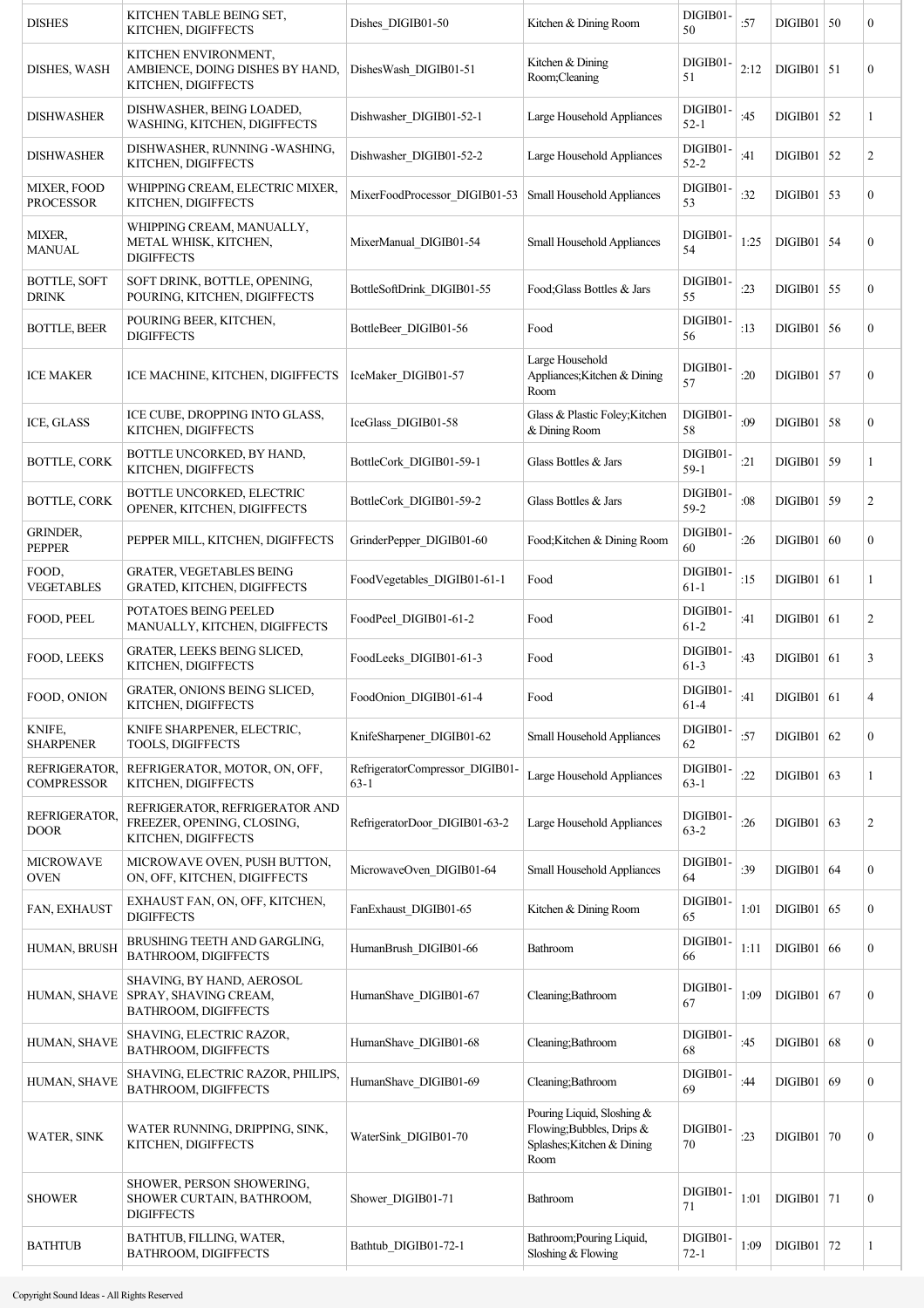| | | | | | | | | |
|---|---|---|---|---|---|---|---|---|
| DISHES | KITCHEN TABLE BEING SET, KITCHEN, DIGIFFECTS | Dishes_DIGIB01-50 | Kitchen & Dining Room | DIGIB01-50 | :57 | DIGIB01 | 50 | 0 |
| DISHES, WASH | KITCHEN ENVIRONMENT, AMBIENCE, DOING DISHES BY HAND, KITCHEN, DIGIFFECTS | DishesWash_DIGIB01-51 | Kitchen & Dining Room;Cleaning | DIGIB01-51 | 2:12 | DIGIB01 | 51 | 0 |
| DISHWASHER | DISHWASHER, BEING LOADED, WASHING, KITCHEN, DIGIFFECTS | Dishwasher_DIGIB01-52-1 | Large Household Appliances | DIGIB01-52-1 | :45 | DIGIB01 | 52 | 1 |
| DISHWASHER | DISHWASHER, RUNNING -WASHING, KITCHEN, DIGIFFECTS | Dishwasher_DIGIB01-52-2 | Large Household Appliances | DIGIB01-52-2 | :41 | DIGIB01 | 52 | 2 |
| MIXER, FOOD PROCESSOR | WHIPPING CREAM, ELECTRIC MIXER, KITCHEN, DIGIFFECTS | MixerFoodProcessor_DIGIB01-53 | Small Household Appliances | DIGIB01-53 | :32 | DIGIB01 | 53 | 0 |
| MIXER, MANUAL | WHIPPING CREAM, MANUALLY, METAL WHISK, KITCHEN, DIGIFFECTS | MixerManual_DIGIB01-54 | Small Household Appliances | DIGIB01-54 | 1:25 | DIGIB01 | 54 | 0 |
| BOTTLE, SOFT DRINK | SOFT DRINK, BOTTLE, OPENING, POURING, KITCHEN, DIGIFFECTS | BottleSoftDrink_DIGIB01-55 | Food;Glass Bottles & Jars | DIGIB01-55 | :23 | DIGIB01 | 55 | 0 |
| BOTTLE, BEER | POURING BEER, KITCHEN, DIGIFFECTS | BottleBeer_DIGIB01-56 | Food | DIGIB01-56 | :13 | DIGIB01 | 56 | 0 |
| ICE MAKER | ICE MACHINE, KITCHEN, DIGIFFECTS | IceMaker_DIGIB01-57 | Large Household Appliances;Kitchen & Dining Room | DIGIB01-57 | :20 | DIGIB01 | 57 | 0 |
| ICE, GLASS | ICE CUBE, DROPPING INTO GLASS, KITCHEN, DIGIFFECTS | IceGlass_DIGIB01-58 | Glass & Plastic Foley;Kitchen & Dining Room | DIGIB01-58 | :09 | DIGIB01 | 58 | 0 |
| BOTTLE, CORK | BOTTLE UNCORKED, BY HAND, KITCHEN, DIGIFFECTS | BottleCork_DIGIB01-59-1 | Glass Bottles & Jars | DIGIB01-59-1 | :21 | DIGIB01 | 59 | 1 |
| BOTTLE, CORK | BOTTLE UNCORKED, ELECTRIC OPENER, KITCHEN, DIGIFFECTS | BottleCork_DIGIB01-59-2 | Glass Bottles & Jars | DIGIB01-59-2 | :08 | DIGIB01 | 59 | 2 |
| GRINDER, PEPPER | PEPPER MILL, KITCHEN, DIGIFFECTS | GrinderPepper_DIGIB01-60 | Food;Kitchen & Dining Room | DIGIB01-60 | :26 | DIGIB01 | 60 | 0 |
| FOOD, VEGETABLES | GRATER, VEGETABLES BEING GRATED, KITCHEN, DIGIFFECTS | FoodVegetables_DIGIB01-61-1 | Food | DIGIB01-61-1 | :15 | DIGIB01 | 61 | 1 |
| FOOD, PEEL | POTATOES BEING PEELED MANUALLY, KITCHEN, DIGIFFECTS | FoodPeel_DIGIB01-61-2 | Food | DIGIB01-61-2 | :41 | DIGIB01 | 61 | 2 |
| FOOD, LEEKS | GRATER, LEEKS BEING SLICED, KITCHEN, DIGIFFECTS | FoodLeeks_DIGIB01-61-3 | Food | DIGIB01-61-3 | :43 | DIGIB01 | 61 | 3 |
| FOOD, ONION | GRATER, ONIONS BEING SLICED, KITCHEN, DIGIFFECTS | FoodOnion_DIGIB01-61-4 | Food | DIGIB01-61-4 | :41 | DIGIB01 | 61 | 4 |
| KNIFE, SHARPENER | KNIFE SHARPENER, ELECTRIC, TOOLS, DIGIFFECTS | KnifeSharpener_DIGIB01-62 | Small Household Appliances | DIGIB01-62 | :57 | DIGIB01 | 62 | 0 |
| REFRIGERATOR, COMPRESSOR | REFRIGERATOR, MOTOR, ON, OFF, KITCHEN, DIGIFFECTS | RefrigeratorCompressor_DIGIB01-63-1 | Large Household Appliances | DIGIB01-63-1 | :22 | DIGIB01 | 63 | 1 |
| REFRIGERATOR, DOOR | REFRIGERATOR, REFRIGERATOR AND FREEZER, OPENING, CLOSING, KITCHEN, DIGIFFECTS | RefrigeratorDoor_DIGIB01-63-2 | Large Household Appliances | DIGIB01-63-2 | :26 | DIGIB01 | 63 | 2 |
| MICROWAVE OVEN | MICROWAVE OVEN, PUSH BUTTON, ON, OFF, KITCHEN, DIGIFFECTS | MicrowaveOven_DIGIB01-64 | Small Household Appliances | DIGIB01-64 | :39 | DIGIB01 | 64 | 0 |
| FAN, EXHAUST | EXHAUST FAN, ON, OFF, KITCHEN, DIGIFFECTS | FanExhaust_DIGIB01-65 | Kitchen & Dining Room | DIGIB01-65 | 1:01 | DIGIB01 | 65 | 0 |
| HUMAN, BRUSH | BRUSHING TEETH AND GARGLING, BATHROOM, DIGIFFECTS | HumanBrush_DIGIB01-66 | Bathroom | DIGIB01-66 | 1:11 | DIGIB01 | 66 | 0 |
| HUMAN, SHAVE | SHAVING, BY HAND, AEROSOL SPRAY, SHAVING CREAM, BATHROOM, DIGIFFECTS | HumanShave_DIGIB01-67 | Cleaning;Bathroom | DIGIB01-67 | 1:09 | DIGIB01 | 67 | 0 |
| HUMAN, SHAVE | SHAVING, ELECTRIC RAZOR, BATHROOM, DIGIFFECTS | HumanShave_DIGIB01-68 | Cleaning;Bathroom | DIGIB01-68 | :45 | DIGIB01 | 68 | 0 |
| HUMAN, SHAVE | SHAVING, ELECTRIC RAZOR, PHILIPS, BATHROOM, DIGIFFECTS | HumanShave_DIGIB01-69 | Cleaning;Bathroom | DIGIB01-69 | :44 | DIGIB01 | 69 | 0 |
| WATER, SINK | WATER RUNNING, DRIPPING, SINK, KITCHEN, DIGIFFECTS | WaterSink_DIGIB01-70 | Pouring Liquid, Sloshing & Flowing;Bubbles, Drips & Splashes;Kitchen & Dining Room | DIGIB01-70 | :23 | DIGIB01 | 70 | 0 |
| SHOWER | SHOWER, PERSON SHOWERING, SHOWER CURTAIN, BATHROOM, DIGIFFECTS | Shower_DIGIB01-71 | Bathroom | DIGIB01-71 | 1:01 | DIGIB01 | 71 | 0 |
| BATHTUB | BATHTUB, FILLING, WATER, BATHROOM, DIGIFFECTS | Bathtub_DIGIB01-72-1 | Bathroom;Pouring Liquid, Sloshing & Flowing | DIGIB01-72-1 | 1:09 | DIGIB01 | 72 | 1 |

Copyright Sound Ideas - All Rights Reserved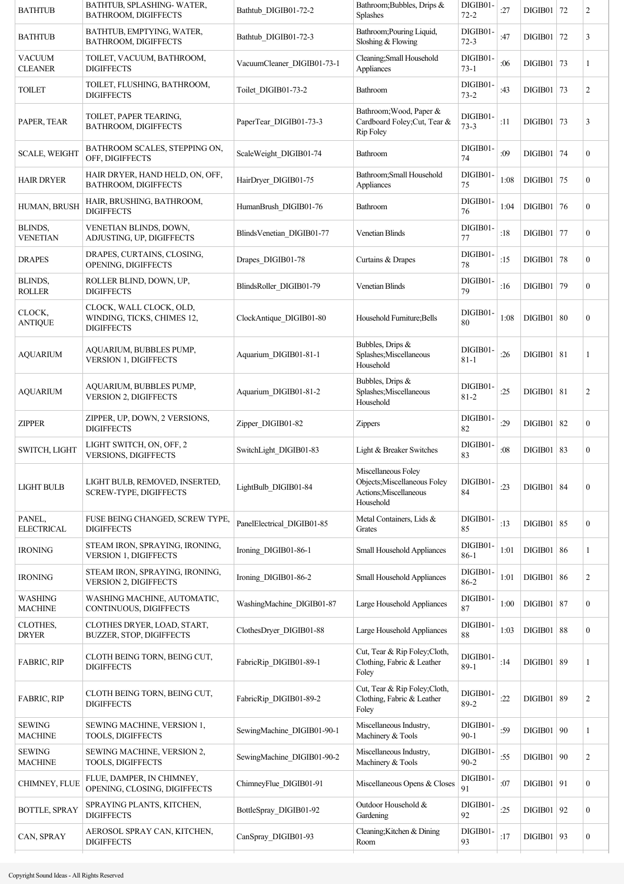| BATHTUB | BATHTUB, SPLASHING- WATER, BATHROOM, DIGIFFECTS | Bathtub_DIGIB01-72-2 | Bathroom;Bubbles, Drips & Splashes | DIGIB01-72-2 | :27 | DIGIB01 | 72 | 2 |
|---|---|---|---|---|---|---|---|---|
| BATHTUB | BATHTUB, EMPTYING, WATER, BATHROOM, DIGIFFECTS | Bathtub_DIGIB01-72-3 | Bathroom;Pouring Liquid, Sloshing & Flowing | DIGIB01-72-3 | :47 | DIGIB01 | 72 | 3 |
| VACUUM CLEANER | TOILET, VACUUM, BATHROOM, DIGIFFECTS | VacuumCleaner_DIGIB01-73-1 | Cleaning;Small Household Appliances | DIGIB01-73-1 | :06 | DIGIB01 | 73 | 1 |
| TOILET | TOILET, FLUSHING, BATHROOM, DIGIFFECTS | Toilet_DIGIB01-73-2 | Bathroom | DIGIB01-73-2 | :43 | DIGIB01 | 73 | 2 |
| PAPER, TEAR | TOILET, PAPER TEARING, BATHROOM, DIGIFFECTS | PaperTear_DIGIB01-73-3 | Bathroom;Wood, Paper & Cardboard Foley;Cut, Tear & Rip Foley | DIGIB01-73-3 | :11 | DIGIB01 | 73 | 3 |
| SCALE, WEIGHT | BATHROOM SCALES, STEPPING ON, OFF, DIGIFFECTS | ScaleWeight_DIGIB01-74 | Bathroom | DIGIB01-74 | :09 | DIGIB01 | 74 | 0 |
| HAIR DRYER | HAIR DRYER, HAND HELD, ON, OFF, BATHROOM, DIGIFFECTS | HairDryer_DIGIB01-75 | Bathroom;Small Household Appliances | DIGIB01-75 | 1:08 | DIGIB01 | 75 | 0 |
| HUMAN, BRUSH | HAIR, BRUSHING, BATHROOM, DIGIFFECTS | HumanBrush_DIGIB01-76 | Bathroom | DIGIB01-76 | 1:04 | DIGIB01 | 76 | 0 |
| BLINDS, VENETIAN | VENETIAN BLINDS, DOWN, ADJUSTING, UP, DIGIFFECTS | BlindsVenetian_DIGIB01-77 | Venetian Blinds | DIGIB01-77 | :18 | DIGIB01 | 77 | 0 |
| DRAPES | DRAPES, CURTAINS, CLOSING, OPENING, DIGIFFECTS | Drapes_DIGIB01-78 | Curtains & Drapes | DIGIB01-78 | :15 | DIGIB01 | 78 | 0 |
| BLINDS, ROLLER | ROLLER BLIND, DOWN, UP, DIGIFFECTS | BlindsRoller_DIGIB01-79 | Venetian Blinds | DIGIB01-79 | :16 | DIGIB01 | 79 | 0 |
| CLOCK, ANTIQUE | CLOCK, WALL CLOCK, OLD, WINDING, TICKS, CHIMES 12, DIGIFFECTS | ClockAntique_DIGIB01-80 | Household Furniture;Bells | DIGIB01-80 | 1:08 | DIGIB01 | 80 | 0 |
| AQUARIUM | AQUARIUM, BUBBLES PUMP, VERSION 1, DIGIFFECTS | Aquarium_DIGIB01-81-1 | Bubbles, Drips & Splashes;Miscellaneous Household | DIGIB01-81-1 | :26 | DIGIB01 | 81 | 1 |
| AQUARIUM | AQUARIUM, BUBBLES PUMP, VERSION 2, DIGIFFECTS | Aquarium_DIGIB01-81-2 | Bubbles, Drips & Splashes;Miscellaneous Household | DIGIB01-81-2 | :25 | DIGIB01 | 81 | 2 |
| ZIPPER | ZIPPER, UP, DOWN, 2 VERSIONS, DIGIFFECTS | Zipper_DIGIB01-82 | Zippers | DIGIB01-82 | :29 | DIGIB01 | 82 | 0 |
| SWITCH, LIGHT | LIGHT SWITCH, ON, OFF, 2 VERSIONS, DIGIFFECTS | SwitchLight_DIGIB01-83 | Light & Breaker Switches | DIGIB01-83 | :08 | DIGIB01 | 83 | 0 |
| LIGHT BULB | LIGHT BULB, REMOVED, INSERTED, SCREW-TYPE, DIGIFFECTS | LightBulb_DIGIB01-84 | Miscellaneous Foley Objects;Miscellaneous Foley Actions;Miscellaneous Household | DIGIB01-84 | :23 | DIGIB01 | 84 | 0 |
| PANEL, ELECTRICAL | FUSE BEING CHANGED, SCREW TYPE, DIGIFFECTS | PanelElectrical_DIGIB01-85 | Metal Containers, Lids & Grates | DIGIB01-85 | :13 | DIGIB01 | 85 | 0 |
| IRONING | STEAM IRON, SPRAYING, IRONING, VERSION 1, DIGIFFECTS | Ironing_DIGIB01-86-1 | Small Household Appliances | DIGIB01-86-1 | 1:01 | DIGIB01 | 86 | 1 |
| IRONING | STEAM IRON, SPRAYING, IRONING, VERSION 2, DIGIFFECTS | Ironing_DIGIB01-86-2 | Small Household Appliances | DIGIB01-86-2 | 1:01 | DIGIB01 | 86 | 2 |
| WASHING MACHINE | WASHING MACHINE, AUTOMATIC, CONTINUOUS, DIGIFFECTS | WashingMachine_DIGIB01-87 | Large Household Appliances | DIGIB01-87 | 1:00 | DIGIB01 | 87 | 0 |
| CLOTHES, DRYER | CLOTHES DRYER, LOAD, START, BUZZER, STOP, DIGIFFECTS | ClothesDryer_DIGIB01-88 | Large Household Appliances | DIGIB01-88 | 1:03 | DIGIB01 | 88 | 0 |
| FABRIC, RIP | CLOTH BEING TORN, BEING CUT, DIGIFFECTS | FabricRip_DIGIB01-89-1 | Cut, Tear & Rip Foley;Cloth, Clothing, Fabric & Leather Foley | DIGIB01-89-1 | :14 | DIGIB01 | 89 | 1 |
| FABRIC, RIP | CLOTH BEING TORN, BEING CUT, DIGIFFECTS | FabricRip_DIGIB01-89-2 | Cut, Tear & Rip Foley;Cloth, Clothing, Fabric & Leather Foley | DIGIB01-89-2 | :22 | DIGIB01 | 89 | 2 |
| SEWING MACHINE | SEWING MACHINE, VERSION 1, TOOLS, DIGIFFECTS | SewingMachine_DIGIB01-90-1 | Miscellaneous Industry, Machinery & Tools | DIGIB01-90-1 | :59 | DIGIB01 | 90 | 1 |
| SEWING MACHINE | SEWING MACHINE, VERSION 2, TOOLS, DIGIFFECTS | SewingMachine_DIGIB01-90-2 | Miscellaneous Industry, Machinery & Tools | DIGIB01-90-2 | :55 | DIGIB01 | 90 | 2 |
| CHIMNEY, FLUE | FLUE, DAMPER, IN CHIMNEY, OPENING, CLOSING, DIGIFFECTS | ChimneyFlue_DIGIB01-91 | Miscellaneous Opens & Closes | DIGIB01-91 | :07 | DIGIB01 | 91 | 0 |
| BOTTLE, SPRAY | SPRAYING PLANTS, KITCHEN, DIGIFFECTS | BottleSpray_DIGIB01-92 | Outdoor Household & Gardening | DIGIB01-92 | :25 | DIGIB01 | 92 | 0 |
| CAN, SPRAY | AEROSOL SPRAY CAN, KITCHEN, DIGIFFECTS | CanSpray_DIGIB01-93 | Cleaning;Kitchen & Dining Room | DIGIB01-93 | :17 | DIGIB01 | 93 | 0 |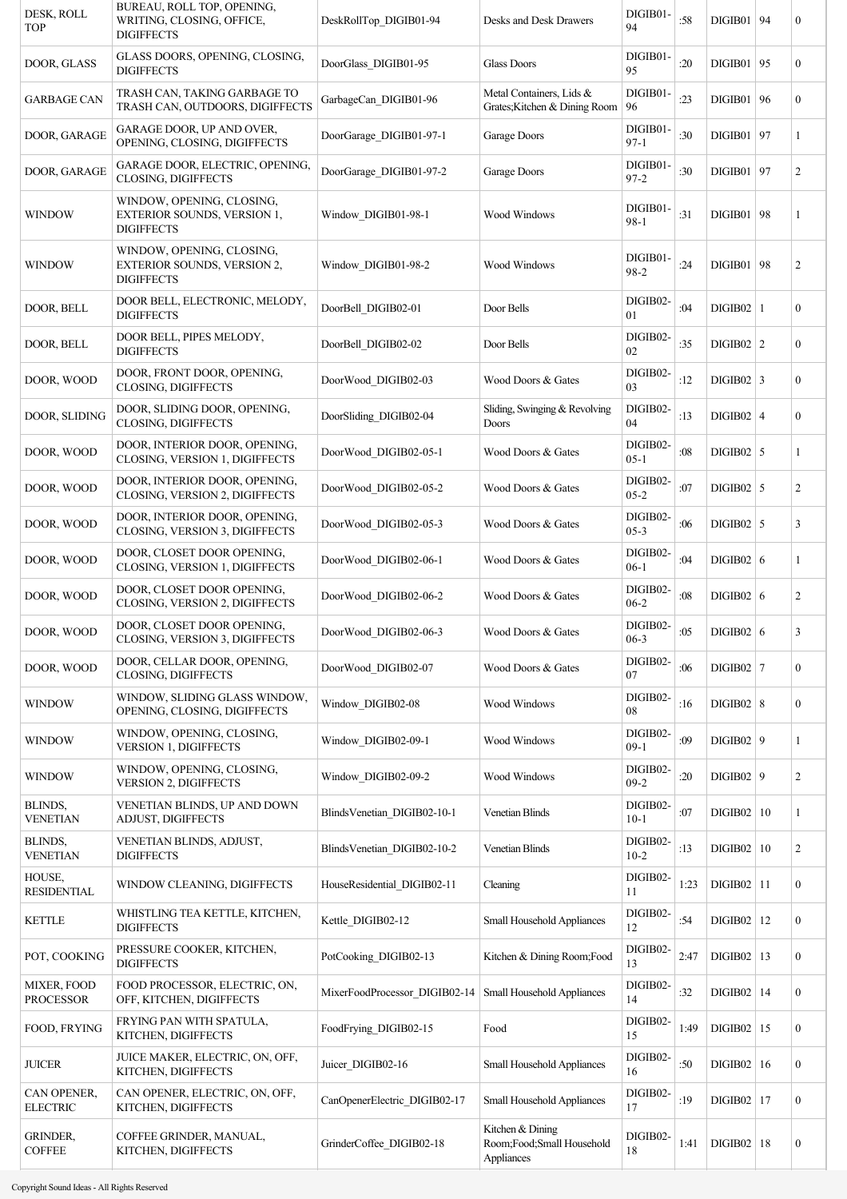| DESK, ROLL TOP | BUREAU, ROLL TOP, OPENING, WRITING, CLOSING, OFFICE, DIGIFFECTS | DeskRollTop_DIGIB01-94 | Desks and Desk Drawers | DIGIB01-94 | :58 | DIGIB01 | 94 | 0 |
|---|---|---|---|---|---|---|---|---|
| DOOR, GLASS | GLASS DOORS, OPENING, CLOSING, DIGIFFECTS | DoorGlass_DIGIB01-95 | Glass Doors | DIGIB01-95 | :20 | DIGIB01 | 95 | 0 |
| GARBAGE CAN | TRASH CAN, TAKING GARBAGE TO TRASH CAN, OUTDOORS, DIGIFFECTS | GarbageCan_DIGIB01-96 | Metal Containers, Lids & Grates;Kitchen & Dining Room | DIGIB01-96 | :23 | DIGIB01 | 96 | 0 |
| DOOR, GARAGE | GARAGE DOOR, UP AND OVER, OPENING, CLOSING, DIGIFFECTS | DoorGarage_DIGIB01-97-1 | Garage Doors | DIGIB01-97-1 | :30 | DIGIB01 | 97 | 1 |
| DOOR, GARAGE | GARAGE DOOR, ELECTRIC, OPENING, CLOSING, DIGIFFECTS | DoorGarage_DIGIB01-97-2 | Garage Doors | DIGIB01-97-2 | :30 | DIGIB01 | 97 | 2 |
| WINDOW | WINDOW, OPENING, CLOSING, EXTERIOR SOUNDS, VERSION 1, DIGIFFECTS | Window_DIGIB01-98-1 | Wood Windows | DIGIB01-98-1 | :31 | DIGIB01 | 98 | 1 |
| WINDOW | WINDOW, OPENING, CLOSING, EXTERIOR SOUNDS, VERSION 2, DIGIFFECTS | Window_DIGIB01-98-2 | Wood Windows | DIGIB01-98-2 | :24 | DIGIB01 | 98 | 2 |
| DOOR, BELL | DOOR BELL, ELECTRONIC, MELODY, DIGIFFECTS | DoorBell_DIGIB02-01 | Door Bells | DIGIB02-01 | :04 | DIGIB02 | 1 | 0 |
| DOOR, BELL | DOOR BELL, PIPES MELODY, DIGIFFECTS | DoorBell_DIGIB02-02 | Door Bells | DIGIB02-02 | :35 | DIGIB02 | 2 | 0 |
| DOOR, WOOD | DOOR, FRONT DOOR, OPENING, CLOSING, DIGIFFECTS | DoorWood_DIGIB02-03 | Wood Doors & Gates | DIGIB02-03 | :12 | DIGIB02 | 3 | 0 |
| DOOR, SLIDING | DOOR, SLIDING DOOR, OPENING, CLOSING, DIGIFFECTS | DoorSliding_DIGIB02-04 | Sliding, Swinging & Revolving Doors | DIGIB02-04 | :13 | DIGIB02 | 4 | 0 |
| DOOR, WOOD | DOOR, INTERIOR DOOR, OPENING, CLOSING, VERSION 1, DIGIFFECTS | DoorWood_DIGIB02-05-1 | Wood Doors & Gates | DIGIB02-05-1 | :08 | DIGIB02 | 5 | 1 |
| DOOR, WOOD | DOOR, INTERIOR DOOR, OPENING, CLOSING, VERSION 2, DIGIFFECTS | DoorWood_DIGIB02-05-2 | Wood Doors & Gates | DIGIB02-05-2 | :07 | DIGIB02 | 5 | 2 |
| DOOR, WOOD | DOOR, INTERIOR DOOR, OPENING, CLOSING, VERSION 3, DIGIFFECTS | DoorWood_DIGIB02-05-3 | Wood Doors & Gates | DIGIB02-05-3 | :06 | DIGIB02 | 5 | 3 |
| DOOR, WOOD | DOOR, CLOSET DOOR OPENING, CLOSING, VERSION 1, DIGIFFECTS | DoorWood_DIGIB02-06-1 | Wood Doors & Gates | DIGIB02-06-1 | :04 | DIGIB02 | 6 | 1 |
| DOOR, WOOD | DOOR, CLOSET DOOR OPENING, CLOSING, VERSION 2, DIGIFFECTS | DoorWood_DIGIB02-06-2 | Wood Doors & Gates | DIGIB02-06-2 | :08 | DIGIB02 | 6 | 2 |
| DOOR, WOOD | DOOR, CLOSET DOOR OPENING, CLOSING, VERSION 3, DIGIFFECTS | DoorWood_DIGIB02-06-3 | Wood Doors & Gates | DIGIB02-06-3 | :05 | DIGIB02 | 6 | 3 |
| DOOR, WOOD | DOOR, CELLAR DOOR, OPENING, CLOSING, DIGIFFECTS | DoorWood_DIGIB02-07 | Wood Doors & Gates | DIGIB02-07 | :06 | DIGIB02 | 7 | 0 |
| WINDOW | WINDOW, SLIDING GLASS WINDOW, OPENING, CLOSING, DIGIFFECTS | Window_DIGIB02-08 | Wood Windows | DIGIB02-08 | :16 | DIGIB02 | 8 | 0 |
| WINDOW | WINDOW, OPENING, CLOSING, VERSION 1, DIGIFFECTS | Window_DIGIB02-09-1 | Wood Windows | DIGIB02-09-1 | :09 | DIGIB02 | 9 | 1 |
| WINDOW | WINDOW, OPENING, CLOSING, VERSION 2, DIGIFFECTS | Window_DIGIB02-09-2 | Wood Windows | DIGIB02-09-2 | :20 | DIGIB02 | 9 | 2 |
| BLINDS, VENETIAN | VENETIAN BLINDS, UP AND DOWN ADJUST, DIGIFFECTS | BlindsVenetian_DIGIB02-10-1 | Venetian Blinds | DIGIB02-10-1 | :07 | DIGIB02 | 10 | 1 |
| BLINDS, VENETIAN | VENETIAN BLINDS, ADJUST, DIGIFFECTS | BlindsVenetian_DIGIB02-10-2 | Venetian Blinds | DIGIB02-10-2 | :13 | DIGIB02 | 10 | 2 |
| HOUSE, RESIDENTIAL | WINDOW CLEANING, DIGIFFECTS | HouseResidential_DIGIB02-11 | Cleaning | DIGIB02-11 | 1:23 | DIGIB02 | 11 | 0 |
| KETTLE | WHISTLING TEA KETTLE, KITCHEN, DIGIFFECTS | Kettle_DIGIB02-12 | Small Household Appliances | DIGIB02-12 | :54 | DIGIB02 | 12 | 0 |
| POT, COOKING | PRESSURE COOKER, KITCHEN, DIGIFFECTS | PotCooking_DIGIB02-13 | Kitchen & Dining Room;Food | DIGIB02-13 | 2:47 | DIGIB02 | 13 | 0 |
| MIXER, FOOD PROCESSOR | FOOD PROCESSOR, ELECTRIC, ON, OFF, KITCHEN, DIGIFFECTS | MixerFoodProcessor_DIGIB02-14 | Small Household Appliances | DIGIB02-14 | :32 | DIGIB02 | 14 | 0 |
| FOOD, FRYING | FRYING PAN WITH SPATULA, KITCHEN, DIGIFFECTS | FoodFrying_DIGIB02-15 | Food | DIGIB02-15 | 1:49 | DIGIB02 | 15 | 0 |
| JUICER | JUICE MAKER, ELECTRIC, ON, OFF, KITCHEN, DIGIFFECTS | Juicer_DIGIB02-16 | Small Household Appliances | DIGIB02-16 | :50 | DIGIB02 | 16 | 0 |
| CAN OPENER, ELECTRIC | CAN OPENER, ELECTRIC, ON, OFF, KITCHEN, DIGIFFECTS | CanOpenerElectric_DIGIB02-17 | Small Household Appliances | DIGIB02-17 | :19 | DIGIB02 | 17 | 0 |
| GRINDER, COFFEE | COFFEE GRINDER, MANUAL, KITCHEN, DIGIFFECTS | GrinderCoffee_DIGIB02-18 | Kitchen & Dining Room;Food;Small Household Appliances | DIGIB02-18 | 1:41 | DIGIB02 | 18 | 0 |

Copyright Sound Ideas - All Rights Reserved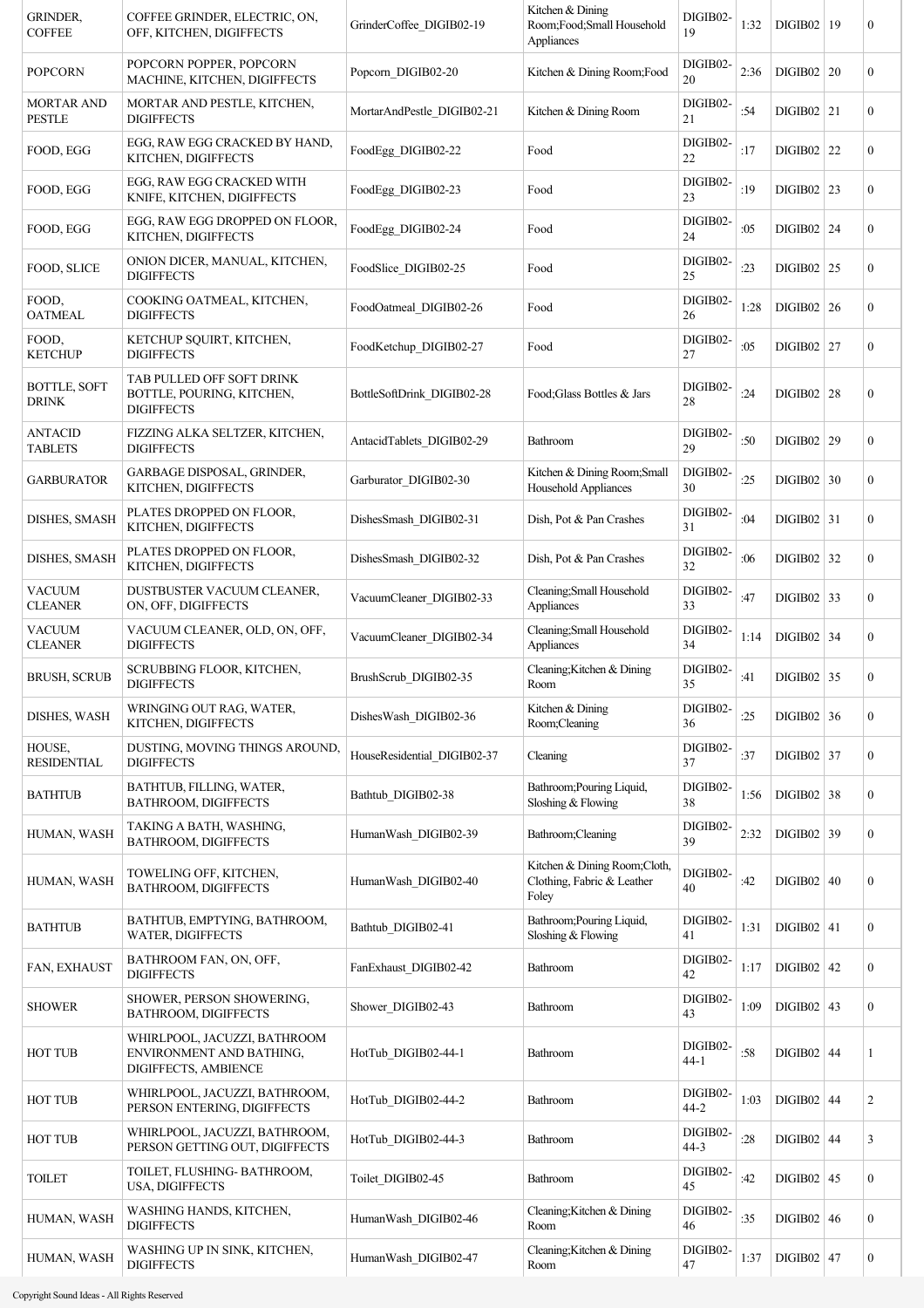| GRINDER, COFFEE | COFFEE GRINDER, ELECTRIC, ON, OFF, KITCHEN, DIGIFFECTS | GrinderCoffee_DIGIB02-19 | Kitchen & Dining Room;Food;Small Household Appliances | DIGIB02-19 | 1:32 | DIGIB02 | 19 | 0 |
|---|---|---|---|---|---|---|---|---|
| POPCORN | POPCORN POPPER, POPCORN MACHINE, KITCHEN, DIGIFFECTS | Popcorn_DIGIB02-20 | Kitchen & Dining Room;Food | DIGIB02-20 | 2:36 | DIGIB02 | 20 | 0 |
| MORTAR AND PESTLE | MORTAR AND PESTLE, KITCHEN, DIGIFFECTS | MortarAndPestle_DIGIB02-21 | Kitchen & Dining Room | DIGIB02-21 | :54 | DIGIB02 | 21 | 0 |
| FOOD, EGG | EGG, RAW EGG CRACKED BY HAND, KITCHEN, DIGIFFECTS | FoodEgg_DIGIB02-22 | Food | DIGIB02-22 | :17 | DIGIB02 | 22 | 0 |
| FOOD, EGG | EGG, RAW EGG CRACKED WITH KNIFE, KITCHEN, DIGIFFECTS | FoodEgg_DIGIB02-23 | Food | DIGIB02-23 | :19 | DIGIB02 | 23 | 0 |
| FOOD, EGG | EGG, RAW EGG DROPPED ON FLOOR, KITCHEN, DIGIFFECTS | FoodEgg_DIGIB02-24 | Food | DIGIB02-24 | :05 | DIGIB02 | 24 | 0 |
| FOOD, SLICE | ONION DICER, MANUAL, KITCHEN, DIGIFFECTS | FoodSlice_DIGIB02-25 | Food | DIGIB02-25 | :23 | DIGIB02 | 25 | 0 |
| FOOD, OATMEAL | COOKING OATMEAL, KITCHEN, DIGIFFECTS | FoodOatmeal_DIGIB02-26 | Food | DIGIB02-26 | 1:28 | DIGIB02 | 26 | 0 |
| FOOD, KETCHUP | KETCHUP SQUIRT, KITCHEN, DIGIFFECTS | FoodKetchup_DIGIB02-27 | Food | DIGIB02-27 | :05 | DIGIB02 | 27 | 0 |
| BOTTLE, SOFT DRINK | TAB PULLED OFF SOFT DRINK BOTTLE, POURING, KITCHEN, DIGIFFECTS | BottleSoftDrink_DIGIB02-28 | Food;Glass Bottles & Jars | DIGIB02-28 | :24 | DIGIB02 | 28 | 0 |
| ANTACID TABLETS | FIZZING ALKA SELTZER, KITCHEN, DIGIFFECTS | AntacidTablets_DIGIB02-29 | Bathroom | DIGIB02-29 | :50 | DIGIB02 | 29 | 0 |
| GARBURATOR | GARBAGE DISPOSAL, GRINDER, KITCHEN, DIGIFFECTS | Garburator_DIGIB02-30 | Kitchen & Dining Room;Small Household Appliances | DIGIB02-30 | :25 | DIGIB02 | 30 | 0 |
| DISHES, SMASH | PLATES DROPPED ON FLOOR, KITCHEN, DIGIFFECTS | DishesSmash_DIGIB02-31 | Dish, Pot & Pan Crashes | DIGIB02-31 | :04 | DIGIB02 | 31 | 0 |
| DISHES, SMASH | PLATES DROPPED ON FLOOR, KITCHEN, DIGIFFECTS | DishesSmash_DIGIB02-32 | Dish, Pot & Pan Crashes | DIGIB02-32 | :06 | DIGIB02 | 32 | 0 |
| VACUUM CLEANER | DUSTBUSTER VACUUM CLEANER, ON, OFF, DIGIFFECTS | VacuumCleaner_DIGIB02-33 | Cleaning;Small Household Appliances | DIGIB02-33 | :47 | DIGIB02 | 33 | 0 |
| VACUUM CLEANER | VACUUM CLEANER, OLD, ON, OFF, DIGIFFECTS | VacuumCleaner_DIGIB02-34 | Cleaning;Small Household Appliances | DIGIB02-34 | 1:14 | DIGIB02 | 34 | 0 |
| BRUSH, SCRUB | SCRUBBING FLOOR, KITCHEN, DIGIFFECTS | BrushScrub_DIGIB02-35 | Cleaning;Kitchen & Dining Room | DIGIB02-35 | :41 | DIGIB02 | 35 | 0 |
| DISHES, WASH | WRINGING OUT RAG, WATER, KITCHEN, DIGIFFECTS | DishesWash_DIGIB02-36 | Kitchen & Dining Room;Cleaning | DIGIB02-36 | :25 | DIGIB02 | 36 | 0 |
| HOUSE, RESIDENTIAL | DUSTING, MOVING THINGS AROUND, DIGIFFECTS | HouseResidential_DIGIB02-37 | Cleaning | DIGIB02-37 | :37 | DIGIB02 | 37 | 0 |
| BATHTUB | BATHTUB, FILLING, WATER, BATHROOM, DIGIFFECTS | Bathtub_DIGIB02-38 | Bathroom;Pouring Liquid, Sloshing & Flowing | DIGIB02-38 | 1:56 | DIGIB02 | 38 | 0 |
| HUMAN, WASH | TAKING A BATH, WASHING, BATHROOM, DIGIFFECTS | HumanWash_DIGIB02-39 | Bathroom;Cleaning | DIGIB02-39 | 2:32 | DIGIB02 | 39 | 0 |
| HUMAN, WASH | TOWELING OFF, KITCHEN, BATHROOM, DIGIFFECTS | HumanWash_DIGIB02-40 | Kitchen & Dining Room;Cloth, Clothing, Fabric & Leather Foley | DIGIB02-40 | :42 | DIGIB02 | 40 | 0 |
| BATHTUB | BATHTUB, EMPTYING, BATHROOM, WATER, DIGIFFECTS | Bathtub_DIGIB02-41 | Bathroom;Pouring Liquid, Sloshing & Flowing | DIGIB02-41 | 1:31 | DIGIB02 | 41 | 0 |
| FAN, EXHAUST | BATHROOM FAN, ON, OFF, DIGIFFECTS | FanExhaust_DIGIB02-42 | Bathroom | DIGIB02-42 | 1:17 | DIGIB02 | 42 | 0 |
| SHOWER | SHOWER, PERSON SHOWERING, BATHROOM, DIGIFFECTS | Shower_DIGIB02-43 | Bathroom | DIGIB02-43 | 1:09 | DIGIB02 | 43 | 0 |
| HOT TUB | WHIRLPOOL, JACUZZI, BATHROOM ENVIRONMENT AND BATHING, DIGIFFECTS, AMBIENCE | HotTub_DIGIB02-44-1 | Bathroom | DIGIB02-44-1 | :58 | DIGIB02 | 44 | 1 |
| HOT TUB | WHIRLPOOL, JACUZZI, BATHROOM, PERSON ENTERING, DIGIFFECTS | HotTub_DIGIB02-44-2 | Bathroom | DIGIB02-44-2 | 1:03 | DIGIB02 | 44 | 2 |
| HOT TUB | WHIRLPOOL, JACUZZI, BATHROOM, PERSON GETTING OUT, DIGIFFECTS | HotTub_DIGIB02-44-3 | Bathroom | DIGIB02-44-3 | :28 | DIGIB02 | 44 | 3 |
| TOILET | TOILET, FLUSHING- BATHROOM, USA, DIGIFFECTS | Toilet_DIGIB02-45 | Bathroom | DIGIB02-45 | :42 | DIGIB02 | 45 | 0 |
| HUMAN, WASH | WASHING HANDS, KITCHEN, DIGIFFECTS | HumanWash_DIGIB02-46 | Cleaning;Kitchen & Dining Room | DIGIB02-46 | :35 | DIGIB02 | 46 | 0 |
| HUMAN, WASH | WASHING UP IN SINK, KITCHEN, DIGIFFECTS | HumanWash_DIGIB02-47 | Cleaning;Kitchen & Dining Room | DIGIB02-47 | 1:37 | DIGIB02 | 47 | 0 |

Copyright Sound Ideas - All Rights Reserved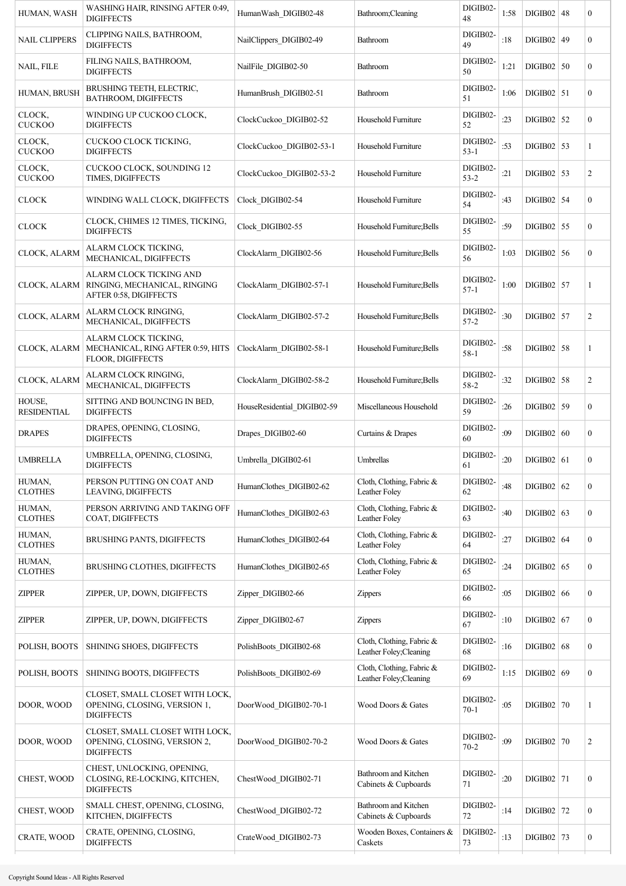| HUMAN, WASH | WASHING HAIR, RINSING AFTER 0:49, DIGIFFECTS | HumanWash_DIGIB02-48 | Bathroom;Cleaning | DIGIB02-48 | 1:58 | DIGIB02 | 48 | 0 |
|---|---|---|---|---|---|---|---|---|
| NAIL CLIPPERS | CLIPPING NAILS, BATHROOM, DIGIFFECTS | NailClippers_DIGIB02-49 | Bathroom | DIGIB02-49 | :18 | DIGIB02 | 49 | 0 |
| NAIL, FILE | FILING NAILS, BATHROOM, DIGIFFECTS | NailFile_DIGIB02-50 | Bathroom | DIGIB02-50 | 1:21 | DIGIB02 | 50 | 0 |
| HUMAN, BRUSH | BRUSHING TEETH, ELECTRIC, BATHROOM, DIGIFFECTS | HumanBrush_DIGIB02-51 | Bathroom | DIGIB02-51 | 1:06 | DIGIB02 | 51 | 0 |
| CLOCK, CUCKOO | WINDING UP CUCKOO CLOCK, DIGIFFECTS | ClockCuckoo_DIGIB02-52 | Household Furniture | DIGIB02-52 | :23 | DIGIB02 | 52 | 0 |
| CLOCK, CUCKOO | CUCKOO CLOCK TICKING, DIGIFFECTS | ClockCuckoo_DIGIB02-53-1 | Household Furniture | DIGIB02-53-1 | :53 | DIGIB02 | 53 | 1 |
| CLOCK, CUCKOO | CUCKOO CLOCK, SOUNDING 12 TIMES, DIGIFFECTS | ClockCuckoo_DIGIB02-53-2 | Household Furniture | DIGIB02-53-2 | :21 | DIGIB02 | 53 | 2 |
| CLOCK | WINDING WALL CLOCK, DIGIFFECTS | Clock_DIGIB02-54 | Household Furniture | DIGIB02-54 | :43 | DIGIB02 | 54 | 0 |
| CLOCK | CLOCK, CHIMES 12 TIMES, TICKING, DIGIFFECTS | Clock_DIGIB02-55 | Household Furniture;Bells | DIGIB02-55 | :59 | DIGIB02 | 55 | 0 |
| CLOCK, ALARM | ALARM CLOCK TICKING, MECHANICAL, DIGIFFECTS | ClockAlarm_DIGIB02-56 | Household Furniture;Bells | DIGIB02-56 | 1:03 | DIGIB02 | 56 | 0 |
| CLOCK, ALARM | ALARM CLOCK TICKING AND RINGING, MECHANICAL, RINGING AFTER 0:58, DIGIFFECTS | ClockAlarm_DIGIB02-57-1 | Household Furniture;Bells | DIGIB02-57-1 | 1:00 | DIGIB02 | 57 | 1 |
| CLOCK, ALARM | ALARM CLOCK RINGING, MECHANICAL, DIGIFFECTS | ClockAlarm_DIGIB02-57-2 | Household Furniture;Bells | DIGIB02-57-2 | :30 | DIGIB02 | 57 | 2 |
| CLOCK, ALARM | ALARM CLOCK TICKING, MECHANICAL, RING AFTER 0:59, HITS FLOOR, DIGIFFECTS | ClockAlarm_DIGIB02-58-1 | Household Furniture;Bells | DIGIB02-58-1 | :58 | DIGIB02 | 58 | 1 |
| CLOCK, ALARM | ALARM CLOCK RINGING, MECHANICAL, DIGIFFECTS | ClockAlarm_DIGIB02-58-2 | Household Furniture;Bells | DIGIB02-58-2 | :32 | DIGIB02 | 58 | 2 |
| HOUSE, RESIDENTIAL | SITTING AND BOUNCING IN BED, DIGIFFECTS | HouseResidential_DIGIB02-59 | Miscellaneous Household | DIGIB02-59 | :26 | DIGIB02 | 59 | 0 |
| DRAPES | DRAPES, OPENING, CLOSING, DIGIFFECTS | Drapes_DIGIB02-60 | Curtains & Drapes | DIGIB02-60 | :09 | DIGIB02 | 60 | 0 |
| UMBRELLA | UMBRELLA, OPENING, CLOSING, DIGIFFECTS | Umbrella_DIGIB02-61 | Umbrellas | DIGIB02-61 | :20 | DIGIB02 | 61 | 0 |
| HUMAN, CLOTHES | PERSON PUTTING ON COAT AND LEAVING, DIGIFFECTS | HumanClothes_DIGIB02-62 | Cloth, Clothing, Fabric & Leather Foley | DIGIB02-62 | :48 | DIGIB02 | 62 | 0 |
| HUMAN, CLOTHES | PERSON ARRIVING AND TAKING OFF COAT, DIGIFFECTS | HumanClothes_DIGIB02-63 | Cloth, Clothing, Fabric & Leather Foley | DIGIB02-63 | :40 | DIGIB02 | 63 | 0 |
| HUMAN, CLOTHES | BRUSHING PANTS, DIGIFFECTS | HumanClothes_DIGIB02-64 | Cloth, Clothing, Fabric & Leather Foley | DIGIB02-64 | :27 | DIGIB02 | 64 | 0 |
| HUMAN, CLOTHES | BRUSHING CLOTHES, DIGIFFECTS | HumanClothes_DIGIB02-65 | Cloth, Clothing, Fabric & Leather Foley | DIGIB02-65 | :24 | DIGIB02 | 65 | 0 |
| ZIPPER | ZIPPER, UP, DOWN, DIGIFFECTS | Zipper_DIGIB02-66 | Zippers | DIGIB02-66 | :05 | DIGIB02 | 66 | 0 |
| ZIPPER | ZIPPER, UP, DOWN, DIGIFFECTS | Zipper_DIGIB02-67 | Zippers | DIGIB02-67 | :10 | DIGIB02 | 67 | 0 |
| POLISH, BOOTS | SHINING SHOES, DIGIFFECTS | PolishBoots_DIGIB02-68 | Cloth, Clothing, Fabric & Leather Foley;Cleaning | DIGIB02-68 | :16 | DIGIB02 | 68 | 0 |
| POLISH, BOOTS | SHINING BOOTS, DIGIFFECTS | PolishBoots_DIGIB02-69 | Cloth, Clothing, Fabric & Leather Foley;Cleaning | DIGIB02-69 | 1:15 | DIGIB02 | 69 | 0 |
| DOOR, WOOD | CLOSET, SMALL CLOSET WITH LOCK, OPENING, CLOSING, VERSION 1, DIGIFFECTS | DoorWood_DIGIB02-70-1 | Wood Doors & Gates | DIGIB02-70-1 | :05 | DIGIB02 | 70 | 1 |
| DOOR, WOOD | CLOSET, SMALL CLOSET WITH LOCK, OPENING, CLOSING, VERSION 2, DIGIFFECTS | DoorWood_DIGIB02-70-2 | Wood Doors & Gates | DIGIB02-70-2 | :09 | DIGIB02 | 70 | 2 |
| CHEST, WOOD | CHEST, UNLOCKING, OPENING, CLOSING, RE-LOCKING, KITCHEN, DIGIFFECTS | ChestWood_DIGIB02-71 | Bathroom and Kitchen Cabinets & Cupboards | DIGIB02-71 | :20 | DIGIB02 | 71 | 0 |
| CHEST, WOOD | SMALL CHEST, OPENING, CLOSING, KITCHEN, DIGIFFECTS | ChestWood_DIGIB02-72 | Bathroom and Kitchen Cabinets & Cupboards | DIGIB02-72 | :14 | DIGIB02 | 72 | 0 |
| CRATE, WOOD | CRATE, OPENING, CLOSING, DIGIFFECTS | CrateWood_DIGIB02-73 | Wooden Boxes, Containers & Caskets | DIGIB02-73 | :13 | DIGIB02 | 73 | 0 |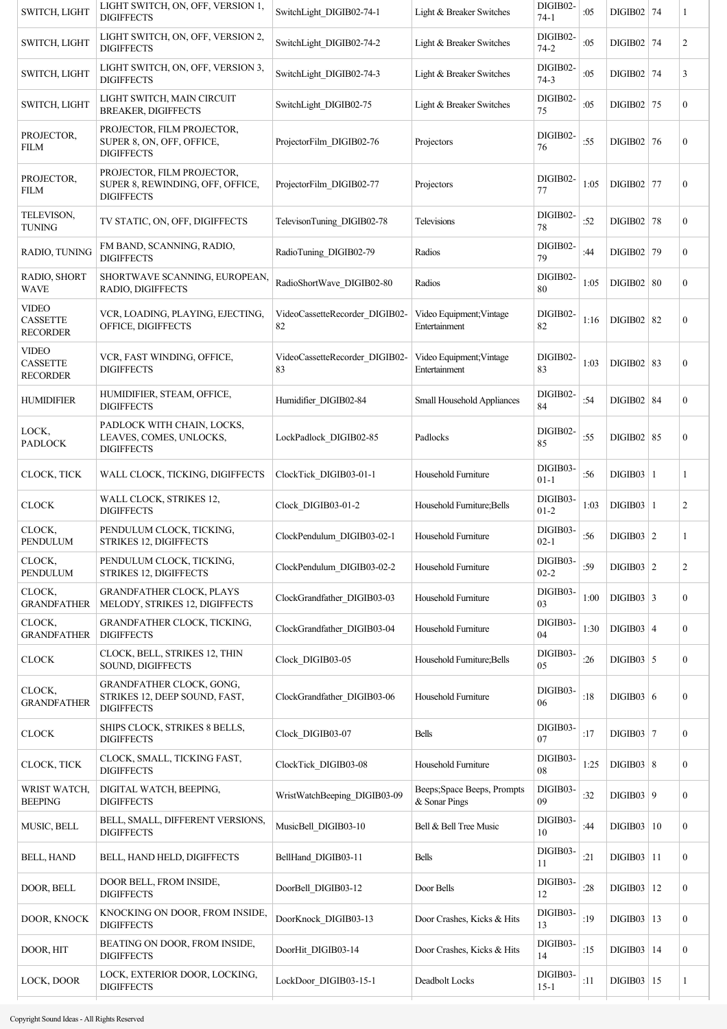| SWITCH, LIGHT | LIGHT SWITCH, ON, OFF, VERSION 1, DIGIFFECTS | SwitchLight_DIGIB02-74-1 | Light & Breaker Switches | DIGIB02-74-1 | :05 | DIGIB02 | 74 | 1 |
|---|---|---|---|---|---|---|---|---|
| SWITCH, LIGHT | LIGHT SWITCH, ON, OFF, VERSION 2, DIGIFFECTS | SwitchLight_DIGIB02-74-2 | Light & Breaker Switches | DIGIB02-74-2 | :05 | DIGIB02 | 74 | 2 |
| SWITCH, LIGHT | LIGHT SWITCH, ON, OFF, VERSION 3, DIGIFFECTS | SwitchLight_DIGIB02-74-3 | Light & Breaker Switches | DIGIB02-74-3 | :05 | DIGIB02 | 74 | 3 |
| SWITCH, LIGHT | LIGHT SWITCH, MAIN CIRCUIT BREAKER, DIGIFFECTS | SwitchLight_DIGIB02-75 | Light & Breaker Switches | DIGIB02-75 | :05 | DIGIB02 | 75 | 0 |
| PROJECTOR, FILM | PROJECTOR, FILM PROJECTOR, SUPER 8, ON, OFF, OFFICE, DIGIFFECTS | ProjectorFilm_DIGIB02-76 | Projectors | DIGIB02-76 | :55 | DIGIB02 | 76 | 0 |
| PROJECTOR, FILM | PROJECTOR, FILM PROJECTOR, SUPER 8, REWINDING, OFF, OFFICE, DIGIFFECTS | ProjectorFilm_DIGIB02-77 | Projectors | DIGIB02-77 | 1:05 | DIGIB02 | 77 | 0 |
| TELEVISON, TUNING | TV STATIC, ON, OFF, DIGIFFECTS | TelevisonTuning_DIGIB02-78 | Televisions | DIGIB02-78 | :52 | DIGIB02 | 78 | 0 |
| RADIO, TUNING | FM BAND, SCANNING, RADIO, DIGIFFECTS | RadioTuning_DIGIB02-79 | Radios | DIGIB02-79 | :44 | DIGIB02 | 79 | 0 |
| RADIO, SHORT WAVE | SHORTWAVE SCANNING, EUROPEAN, RADIO, DIGIFFECTS | RadioShortWave_DIGIB02-80 | Radios | DIGIB02-80 | 1:05 | DIGIB02 | 80 | 0 |
| VIDEO CASSETTE RECORDER | VCR, LOADING, PLAYING, EJECTING, OFFICE, DIGIFFECTS | VideoCassetteRecorder_DIGIB02-82 | Video Equipment;Vintage Entertainment | DIGIB02-82 | 1:16 | DIGIB02 | 82 | 0 |
| VIDEO CASSETTE RECORDER | VCR, FAST WINDING, OFFICE, DIGIFFECTS | VideoCassetteRecorder_DIGIB02-83 | Video Equipment;Vintage Entertainment | DIGIB02-83 | 1:03 | DIGIB02 | 83 | 0 |
| HUMIDIFIER | HUMIDIFIER, STEAM, OFFICE, DIGIFFECTS | Humidifier_DIGIB02-84 | Small Household Appliances | DIGIB02-84 | :54 | DIGIB02 | 84 | 0 |
| LOCK, PADLOCK | PADLOCK WITH CHAIN, LOCKS, LEAVES, COMES, UNLOCKS, DIGIFFECTS | LockPadlock_DIGIB02-85 | Padlocks | DIGIB02-85 | :55 | DIGIB02 | 85 | 0 |
| CLOCK, TICK | WALL CLOCK, TICKING, DIGIFFECTS | ClockTick_DIGIB03-01-1 | Household Furniture | DIGIB03-01-1 | :56 | DIGIB03 | 1 | 1 |
| CLOCK | WALL CLOCK, STRIKES 12, DIGIFFECTS | Clock_DIGIB03-01-2 | Household Furniture;Bells | DIGIB03-01-2 | 1:03 | DIGIB03 | 1 | 2 |
| CLOCK, PENDULUM | PENDULUM CLOCK, TICKING, STRIKES 12, DIGIFFECTS | ClockPendulum_DIGIB03-02-1 | Household Furniture | DIGIB03-02-1 | :56 | DIGIB03 | 2 | 1 |
| CLOCK, PENDULUM | PENDULUM CLOCK, TICKING, STRIKES 12, DIGIFFECTS | ClockPendulum_DIGIB03-02-2 | Household Furniture | DIGIB03-02-2 | :59 | DIGIB03 | 2 | 2 |
| CLOCK, GRANDFATHER | GRANDFATHER CLOCK, PLAYS MELODY, STRIKES 12, DIGIFFECTS | ClockGrandfather_DIGIB03-03 | Household Furniture | DIGIB03-03 | 1:00 | DIGIB03 | 3 | 0 |
| CLOCK, GRANDFATHER | GRANDFATHER CLOCK, TICKING, DIGIFFECTS | ClockGrandfather_DIGIB03-04 | Household Furniture | DIGIB03-04 | 1:30 | DIGIB03 | 4 | 0 |
| CLOCK | CLOCK, BELL, STRIKES 12, THIN SOUND, DIGIFFECTS | Clock_DIGIB03-05 | Household Furniture;Bells | DIGIB03-05 | :26 | DIGIB03 | 5 | 0 |
| CLOCK, GRANDFATHER | GRANDFATHER CLOCK, GONG, STRIKES 12, DEEP SOUND, FAST, DIGIFFECTS | ClockGrandfather_DIGIB03-06 | Household Furniture | DIGIB03-06 | :18 | DIGIB03 | 6 | 0 |
| CLOCK | SHIPS CLOCK, STRIKES 8 BELLS, DIGIFFECTS | Clock_DIGIB03-07 | Bells | DIGIB03-07 | :17 | DIGIB03 | 7 | 0 |
| CLOCK, TICK | CLOCK, SMALL, TICKING FAST, DIGIFFECTS | ClockTick_DIGIB03-08 | Household Furniture | DIGIB03-08 | 1:25 | DIGIB03 | 8 | 0 |
| WRIST WATCH, BEEPING | DIGITAL WATCH, BEEPING, DIGIFFECTS | WristWatchBeeping_DIGIB03-09 | Beeps;Space Beeps, Prompts & Sonar Pings | DIGIB03-09 | :32 | DIGIB03 | 9 | 0 |
| MUSIC, BELL | BELL, SMALL, DIFFERENT VERSIONS, DIGIFFECTS | MusicBell_DIGIB03-10 | Bell & Bell Tree Music | DIGIB03-10 | :44 | DIGIB03 | 10 | 0 |
| BELL, HAND | BELL, HAND HELD, DIGIFFECTS | BellHand_DIGIB03-11 | Bells | DIGIB03-11 | :21 | DIGIB03 | 11 | 0 |
| DOOR, BELL | DOOR BELL, FROM INSIDE, DIGIFFECTS | DoorBell_DIGIB03-12 | Door Bells | DIGIB03-12 | :28 | DIGIB03 | 12 | 0 |
| DOOR, KNOCK | KNOCKING ON DOOR, FROM INSIDE, DIGIFFECTS | DoorKnock_DIGIB03-13 | Door Crashes, Kicks & Hits | DIGIB03-13 | :19 | DIGIB03 | 13 | 0 |
| DOOR, HIT | BEATING ON DOOR, FROM INSIDE, DIGIFFECTS | DoorHit_DIGIB03-14 | Door Crashes, Kicks & Hits | DIGIB03-14 | :15 | DIGIB03 | 14 | 0 |
| LOCK, DOOR | LOCK, EXTERIOR DOOR, LOCKING, DIGIFFECTS | LockDoor_DIGIB03-15-1 | Deadbolt Locks | DIGIB03-15-1 | :11 | DIGIB03 | 15 | 1 |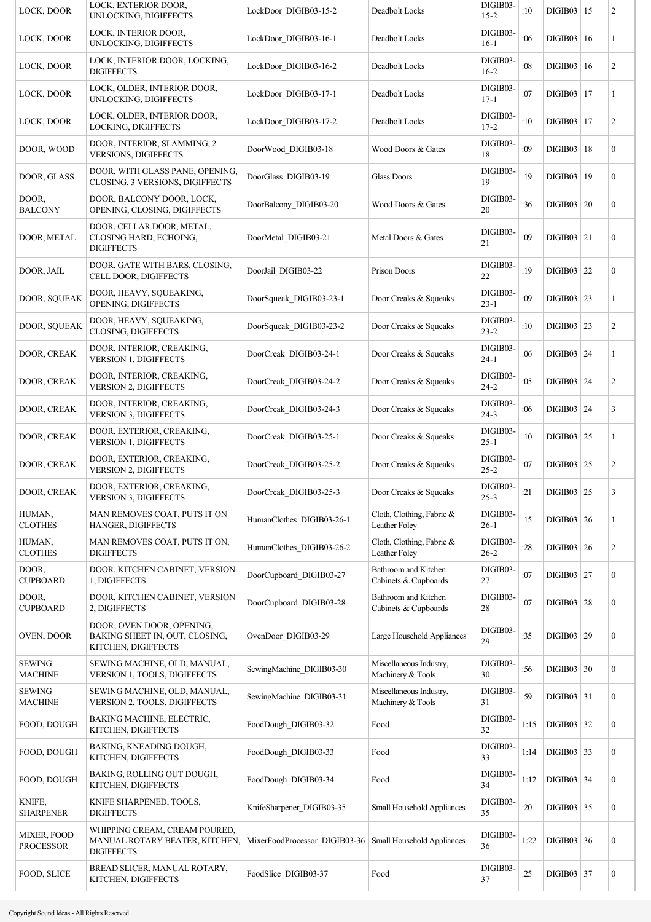| LOCK, DOOR | LOCK, EXTERIOR DOOR, UNLOCKING, DIGIFFECTS | LockDoor_DIGIB03-15-2 | Deadbolt Locks | DIGIB03-15-2 | :10 | DIGIB03 | 15 | 2 |
|---|---|---|---|---|---|---|---|---|
| LOCK, DOOR | LOCK, INTERIOR DOOR, UNLOCKING, DIGIFFECTS | LockDoor_DIGIB03-16-1 | Deadbolt Locks | DIGIB03-16-1 | :06 | DIGIB03 | 16 | 1 |
| LOCK, DOOR | LOCK, INTERIOR DOOR, LOCKING, DIGIFFECTS | LockDoor_DIGIB03-16-2 | Deadbolt Locks | DIGIB03-16-2 | :08 | DIGIB03 | 16 | 2 |
| LOCK, DOOR | LOCK, OLDER, INTERIOR DOOR, UNLOCKING, DIGIFFECTS | LockDoor_DIGIB03-17-1 | Deadbolt Locks | DIGIB03-17-1 | :07 | DIGIB03 | 17 | 1 |
| LOCK, DOOR | LOCK, OLDER, INTERIOR DOOR, LOCKING, DIGIFFECTS | LockDoor_DIGIB03-17-2 | Deadbolt Locks | DIGIB03-17-2 | :10 | DIGIB03 | 17 | 2 |
| DOOR, WOOD | DOOR, INTERIOR, SLAMMING, 2 VERSIONS, DIGIFFECTS | DoorWood_DIGIB03-18 | Wood Doors & Gates | DIGIB03-18 | :09 | DIGIB03 | 18 | 0 |
| DOOR, GLASS | DOOR, WITH GLASS PANE, OPENING, CLOSING, 3 VERSIONS, DIGIFFECTS | DoorGlass_DIGIB03-19 | Glass Doors | DIGIB03-19 | :19 | DIGIB03 | 19 | 0 |
| DOOR, BALCONY | DOOR, BALCONY DOOR, LOCK, OPENING, CLOSING, DIGIFFECTS | DoorBalcony_DIGIB03-20 | Wood Doors & Gates | DIGIB03-20 | :36 | DIGIB03 | 20 | 0 |
| DOOR, METAL | DOOR, CELLAR DOOR, METAL, CLOSING HARD, ECHOING, DIGIFFECTS | DoorMetal_DIGIB03-21 | Metal Doors & Gates | DIGIB03-21 | :09 | DIGIB03 | 21 | 0 |
| DOOR, JAIL | DOOR, GATE WITH BARS, CLOSING, CELL DOOR, DIGIFFECTS | DoorJail_DIGIB03-22 | Prison Doors | DIGIB03-22 | :19 | DIGIB03 | 22 | 0 |
| DOOR, SQUEAK | DOOR, HEAVY, SQUEAKING, OPENING, DIGIFFECTS | DoorSqueak_DIGIB03-23-1 | Door Creaks & Squeaks | DIGIB03-23-1 | :09 | DIGIB03 | 23 | 1 |
| DOOR, SQUEAK | DOOR, HEAVY, SQUEAKING, CLOSING, DIGIFFECTS | DoorSqueak_DIGIB03-23-2 | Door Creaks & Squeaks | DIGIB03-23-2 | :10 | DIGIB03 | 23 | 2 |
| DOOR, CREAK | DOOR, INTERIOR, CREAKING, VERSION 1, DIGIFFECTS | DoorCreak_DIGIB03-24-1 | Door Creaks & Squeaks | DIGIB03-24-1 | :06 | DIGIB03 | 24 | 1 |
| DOOR, CREAK | DOOR, INTERIOR, CREAKING, VERSION 2, DIGIFFECTS | DoorCreak_DIGIB03-24-2 | Door Creaks & Squeaks | DIGIB03-24-2 | :05 | DIGIB03 | 24 | 2 |
| DOOR, CREAK | DOOR, INTERIOR, CREAKING, VERSION 3, DIGIFFECTS | DoorCreak_DIGIB03-24-3 | Door Creaks & Squeaks | DIGIB03-24-3 | :06 | DIGIB03 | 24 | 3 |
| DOOR, CREAK | DOOR, EXTERIOR, CREAKING, VERSION 1, DIGIFFECTS | DoorCreak_DIGIB03-25-1 | Door Creaks & Squeaks | DIGIB03-25-1 | :10 | DIGIB03 | 25 | 1 |
| DOOR, CREAK | DOOR, EXTERIOR, CREAKING, VERSION 2, DIGIFFECTS | DoorCreak_DIGIB03-25-2 | Door Creaks & Squeaks | DIGIB03-25-2 | :07 | DIGIB03 | 25 | 2 |
| DOOR, CREAK | DOOR, EXTERIOR, CREAKING, VERSION 3, DIGIFFECTS | DoorCreak_DIGIB03-25-3 | Door Creaks & Squeaks | DIGIB03-25-3 | :21 | DIGIB03 | 25 | 3 |
| HUMAN, CLOTHES | MAN REMOVES COAT, PUTS IT ON HANGER, DIGIFFECTS | HumanClothes_DIGIB03-26-1 | Cloth, Clothing, Fabric & Leather Foley | DIGIB03-26-1 | :15 | DIGIB03 | 26 | 1 |
| HUMAN, CLOTHES | MAN REMOVES COAT, PUTS IT ON, DIGIFFECTS | HumanClothes_DIGIB03-26-2 | Cloth, Clothing, Fabric & Leather Foley | DIGIB03-26-2 | :28 | DIGIB03 | 26 | 2 |
| DOOR, CUPBOARD | DOOR, KITCHEN CABINET, VERSION 1, DIGIFFECTS | DoorCupboard_DIGIB03-27 | Bathroom and Kitchen Cabinets & Cupboards | DIGIB03-27 | :07 | DIGIB03 | 27 | 0 |
| DOOR, CUPBOARD | DOOR, KITCHEN CABINET, VERSION 2, DIGIFFECTS | DoorCupboard_DIGIB03-28 | Bathroom and Kitchen Cabinets & Cupboards | DIGIB03-28 | :07 | DIGIB03 | 28 | 0 |
| OVEN, DOOR | DOOR, OVEN DOOR, OPENING, BAKING SHEET IN, OUT, CLOSING, KITCHEN, DIGIFFECTS | OvenDoor_DIGIB03-29 | Large Household Appliances | DIGIB03-29 | :35 | DIGIB03 | 29 | 0 |
| SEWING MACHINE | SEWING MACHINE, OLD, MANUAL, VERSION 1, TOOLS, DIGIFFECTS | SewingMachine_DIGIB03-30 | Miscellaneous Industry, Machinery & Tools | DIGIB03-30 | :56 | DIGIB03 | 30 | 0 |
| SEWING MACHINE | SEWING MACHINE, OLD, MANUAL, VERSION 2, TOOLS, DIGIFFECTS | SewingMachine_DIGIB03-31 | Miscellaneous Industry, Machinery & Tools | DIGIB03-31 | :59 | DIGIB03 | 31 | 0 |
| FOOD, DOUGH | BAKING MACHINE, ELECTRIC, KITCHEN, DIGIFFECTS | FoodDough_DIGIB03-32 | Food | DIGIB03-32 | 1:15 | DIGIB03 | 32 | 0 |
| FOOD, DOUGH | BAKING, KNEADING DOUGH, KITCHEN, DIGIFFECTS | FoodDough_DIGIB03-33 | Food | DIGIB03-33 | 1:14 | DIGIB03 | 33 | 0 |
| FOOD, DOUGH | BAKING, ROLLING OUT DOUGH, KITCHEN, DIGIFFECTS | FoodDough_DIGIB03-34 | Food | DIGIB03-34 | 1:12 | DIGIB03 | 34 | 0 |
| KNIFE, SHARPENER | KNIFE SHARPENED, TOOLS, DIGIFFECTS | KnifeSharpener_DIGIB03-35 | Small Household Appliances | DIGIB03-35 | :20 | DIGIB03 | 35 | 0 |
| MIXER, FOOD PROCESSOR | WHIPPING CREAM, CREAM POURED, MANUAL ROTARY BEATER, KITCHEN, DIGIFFECTS | MixerFoodProcessor_DIGIB03-36 | Small Household Appliances | DIGIB03-36 | 1:22 | DIGIB03 | 36 | 0 |
| FOOD, SLICE | BREAD SLICER, MANUAL ROTARY, KITCHEN, DIGIFFECTS | FoodSlice_DIGIB03-37 | Food | DIGIB03-37 | :25 | DIGIB03 | 37 | 0 |

Copyright Sound Ideas - All Rights Reserved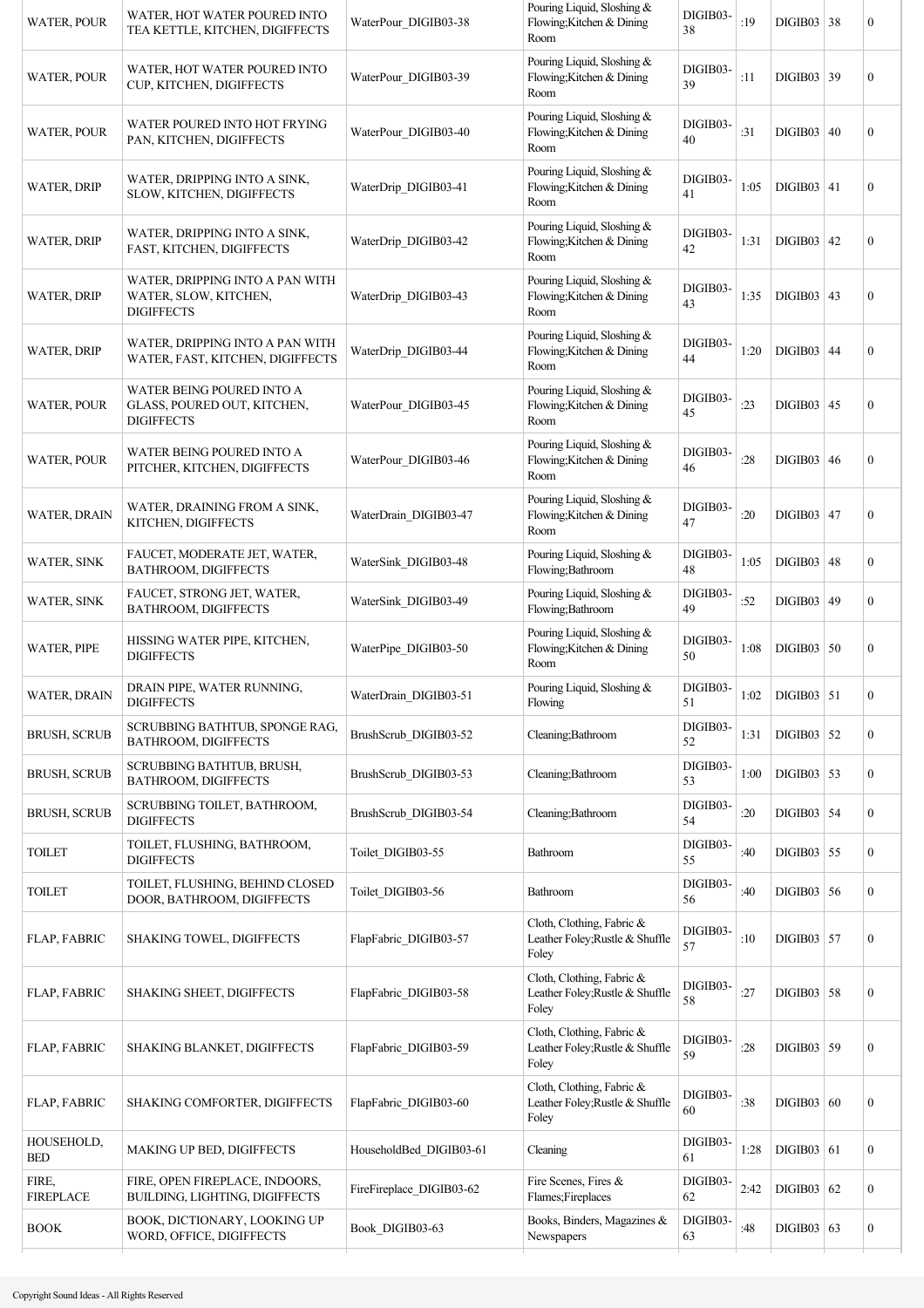| WATER, POUR | WATER, HOT WATER POURED INTO TEA KETTLE, KITCHEN, DIGIFFECTS | WaterPour_DIGIB03-38 | Pouring Liquid, Sloshing & Flowing;Kitchen & Dining Room | DIGIB03-38 | :19 | DIGIB03 | 38 | 0 |
|---|---|---|---|---|---|---|---|---|
| WATER, POUR | WATER, HOT WATER POURED INTO CUP, KITCHEN, DIGIFFECTS | WaterPour_DIGIB03-39 | Pouring Liquid, Sloshing & Flowing;Kitchen & Dining Room | DIGIB03-39 | :11 | DIGIB03 | 39 | 0 |
| WATER, POUR | WATER POURED INTO HOT FRYING PAN, KITCHEN, DIGIFFECTS | WaterPour_DIGIB03-40 | Pouring Liquid, Sloshing & Flowing;Kitchen & Dining Room | DIGIB03-40 | :31 | DIGIB03 | 40 | 0 |
| WATER, DRIP | WATER, DRIPPING INTO A SINK, SLOW, KITCHEN, DIGIFFECTS | WaterDrip_DIGIB03-41 | Pouring Liquid, Sloshing & Flowing;Kitchen & Dining Room | DIGIB03-41 | 1:05 | DIGIB03 | 41 | 0 |
| WATER, DRIP | WATER, DRIPPING INTO A SINK, FAST, KITCHEN, DIGIFFECTS | WaterDrip_DIGIB03-42 | Pouring Liquid, Sloshing & Flowing;Kitchen & Dining Room | DIGIB03-42 | 1:31 | DIGIB03 | 42 | 0 |
| WATER, DRIP | WATER, DRIPPING INTO A PAN WITH WATER, SLOW, KITCHEN, DIGIFFECTS | WaterDrip_DIGIB03-43 | Pouring Liquid, Sloshing & Flowing;Kitchen & Dining Room | DIGIB03-43 | 1:35 | DIGIB03 | 43 | 0 |
| WATER, DRIP | WATER, DRIPPING INTO A PAN WITH WATER, FAST, KITCHEN, DIGIFFECTS | WaterDrip_DIGIB03-44 | Pouring Liquid, Sloshing & Flowing;Kitchen & Dining Room | DIGIB03-44 | 1:20 | DIGIB03 | 44 | 0 |
| WATER, POUR | WATER BEING POURED INTO A GLASS, POURED OUT, KITCHEN, DIGIFFECTS | WaterPour_DIGIB03-45 | Pouring Liquid, Sloshing & Flowing;Kitchen & Dining Room | DIGIB03-45 | :23 | DIGIB03 | 45 | 0 |
| WATER, POUR | WATER BEING POURED INTO A PITCHER, KITCHEN, DIGIFFECTS | WaterPour_DIGIB03-46 | Pouring Liquid, Sloshing & Flowing;Kitchen & Dining Room | DIGIB03-46 | :28 | DIGIB03 | 46 | 0 |
| WATER, DRAIN | WATER, DRAINING FROM A SINK, KITCHEN, DIGIFFECTS | WaterDrain_DIGIB03-47 | Pouring Liquid, Sloshing & Flowing;Kitchen & Dining Room | DIGIB03-47 | :20 | DIGIB03 | 47 | 0 |
| WATER, SINK | FAUCET, MODERATE JET, WATER, BATHROOM, DIGIFFECTS | WaterSink_DIGIB03-48 | Pouring Liquid, Sloshing & Flowing;Bathroom | DIGIB03-48 | 1:05 | DIGIB03 | 48 | 0 |
| WATER, SINK | FAUCET, STRONG JET, WATER, BATHROOM, DIGIFFECTS | WaterSink_DIGIB03-49 | Pouring Liquid, Sloshing & Flowing;Bathroom | DIGIB03-49 | :52 | DIGIB03 | 49 | 0 |
| WATER, PIPE | HISSING WATER PIPE, KITCHEN, DIGIFFECTS | WaterPipe_DIGIB03-50 | Pouring Liquid, Sloshing & Flowing;Kitchen & Dining Room | DIGIB03-50 | 1:08 | DIGIB03 | 50 | 0 |
| WATER, DRAIN | DRAIN PIPE, WATER RUNNING, DIGIFFECTS | WaterDrain_DIGIB03-51 | Pouring Liquid, Sloshing & Flowing | DIGIB03-51 | 1:02 | DIGIB03 | 51 | 0 |
| BRUSH, SCRUB | SCRUBBING BATHTUB, SPONGE RAG, BATHROOM, DIGIFFECTS | BrushScrub_DIGIB03-52 | Cleaning;Bathroom | DIGIB03-52 | 1:31 | DIGIB03 | 52 | 0 |
| BRUSH, SCRUB | SCRUBBING BATHTUB, BRUSH, BATHROOM, DIGIFFECTS | BrushScrub_DIGIB03-53 | Cleaning;Bathroom | DIGIB03-53 | 1:00 | DIGIB03 | 53 | 0 |
| BRUSH, SCRUB | SCRUBBING TOILET, BATHROOM, DIGIFFECTS | BrushScrub_DIGIB03-54 | Cleaning;Bathroom | DIGIB03-54 | :20 | DIGIB03 | 54 | 0 |
| TOILET | TOILET, FLUSHING, BATHROOM, DIGIFFECTS | Toilet_DIGIB03-55 | Bathroom | DIGIB03-55 | :40 | DIGIB03 | 55 | 0 |
| TOILET | TOILET, FLUSHING, BEHIND CLOSED DOOR, BATHROOM, DIGIFFECTS | Toilet_DIGIB03-56 | Bathroom | DIGIB03-56 | :40 | DIGIB03 | 56 | 0 |
| FLAP, FABRIC | SHAKING TOWEL, DIGIFFECTS | FlapFabric_DIGIB03-57 | Cloth, Clothing, Fabric & Leather Foley;Rustle & Shuffle Foley | DIGIB03-57 | :10 | DIGIB03 | 57 | 0 |
| FLAP, FABRIC | SHAKING SHEET, DIGIFFECTS | FlapFabric_DIGIB03-58 | Cloth, Clothing, Fabric & Leather Foley;Rustle & Shuffle Foley | DIGIB03-58 | :27 | DIGIB03 | 58 | 0 |
| FLAP, FABRIC | SHAKING BLANKET, DIGIFFECTS | FlapFabric_DIGIB03-59 | Cloth, Clothing, Fabric & Leather Foley;Rustle & Shuffle Foley | DIGIB03-59 | :28 | DIGIB03 | 59 | 0 |
| FLAP, FABRIC | SHAKING COMFORTER, DIGIFFECTS | FlapFabric_DIGIB03-60 | Cloth, Clothing, Fabric & Leather Foley;Rustle & Shuffle Foley | DIGIB03-60 | :38 | DIGIB03 | 60 | 0 |
| HOUSEHOLD, BED | MAKING UP BED, DIGIFFECTS | HouseholdBed_DIGIB03-61 | Cleaning | DIGIB03-61 | 1:28 | DIGIB03 | 61 | 0 |
| FIRE, FIREPLACE | FIRE, OPEN FIREPLACE, INDOORS, BUILDING, LIGHTING, DIGIFFECTS | FireFireplace_DIGIB03-62 | Fire Scenes, Fires & Flames;Fireplaces | DIGIB03-62 | 2:42 | DIGIB03 | 62 | 0 |
| BOOK | BOOK, DICTIONARY, LOOKING UP WORD, OFFICE, DIGIFFECTS | Book_DIGIB03-63 | Books, Binders, Magazines & Newspapers | DIGIB03-63 | :48 | DIGIB03 | 63 | 0 |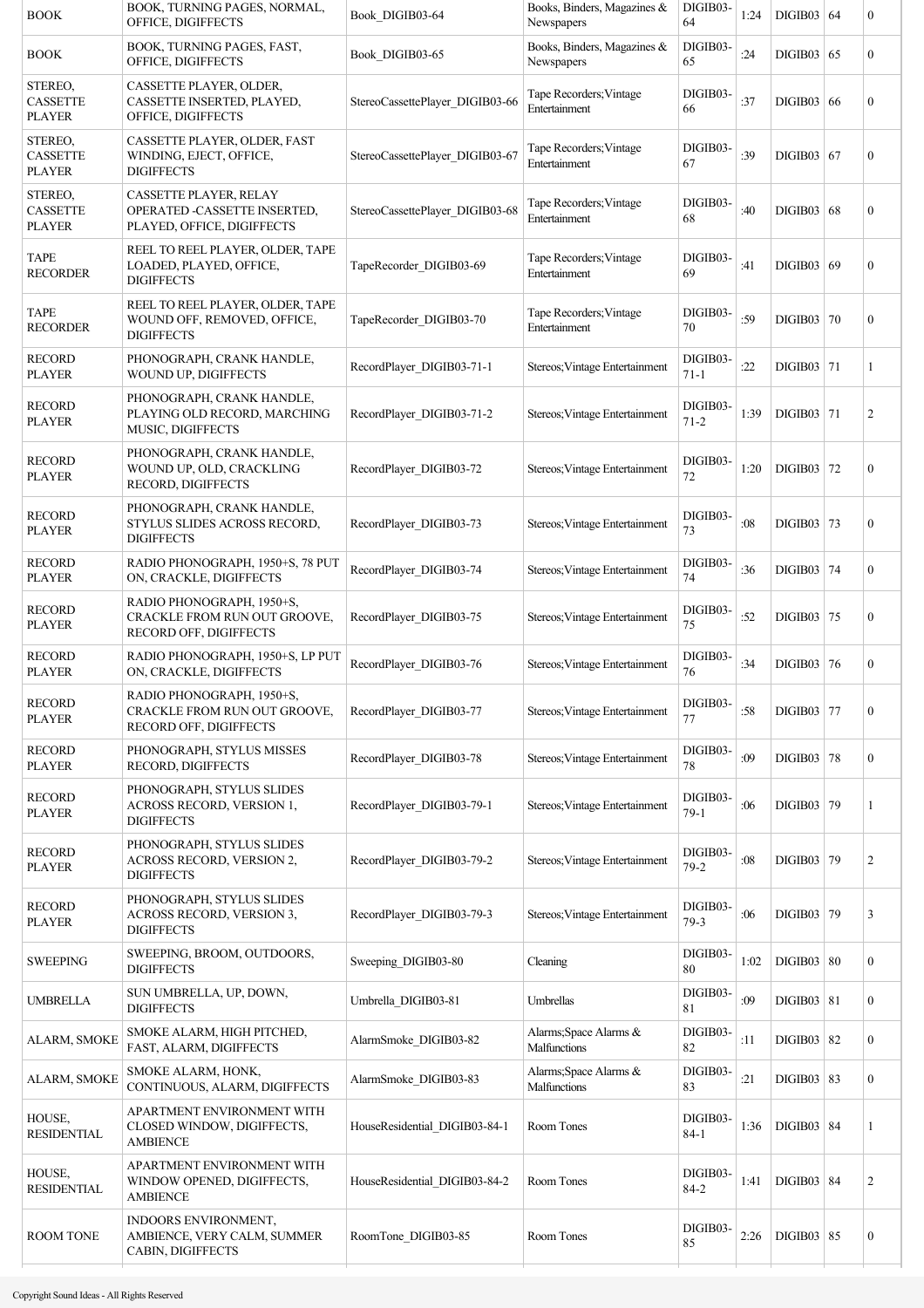| BOOK | BOOK, TURNING PAGES, NORMAL, OFFICE, DIGIFFECTS | Book_DIGIB03-64 | Books, Binders, Magazines & Newspapers | DIGIB03-64 | 1:24 | DIGIB03 | 64 | 0 |
|---|---|---|---|---|---|---|---|---|
| BOOK | BOOK, TURNING PAGES, FAST, OFFICE, DIGIFFECTS | Book_DIGIB03-65 | Books, Binders, Magazines & Newspapers | DIGIB03-65 | :24 | DIGIB03 | 65 | 0 |
| STEREO, CASSETTE PLAYER | CASSETTE PLAYER, OLDER, CASSETTE INSERTED, PLAYED, OFFICE, DIGIFFECTS | StereoCassettePlayer_DIGIB03-66 | Tape Recorders;Vintage Entertainment | DIGIB03-66 | :37 | DIGIB03 | 66 | 0 |
| STEREO, CASSETTE PLAYER | CASSETTE PLAYER, OLDER, FAST WINDING, EJECT, OFFICE, DIGIFFECTS | StereoCassettePlayer_DIGIB03-67 | Tape Recorders;Vintage Entertainment | DIGIB03-67 | :39 | DIGIB03 | 67 | 0 |
| STEREO, CASSETTE PLAYER | CASSETTE PLAYER, RELAY OPERATED -CASSETTE INSERTED, PLAYED, OFFICE, DIGIFFECTS | StereoCassettePlayer_DIGIB03-68 | Tape Recorders;Vintage Entertainment | DIGIB03-68 | :40 | DIGIB03 | 68 | 0 |
| TAPE RECORDER | REEL TO REEL PLAYER, OLDER, TAPE LOADED, PLAYED, OFFICE, DIGIFFECTS | TapeRecorder_DIGIB03-69 | Tape Recorders;Vintage Entertainment | DIGIB03-69 | :41 | DIGIB03 | 69 | 0 |
| TAPE RECORDER | REEL TO REEL PLAYER, OLDER, TAPE WOUND OFF, REMOVED, OFFICE, DIGIFFECTS | TapeRecorder_DIGIB03-70 | Tape Recorders;Vintage Entertainment | DIGIB03-70 | :59 | DIGIB03 | 70 | 0 |
| RECORD PLAYER | PHONOGRAPH, CRANK HANDLE, WOUND UP, DIGIFFECTS | RecordPlayer_DIGIB03-71-1 | Stereos;Vintage Entertainment | DIGIB03-71-1 | :22 | DIGIB03 | 71 | 1 |
| RECORD PLAYER | PHONOGRAPH, CRANK HANDLE, PLAYING OLD RECORD, MARCHING MUSIC, DIGIFFECTS | RecordPlayer_DIGIB03-71-2 | Stereos;Vintage Entertainment | DIGIB03-71-2 | 1:39 | DIGIB03 | 71 | 2 |
| RECORD PLAYER | PHONOGRAPH, CRANK HANDLE, WOUND UP, OLD, CRACKLING RECORD, DIGIFFECTS | RecordPlayer_DIGIB03-72 | Stereos;Vintage Entertainment | DIGIB03-72 | 1:20 | DIGIB03 | 72 | 0 |
| RECORD PLAYER | PHONOGRAPH, CRANK HANDLE, STYLUS SLIDES ACROSS RECORD, DIGIFFECTS | RecordPlayer_DIGIB03-73 | Stereos;Vintage Entertainment | DIGIB03-73 | :08 | DIGIB03 | 73 | 0 |
| RECORD PLAYER | RADIO PHONOGRAPH, 1950+S, 78 PUT ON, CRACKLE, DIGIFFECTS | RecordPlayer_DIGIB03-74 | Stereos;Vintage Entertainment | DIGIB03-74 | :36 | DIGIB03 | 74 | 0 |
| RECORD PLAYER | RADIO PHONOGRAPH, 1950+S, CRACKLE FROM RUN OUT GROOVE, RECORD OFF, DIGIFFECTS | RecordPlayer_DIGIB03-75 | Stereos;Vintage Entertainment | DIGIB03-75 | :52 | DIGIB03 | 75 | 0 |
| RECORD PLAYER | RADIO PHONOGRAPH, 1950+S, LP PUT ON, CRACKLE, DIGIFFECTS | RecordPlayer_DIGIB03-76 | Stereos;Vintage Entertainment | DIGIB03-76 | :34 | DIGIB03 | 76 | 0 |
| RECORD PLAYER | RADIO PHONOGRAPH, 1950+S, CRACKLE FROM RUN OUT GROOVE, RECORD OFF, DIGIFFECTS | RecordPlayer_DIGIB03-77 | Stereos;Vintage Entertainment | DIGIB03-77 | :58 | DIGIB03 | 77 | 0 |
| RECORD PLAYER | PHONOGRAPH, STYLUS MISSES RECORD, DIGIFFECTS | RecordPlayer_DIGIB03-78 | Stereos;Vintage Entertainment | DIGIB03-78 | :09 | DIGIB03 | 78 | 0 |
| RECORD PLAYER | PHONOGRAPH, STYLUS SLIDES ACROSS RECORD, VERSION 1, DIGIFFECTS | RecordPlayer_DIGIB03-79-1 | Stereos;Vintage Entertainment | DIGIB03-79-1 | :06 | DIGIB03 | 79 | 1 |
| RECORD PLAYER | PHONOGRAPH, STYLUS SLIDES ACROSS RECORD, VERSION 2, DIGIFFECTS | RecordPlayer_DIGIB03-79-2 | Stereos;Vintage Entertainment | DIGIB03-79-2 | :08 | DIGIB03 | 79 | 2 |
| RECORD PLAYER | PHONOGRAPH, STYLUS SLIDES ACROSS RECORD, VERSION 3, DIGIFFECTS | RecordPlayer_DIGIB03-79-3 | Stereos;Vintage Entertainment | DIGIB03-79-3 | :06 | DIGIB03 | 79 | 3 |
| SWEEPING | SWEEPING, BROOM, OUTDOORS, DIGIFFECTS | Sweeping_DIGIB03-80 | Cleaning | DIGIB03-80 | 1:02 | DIGIB03 | 80 | 0 |
| UMBRELLA | SUN UMBRELLA, UP, DOWN, DIGIFFECTS | Umbrella_DIGIB03-81 | Umbrellas | DIGIB03-81 | :09 | DIGIB03 | 81 | 0 |
| ALARM, SMOKE | SMOKE ALARM, HIGH PITCHED, FAST, ALARM, DIGIFFECTS | AlarmSmoke_DIGIB03-82 | Alarms;Space Alarms & Malfunctions | DIGIB03-82 | :11 | DIGIB03 | 82 | 0 |
| ALARM, SMOKE | SMOKE ALARM, HONK, CONTINUOUS, ALARM, DIGIFFECTS | AlarmSmoke_DIGIB03-83 | Alarms;Space Alarms & Malfunctions | DIGIB03-83 | :21 | DIGIB03 | 83 | 0 |
| HOUSE, RESIDENTIAL | APARTMENT ENVIRONMENT WITH CLOSED WINDOW, DIGIFFECTS, AMBIENCE | HouseResidential_DIGIB03-84-1 | Room Tones | DIGIB03-84-1 | 1:36 | DIGIB03 | 84 | 1 |
| HOUSE, RESIDENTIAL | APARTMENT ENVIRONMENT WITH WINDOW OPENED, DIGIFFECTS, AMBIENCE | HouseResidential_DIGIB03-84-2 | Room Tones | DIGIB03-84-2 | 1:41 | DIGIB03 | 84 | 2 |
| ROOM TONE | INDOORS ENVIRONMENT, AMBIENCE, VERY CALM, SUMMER CABIN, DIGIFFECTS | RoomTone_DIGIB03-85 | Room Tones | DIGIB03-85 | 2:26 | DIGIB03 | 85 | 0 |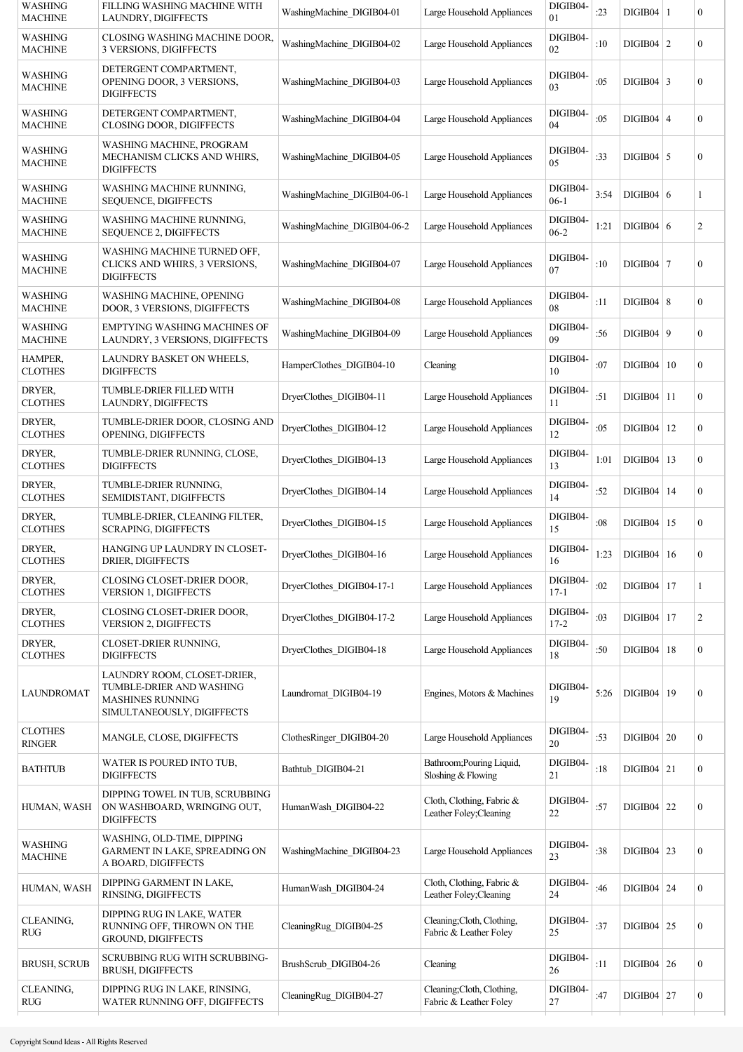| | | | | | | | | |
|---|---|---|---|---|---|---|---|---|
| WASHING MACHINE | FILLING WASHING MACHINE WITH LAUNDRY, DIGIFFECTS | WashingMachine_DIGIB04-01 | Large Household Appliances | DIGIB04-01 | :23 | DIGIB04 | 1 | 0 |
| WASHING MACHINE | CLOSING WASHING MACHINE DOOR, 3 VERSIONS, DIGIFFECTS | WashingMachine_DIGIB04-02 | Large Household Appliances | DIGIB04-02 | :10 | DIGIB04 | 2 | 0 |
| WASHING MACHINE | DETERGENT COMPARTMENT, OPENING DOOR, 3 VERSIONS, DIGIFFECTS | WashingMachine_DIGIB04-03 | Large Household Appliances | DIGIB04-03 | :05 | DIGIB04 | 3 | 0 |
| WASHING MACHINE | DETERGENT COMPARTMENT, CLOSING DOOR, DIGIFFECTS | WashingMachine_DIGIB04-04 | Large Household Appliances | DIGIB04-04 | :05 | DIGIB04 | 4 | 0 |
| WASHING MACHINE | WASHING MACHINE, PROGRAM MECHANISM CLICKS AND WHIRS, DIGIFFECTS | WashingMachine_DIGIB04-05 | Large Household Appliances | DIGIB04-05 | :33 | DIGIB04 | 5 | 0 |
| WASHING MACHINE | WASHING MACHINE RUNNING, SEQUENCE, DIGIFFECTS | WashingMachine_DIGIB04-06-1 | Large Household Appliances | DIGIB04-06-1 | 3:54 | DIGIB04 | 6 | 1 |
| WASHING MACHINE | WASHING MACHINE RUNNING, SEQUENCE 2, DIGIFFECTS | WashingMachine_DIGIB04-06-2 | Large Household Appliances | DIGIB04-06-2 | 1:21 | DIGIB04 | 6 | 2 |
| WASHING MACHINE | WASHING MACHINE TURNED OFF, CLICKS AND WHIRS, 3 VERSIONS, DIGIFFECTS | WashingMachine_DIGIB04-07 | Large Household Appliances | DIGIB04-07 | :10 | DIGIB04 | 7 | 0 |
| WASHING MACHINE | WASHING MACHINE, OPENING DOOR, 3 VERSIONS, DIGIFFECTS | WashingMachine_DIGIB04-08 | Large Household Appliances | DIGIB04-08 | :11 | DIGIB04 | 8 | 0 |
| WASHING MACHINE | EMPTYING WASHING MACHINES OF LAUNDRY, 3 VERSIONS, DIGIFFECTS | WashingMachine_DIGIB04-09 | Large Household Appliances | DIGIB04-09 | :56 | DIGIB04 | 9 | 0 |
| HAMPER, CLOTHES | LAUNDRY BASKET ON WHEELS, DIGIFFECTS | HamperClothes_DIGIB04-10 | Cleaning | DIGIB04-10 | :07 | DIGIB04 | 10 | 0 |
| DRYER, CLOTHES | TUMBLE-DRIER FILLED WITH LAUNDRY, DIGIFFECTS | DryerClothes_DIGIB04-11 | Large Household Appliances | DIGIB04-11 | :51 | DIGIB04 | 11 | 0 |
| DRYER, CLOTHES | TUMBLE-DRIER DOOR, CLOSING AND OPENING, DIGIFFECTS | DryerClothes_DIGIB04-12 | Large Household Appliances | DIGIB04-12 | :05 | DIGIB04 | 12 | 0 |
| DRYER, CLOTHES | TUMBLE-DRIER RUNNING, CLOSE, DIGIFFECTS | DryerClothes_DIGIB04-13 | Large Household Appliances | DIGIB04-13 | 1:01 | DIGIB04 | 13 | 0 |
| DRYER, CLOTHES | TUMBLE-DRIER RUNNING, SEMIDISTANT, DIGIFFECTS | DryerClothes_DIGIB04-14 | Large Household Appliances | DIGIB04-14 | :52 | DIGIB04 | 14 | 0 |
| DRYER, CLOTHES | TUMBLE-DRIER, CLEANING FILTER, SCRAPING, DIGIFFECTS | DryerClothes_DIGIB04-15 | Large Household Appliances | DIGIB04-15 | :08 | DIGIB04 | 15 | 0 |
| DRYER, CLOTHES | HANGING UP LAUNDRY IN CLOSET-DRIER, DIGIFFECTS | DryerClothes_DIGIB04-16 | Large Household Appliances | DIGIB04-16 | 1:23 | DIGIB04 | 16 | 0 |
| DRYER, CLOTHES | CLOSING CLOSET-DRIER DOOR, VERSION 1, DIGIFFECTS | DryerClothes_DIGIB04-17-1 | Large Household Appliances | DIGIB04-17-1 | :02 | DIGIB04 | 17 | 1 |
| DRYER, CLOTHES | CLOSING CLOSET-DRIER DOOR, VERSION 2, DIGIFFECTS | DryerClothes_DIGIB04-17-2 | Large Household Appliances | DIGIB04-17-2 | :03 | DIGIB04 | 17 | 2 |
| DRYER, CLOTHES | CLOSET-DRIER RUNNING, DIGIFFECTS | DryerClothes_DIGIB04-18 | Large Household Appliances | DIGIB04-18 | :50 | DIGIB04 | 18 | 0 |
| LAUNDROMAT | LAUNDRY ROOM, CLOSET-DRIER, TUMBLE-DRIER AND WASHING MASHINES RUNNING SIMULTANEOUSLY, DIGIFFECTS | Laundromat_DIGIB04-19 | Engines, Motors & Machines | DIGIB04-19 | 5:26 | DIGIB04 | 19 | 0 |
| CLOTHES RINGER | MANGLE, CLOSE, DIGIFFECTS | ClothesRinger_DIGIB04-20 | Large Household Appliances | DIGIB04-20 | :53 | DIGIB04 | 20 | 0 |
| BATHTUB | WATER IS POURED INTO TUB, DIGIFFECTS | Bathtub_DIGIB04-21 | Bathroom;Pouring Liquid, Sloshing & Flowing | DIGIB04-21 | :18 | DIGIB04 | 21 | 0 |
| HUMAN, WASH | DIPPING TOWEL IN TUB, SCRUBBING ON WASHBOARD, WRINGING OUT, DIGIFFECTS | HumanWash_DIGIB04-22 | Cloth, Clothing, Fabric & Leather Foley;Cleaning | DIGIB04-22 | :57 | DIGIB04 | 22 | 0 |
| WASHING MACHINE | WASHING, OLD-TIME, DIPPING GARMENT IN LAKE, SPREADING ON A BOARD, DIGIFFECTS | WashingMachine_DIGIB04-23 | Large Household Appliances | DIGIB04-23 | :38 | DIGIB04 | 23 | 0 |
| HUMAN, WASH | DIPPING GARMENT IN LAKE, RINSING, DIGIFFECTS | HumanWash_DIGIB04-24 | Cloth, Clothing, Fabric & Leather Foley;Cleaning | DIGIB04-24 | :46 | DIGIB04 | 24 | 0 |
| CLEANING, RUG | DIPPING RUG IN LAKE, WATER RUNNING OFF, THROWN ON THE GROUND, DIGIFFECTS | CleaningRug_DIGIB04-25 | Cleaning;Cloth, Clothing, Fabric & Leather Foley | DIGIB04-25 | :37 | DIGIB04 | 25 | 0 |
| BRUSH, SCRUB | SCRUBBING RUG WITH SCRUBBING-BRUSH, DIGIFFECTS | BrushScrub_DIGIB04-26 | Cleaning | DIGIB04-26 | :11 | DIGIB04 | 26 | 0 |
| CLEANING, RUG | DIPPING RUG IN LAKE, RINSING, WATER RUNNING OFF, DIGIFFECTS | CleaningRug_DIGIB04-27 | Cleaning;Cloth, Clothing, Fabric & Leather Foley | DIGIB04-27 | :47 | DIGIB04 | 27 | 0 |

Copyright Sound Ideas - All Rights Reserved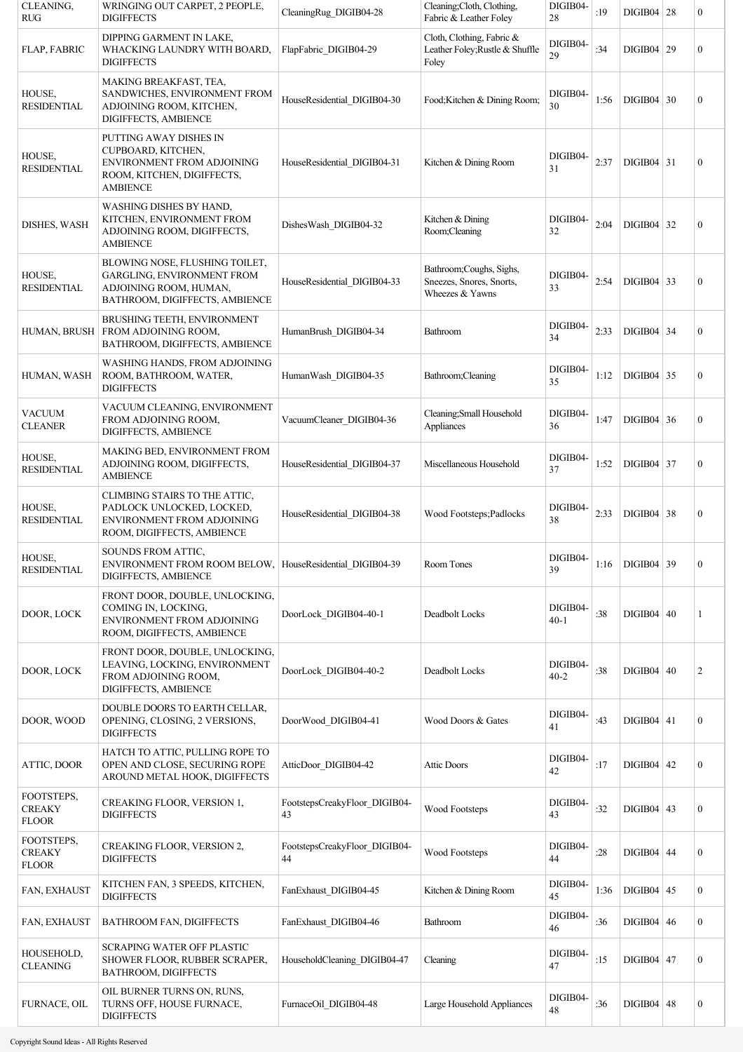| CLEANING, RUG | WRINGING OUT CARPET, 2 PEOPLE, DIGIFFECTS | CleaningRug_DIGIB04-28 | Cleaning;Cloth, Clothing, Fabric & Leather Foley | DIGIB04-28 | :19 | DIGIB04 | 28 | 0 |
|---|---|---|---|---|---|---|---|---|
| FLAP, FABRIC | DIPPING GARMENT IN LAKE, WHACKING LAUNDRY WITH BOARD, DIGIFFECTS | FlapFabric_DIGIB04-29 | Cloth, Clothing, Fabric & Leather Foley;Rustle & Shuffle Foley | DIGIB04-29 | :34 | DIGIB04 | 29 | 0 |
| HOUSE, RESIDENTIAL | MAKING BREAKFAST, TEA, SANDWICHES, ENVIRONMENT FROM ADJOINING ROOM, KITCHEN, DIGIFFECTS, AMBIENCE | HouseResidential_DIGIB04-30 | Food;Kitchen & Dining Room; | DIGIB04-30 | 1:56 | DIGIB04 | 30 | 0 |
| HOUSE, RESIDENTIAL | PUTTING AWAY DISHES IN CUPBOARD, KITCHEN, ENVIRONMENT FROM ADJOINING ROOM, KITCHEN, DIGIFFECTS, AMBIENCE | HouseResidential_DIGIB04-31 | Kitchen & Dining Room | DIGIB04-31 | 2:37 | DIGIB04 | 31 | 0 |
| DISHES, WASH | WASHING DISHES BY HAND, KITCHEN, ENVIRONMENT FROM ADJOINING ROOM, DIGIFFECTS, AMBIENCE | DishesWash_DIGIB04-32 | Kitchen & Dining Room;Cleaning | DIGIB04-32 | 2:04 | DIGIB04 | 32 | 0 |
| HOUSE, RESIDENTIAL | BLOWING NOSE, FLUSHING TOILET, GARGLING, ENVIRONMENT FROM ADJOINING ROOM, HUMAN, BATHROOM, DIGIFFECTS, AMBIENCE | HouseResidential_DIGIB04-33 | Bathroom;Coughs, Sighs, Sneezes, Snores, Snorts, Wheezes & Yawns | DIGIB04-33 | 2:54 | DIGIB04 | 33 | 0 |
| HUMAN, BRUSH | BRUSHING TEETH, ENVIRONMENT FROM ADJOINING ROOM, BATHROOM, DIGIFFECTS, AMBIENCE | HumanBrush_DIGIB04-34 | Bathroom | DIGIB04-34 | 2:33 | DIGIB04 | 34 | 0 |
| HUMAN, WASH | WASHING HANDS, FROM ADJOINING ROOM, BATHROOM, WATER, DIGIFFECTS | HumanWash_DIGIB04-35 | Bathroom;Cleaning | DIGIB04-35 | 1:12 | DIGIB04 | 35 | 0 |
| VACUUM CLEANER | VACUUM CLEANING, ENVIRONMENT FROM ADJOINING ROOM, DIGIFFECTS, AMBIENCE | VacuumCleaner_DIGIB04-36 | Cleaning;Small Household Appliances | DIGIB04-36 | 1:47 | DIGIB04 | 36 | 0 |
| HOUSE, RESIDENTIAL | MAKING BED, ENVIRONMENT FROM ADJOINING ROOM, DIGIFFECTS, AMBIENCE | HouseResidential_DIGIB04-37 | Miscellaneous Household | DIGIB04-37 | 1:52 | DIGIB04 | 37 | 0 |
| HOUSE, RESIDENTIAL | CLIMBING STAIRS TO THE ATTIC, PADLOCK UNLOCKED, LOCKED, ENVIRONMENT FROM ADJOINING ROOM, DIGIFFECTS, AMBIENCE | HouseResidential_DIGIB04-38 | Wood Footsteps;Padlocks | DIGIB04-38 | 2:33 | DIGIB04 | 38 | 0 |
| HOUSE, RESIDENTIAL | SOUNDS FROM ATTIC, ENVIRONMENT FROM ROOM BELOW, DIGIFFECTS, AMBIENCE | HouseResidential_DIGIB04-39 | Room Tones | DIGIB04-39 | 1:16 | DIGIB04 | 39 | 0 |
| DOOR, LOCK | FRONT DOOR, DOUBLE, UNLOCKING, COMING IN, LOCKING, ENVIRONMENT FROM ADJOINING ROOM, DIGIFFECTS, AMBIENCE | DoorLock_DIGIB04-40-1 | Deadbolt Locks | DIGIB04-40-1 | :38 | DIGIB04 | 40 | 1 |
| DOOR, LOCK | FRONT DOOR, DOUBLE, UNLOCKING, LEAVING, LOCKING, ENVIRONMENT FROM ADJOINING ROOM, DIGIFFECTS, AMBIENCE | DoorLock_DIGIB04-40-2 | Deadbolt Locks | DIGIB04-40-2 | :38 | DIGIB04 | 40 | 2 |
| DOOR, WOOD | DOUBLE DOORS TO EARTH CELLAR, OPENING, CLOSING, 2 VERSIONS, DIGIFFECTS | DoorWood_DIGIB04-41 | Wood Doors & Gates | DIGIB04-41 | :43 | DIGIB04 | 41 | 0 |
| ATTIC, DOOR | HATCH TO ATTIC, PULLING ROPE TO OPEN AND CLOSE, SECURING ROPE AROUND METAL HOOK, DIGIFFECTS | AtticDoor_DIGIB04-42 | Attic Doors | DIGIB04-42 | :17 | DIGIB04 | 42 | 0 |
| FOOTSTEPS, CREAKY FLOOR | CREAKING FLOOR, VERSION 1, DIGIFFECTS | FootstepsCreakyFloor_DIGIB04-43 | Wood Footsteps | DIGIB04-43 | :32 | DIGIB04 | 43 | 0 |
| FOOTSTEPS, CREAKY FLOOR | CREAKING FLOOR, VERSION 2, DIGIFFECTS | FootstepsCreakyFloor_DIGIB04-44 | Wood Footsteps | DIGIB04-44 | :28 | DIGIB04 | 44 | 0 |
| FAN, EXHAUST | KITCHEN FAN, 3 SPEEDS, KITCHEN, DIGIFFECTS | FanExhaust_DIGIB04-45 | Kitchen & Dining Room | DIGIB04-45 | 1:36 | DIGIB04 | 45 | 0 |
| FAN, EXHAUST | BATHROOM FAN, DIGIFFECTS | FanExhaust_DIGIB04-46 | Bathroom | DIGIB04-46 | :36 | DIGIB04 | 46 | 0 |
| HOUSEHOLD, CLEANING | SCRAPING WATER OFF PLASTIC SHOWER FLOOR, RUBBER SCRAPER, BATHROOM, DIGIFFECTS | HouseholdCleaning_DIGIB04-47 | Cleaning | DIGIB04-47 | :15 | DIGIB04 | 47 | 0 |
| FURNACE, OIL | OIL BURNER TURNS ON, RUNS, TURNS OFF, HOUSE FURNACE, DIGIFFECTS | FurnaceOil_DIGIB04-48 | Large Household Appliances | DIGIB04-48 | :36 | DIGIB04 | 48 | 0 |

Copyright Sound Ideas - All Rights Reserved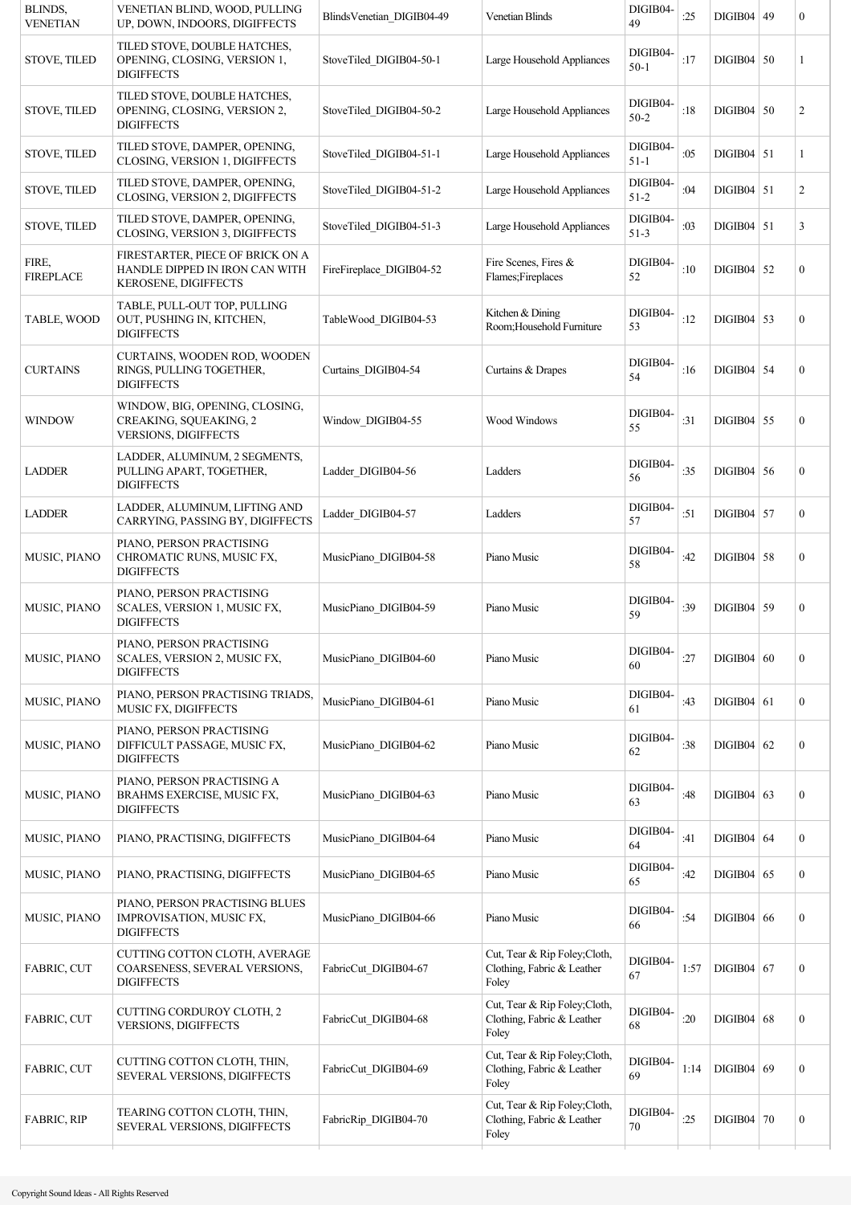| BLINDS, VENETIAN | VENETIAN BLIND, WOOD, PULLING UP, DOWN, INDOORS, DIGIFFECTS | BlindsVenetian_DIGIB04-49 | Venetian Blinds | DIGIB04-49 | :25 | DIGIB04 | 49 | 0 |
|---|---|---|---|---|---|---|---|---|
| STOVE, TILED | TILED STOVE, DOUBLE HATCHES, OPENING, CLOSING, VERSION 1, DIGIFFECTS | StoveTiled_DIGIB04-50-1 | Large Household Appliances | DIGIB04-50-1 | :17 | DIGIB04 | 50 | 1 |
| STOVE, TILED | TILED STOVE, DOUBLE HATCHES, OPENING, CLOSING, VERSION 2, DIGIFFECTS | StoveTiled_DIGIB04-50-2 | Large Household Appliances | DIGIB04-50-2 | :18 | DIGIB04 | 50 | 2 |
| STOVE, TILED | TILED STOVE, DAMPER, OPENING, CLOSING, VERSION 1, DIGIFFECTS | StoveTiled_DIGIB04-51-1 | Large Household Appliances | DIGIB04-51-1 | :05 | DIGIB04 | 51 | 1 |
| STOVE, TILED | TILED STOVE, DAMPER, OPENING, CLOSING, VERSION 2, DIGIFFECTS | StoveTiled_DIGIB04-51-2 | Large Household Appliances | DIGIB04-51-2 | :04 | DIGIB04 | 51 | 2 |
| STOVE, TILED | TILED STOVE, DAMPER, OPENING, CLOSING, VERSION 3, DIGIFFECTS | StoveTiled_DIGIB04-51-3 | Large Household Appliances | DIGIB04-51-3 | :03 | DIGIB04 | 51 | 3 |
| FIRE, FIREPLACE | FIRESTARTER, PIECE OF BRICK ON A HANDLE DIPPED IN IRON CAN WITH KEROSENE, DIGIFFECTS | FireFireplace_DIGIB04-52 | Fire Scenes, Fires & Flames;Fireplaces | DIGIB04-52 | :10 | DIGIB04 | 52 | 0 |
| TABLE, WOOD | TABLE, PULL-OUT TOP, PULLING OUT, PUSHING IN, KITCHEN, DIGIFFECTS | TableWood_DIGIB04-53 | Kitchen & Dining Room;Household Furniture | DIGIB04-53 | :12 | DIGIB04 | 53 | 0 |
| CURTAINS | CURTAINS, WOODEN ROD, WOODEN RINGS, PULLING TOGETHER, DIGIFFECTS | Curtains_DIGIB04-54 | Curtains & Drapes | DIGIB04-54 | :16 | DIGIB04 | 54 | 0 |
| WINDOW | WINDOW, BIG, OPENING, CLOSING, CREAKING, SQUEAKING, 2 VERSIONS, DIGIFFECTS | Window_DIGIB04-55 | Wood Windows | DIGIB04-55 | :31 | DIGIB04 | 55 | 0 |
| LADDER | LADDER, ALUMINUM, 2 SEGMENTS, PULLING APART, TOGETHER, DIGIFFECTS | Ladder_DIGIB04-56 | Ladders | DIGIB04-56 | :35 | DIGIB04 | 56 | 0 |
| LADDER | LADDER, ALUMINUM, LIFTING AND CARRYING, PASSING BY, DIGIFFECTS | Ladder_DIGIB04-57 | Ladders | DIGIB04-57 | :51 | DIGIB04 | 57 | 0 |
| MUSIC, PIANO | PIANO, PERSON PRACTISING CHROMATIC RUNS, MUSIC FX, DIGIFFECTS | MusicPiano_DIGIB04-58 | Piano Music | DIGIB04-58 | :42 | DIGIB04 | 58 | 0 |
| MUSIC, PIANO | PIANO, PERSON PRACTISING SCALES, VERSION 1, MUSIC FX, DIGIFFECTS | MusicPiano_DIGIB04-59 | Piano Music | DIGIB04-59 | :39 | DIGIB04 | 59 | 0 |
| MUSIC, PIANO | PIANO, PERSON PRACTISING SCALES, VERSION 2, MUSIC FX, DIGIFFECTS | MusicPiano_DIGIB04-60 | Piano Music | DIGIB04-60 | :27 | DIGIB04 | 60 | 0 |
| MUSIC, PIANO | PIANO, PERSON PRACTISING TRIADS, MUSIC FX, DIGIFFECTS | MusicPiano_DIGIB04-61 | Piano Music | DIGIB04-61 | :43 | DIGIB04 | 61 | 0 |
| MUSIC, PIANO | PIANO, PERSON PRACTISING DIFFICULT PASSAGE, MUSIC FX, DIGIFFECTS | MusicPiano_DIGIB04-62 | Piano Music | DIGIB04-62 | :38 | DIGIB04 | 62 | 0 |
| MUSIC, PIANO | PIANO, PERSON PRACTISING A BRAHMS EXERCISE, MUSIC FX, DIGIFFECTS | MusicPiano_DIGIB04-63 | Piano Music | DIGIB04-63 | :48 | DIGIB04 | 63 | 0 |
| MUSIC, PIANO | PIANO, PRACTISING, DIGIFFECTS | MusicPiano_DIGIB04-64 | Piano Music | DIGIB04-64 | :41 | DIGIB04 | 64 | 0 |
| MUSIC, PIANO | PIANO, PRACTISING, DIGIFFECTS | MusicPiano_DIGIB04-65 | Piano Music | DIGIB04-65 | :42 | DIGIB04 | 65 | 0 |
| MUSIC, PIANO | PIANO, PERSON PRACTISING BLUES IMPROVISATION, MUSIC FX, DIGIFFECTS | MusicPiano_DIGIB04-66 | Piano Music | DIGIB04-66 | :54 | DIGIB04 | 66 | 0 |
| FABRIC, CUT | CUTTING COTTON CLOTH, AVERAGE COARSENESS, SEVERAL VERSIONS, DIGIFFECTS | FabricCut_DIGIB04-67 | Cut, Tear & Rip Foley;Cloth, Clothing, Fabric & Leather Foley | DIGIB04-67 | 1:57 | DIGIB04 | 67 | 0 |
| FABRIC, CUT | CUTTING CORDUROY CLOTH, 2 VERSIONS, DIGIFFECTS | FabricCut_DIGIB04-68 | Cut, Tear & Rip Foley;Cloth, Clothing, Fabric & Leather Foley | DIGIB04-68 | :20 | DIGIB04 | 68 | 0 |
| FABRIC, CUT | CUTTING COTTON CLOTH, THIN, SEVERAL VERSIONS, DIGIFFECTS | FabricCut_DIGIB04-69 | Cut, Tear & Rip Foley;Cloth, Clothing, Fabric & Leather Foley | DIGIB04-69 | 1:14 | DIGIB04 | 69 | 0 |
| FABRIC, RIP | TEARING COTTON CLOTH, THIN, SEVERAL VERSIONS, DIGIFFECTS | FabricRip_DIGIB04-70 | Cut, Tear & Rip Foley;Cloth, Clothing, Fabric & Leather Foley | DIGIB04-70 | :25 | DIGIB04 | 70 | 0 |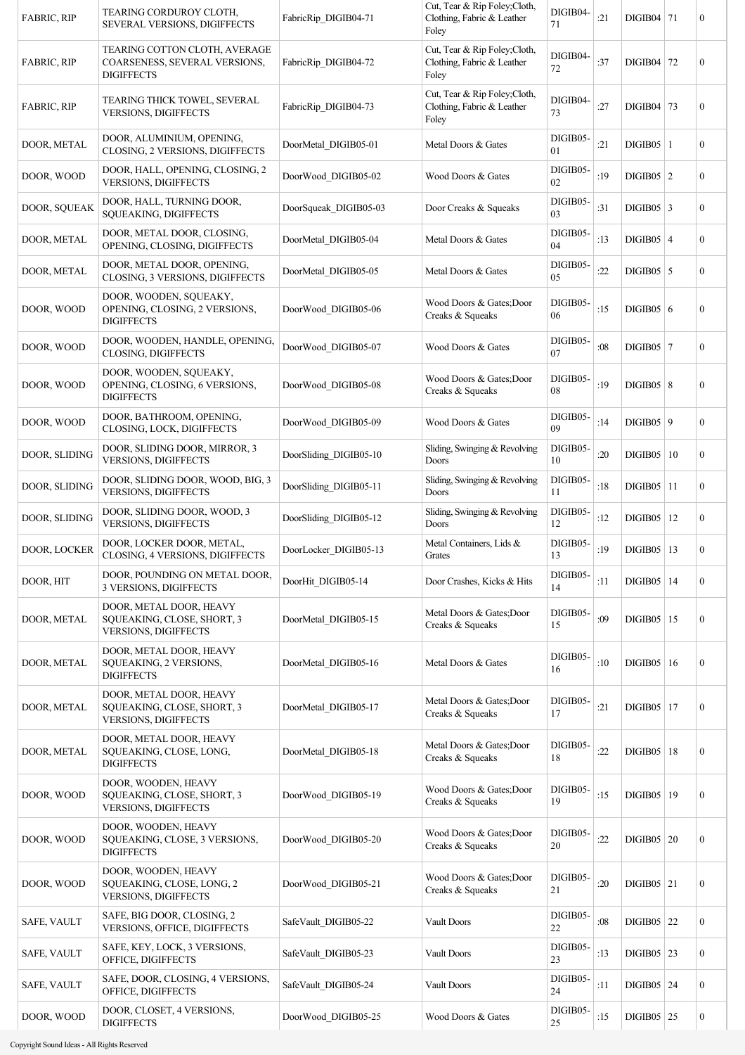| FABRIC, RIP | TEARING CORDUROY CLOTH, SEVERAL VERSIONS, DIGIFFECTS | FabricRip_DIGIB04-71 | Cut, Tear & Rip Foley;Cloth, Clothing, Fabric & Leather Foley | DIGIB04-71 | :21 | DIGIB04 | 71 | 0 |
|---|---|---|---|---|---|---|---|---|
| FABRIC, RIP | TEARING COTTON CLOTH, AVERAGE COARSENESS, SEVERAL VERSIONS, DIGIFFECTS | FabricRip_DIGIB04-72 | Cut, Tear & Rip Foley;Cloth, Clothing, Fabric & Leather Foley | DIGIB04-72 | :37 | DIGIB04 | 72 | 0 |
| FABRIC, RIP | TEARING THICK TOWEL, SEVERAL VERSIONS, DIGIFFECTS | FabricRip_DIGIB04-73 | Cut, Tear & Rip Foley;Cloth, Clothing, Fabric & Leather Foley | DIGIB04-73 | :27 | DIGIB04 | 73 | 0 |
| DOOR, METAL | DOOR, ALUMINIUM, OPENING, CLOSING, 2 VERSIONS, DIGIFFECTS | DoorMetal_DIGIB05-01 | Metal Doors & Gates | DIGIB05-01 | :21 | DIGIB05 | 1 | 0 |
| DOOR, WOOD | DOOR, HALL, OPENING, CLOSING, 2 VERSIONS, DIGIFFECTS | DoorWood_DIGIB05-02 | Wood Doors & Gates | DIGIB05-02 | :19 | DIGIB05 | 2 | 0 |
| DOOR, SQUEAK | DOOR, HALL, TURNING DOOR, SQUEAKING, DIGIFFECTS | DoorSqueak_DIGIB05-03 | Door Creaks & Squeaks | DIGIB05-03 | :31 | DIGIB05 | 3 | 0 |
| DOOR, METAL | DOOR, METAL DOOR, CLOSING, OPENING, CLOSING, DIGIFFECTS | DoorMetal_DIGIB05-04 | Metal Doors & Gates | DIGIB05-04 | :13 | DIGIB05 | 4 | 0 |
| DOOR, METAL | DOOR, METAL DOOR, OPENING, CLOSING, 3 VERSIONS, DIGIFFECTS | DoorMetal_DIGIB05-05 | Metal Doors & Gates | DIGIB05-05 | :22 | DIGIB05 | 5 | 0 |
| DOOR, WOOD | DOOR, WOODEN, SQUEAKY, OPENING, CLOSING, 2 VERSIONS, DIGIFFECTS | DoorWood_DIGIB05-06 | Wood Doors & Gates;Door Creaks & Squeaks | DIGIB05-06 | :15 | DIGIB05 | 6 | 0 |
| DOOR, WOOD | DOOR, WOODEN, HANDLE, OPENING, CLOSING, DIGIFFECTS | DoorWood_DIGIB05-07 | Wood Doors & Gates | DIGIB05-07 | :08 | DIGIB05 | 7 | 0 |
| DOOR, WOOD | DOOR, WOODEN, SQUEAKY, OPENING, CLOSING, 6 VERSIONS, DIGIFFECTS | DoorWood_DIGIB05-08 | Wood Doors & Gates;Door Creaks & Squeaks | DIGIB05-08 | :19 | DIGIB05 | 8 | 0 |
| DOOR, WOOD | DOOR, BATHROOM, OPENING, CLOSING, LOCK, DIGIFFECTS | DoorWood_DIGIB05-09 | Wood Doors & Gates | DIGIB05-09 | :14 | DIGIB05 | 9 | 0 |
| DOOR, SLIDING | DOOR, SLIDING DOOR, MIRROR, 3 VERSIONS, DIGIFFECTS | DoorSliding_DIGIB05-10 | Sliding, Swinging & Revolving Doors | DIGIB05-10 | :20 | DIGIB05 | 10 | 0 |
| DOOR, SLIDING | DOOR, SLIDING DOOR, WOOD, BIG, 3 VERSIONS, DIGIFFECTS | DoorSliding_DIGIB05-11 | Sliding, Swinging & Revolving Doors | DIGIB05-11 | :18 | DIGIB05 | 11 | 0 |
| DOOR, SLIDING | DOOR, SLIDING DOOR, WOOD, 3 VERSIONS, DIGIFFECTS | DoorSliding_DIGIB05-12 | Sliding, Swinging & Revolving Doors | DIGIB05-12 | :12 | DIGIB05 | 12 | 0 |
| DOOR, LOCKER | DOOR, LOCKER DOOR, METAL, CLOSING, 4 VERSIONS, DIGIFFECTS | DoorLocker_DIGIB05-13 | Metal Containers, Lids & Grates | DIGIB05-13 | :19 | DIGIB05 | 13 | 0 |
| DOOR, HIT | DOOR, POUNDING ON METAL DOOR, 3 VERSIONS, DIGIFFECTS | DoorHit_DIGIB05-14 | Door Crashes, Kicks & Hits | DIGIB05-14 | :11 | DIGIB05 | 14 | 0 |
| DOOR, METAL | DOOR, METAL DOOR, HEAVY SQUEAKING, CLOSE, SHORT, 3 VERSIONS, DIGIFFECTS | DoorMetal_DIGIB05-15 | Metal Doors & Gates;Door Creaks & Squeaks | DIGIB05-15 | :09 | DIGIB05 | 15 | 0 |
| DOOR, METAL | DOOR, METAL DOOR, HEAVY SQUEAKING, 2 VERSIONS, DIGIFFECTS | DoorMetal_DIGIB05-16 | Metal Doors & Gates | DIGIB05-16 | :10 | DIGIB05 | 16 | 0 |
| DOOR, METAL | DOOR, METAL DOOR, HEAVY SQUEAKING, CLOSE, SHORT, 3 VERSIONS, DIGIFFECTS | DoorMetal_DIGIB05-17 | Metal Doors & Gates;Door Creaks & Squeaks | DIGIB05-17 | :21 | DIGIB05 | 17 | 0 |
| DOOR, METAL | DOOR, METAL DOOR, HEAVY SQUEAKING, CLOSE, LONG, DIGIFFECTS | DoorMetal_DIGIB05-18 | Metal Doors & Gates;Door Creaks & Squeaks | DIGIB05-18 | :22 | DIGIB05 | 18 | 0 |
| DOOR, WOOD | DOOR, WOODEN, HEAVY SQUEAKING, CLOSE, SHORT, 3 VERSIONS, DIGIFFECTS | DoorWood_DIGIB05-19 | Wood Doors & Gates;Door Creaks & Squeaks | DIGIB05-19 | :15 | DIGIB05 | 19 | 0 |
| DOOR, WOOD | DOOR, WOODEN, HEAVY SQUEAKING, CLOSE, 3 VERSIONS, DIGIFFECTS | DoorWood_DIGIB05-20 | Wood Doors & Gates;Door Creaks & Squeaks | DIGIB05-20 | :22 | DIGIB05 | 20 | 0 |
| DOOR, WOOD | DOOR, WOODEN, HEAVY SQUEAKING, CLOSE, LONG, 2 VERSIONS, DIGIFFECTS | DoorWood_DIGIB05-21 | Wood Doors & Gates;Door Creaks & Squeaks | DIGIB05-21 | :20 | DIGIB05 | 21 | 0 |
| SAFE, VAULT | SAFE, BIG DOOR, CLOSING, 2 VERSIONS, OFFICE, DIGIFFECTS | SafeVault_DIGIB05-22 | Vault Doors | DIGIB05-22 | :08 | DIGIB05 | 22 | 0 |
| SAFE, VAULT | SAFE, KEY, LOCK, 3 VERSIONS, OFFICE, DIGIFFECTS | SafeVault_DIGIB05-23 | Vault Doors | DIGIB05-23 | :13 | DIGIB05 | 23 | 0 |
| SAFE, VAULT | SAFE, DOOR, CLOSING, 4 VERSIONS, OFFICE, DIGIFFECTS | SafeVault_DIGIB05-24 | Vault Doors | DIGIB05-24 | :11 | DIGIB05 | 24 | 0 |
| DOOR, WOOD | DOOR, CLOSET, 4 VERSIONS, DIGIFFECTS | DoorWood_DIGIB05-25 | Wood Doors & Gates | DIGIB05-25 | :15 | DIGIB05 | 25 | 0 |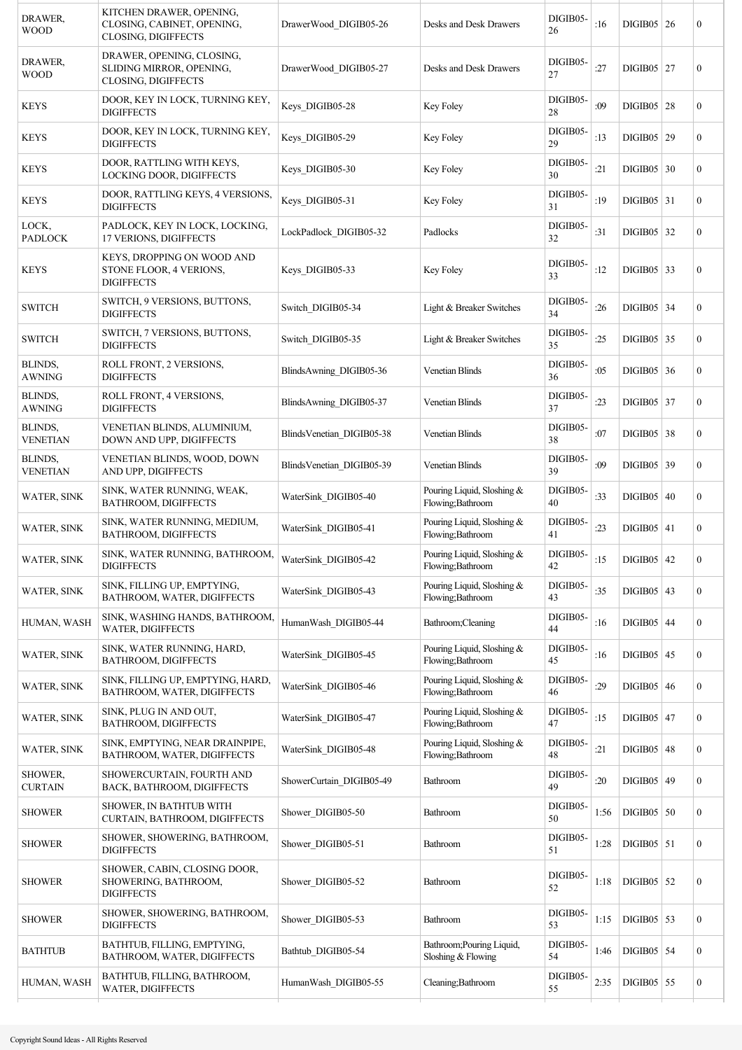| DRAWER, WOOD | KITCHEN DRAWER, OPENING, CLOSING, CABINET, OPENING, CLOSING, DIGIFFECTS | DrawerWood_DIGIB05-26 | Desks and Desk Drawers | DIGIB05-26 | :16 | DIGIB05 | 26 | 0 |
|---|---|---|---|---|---|---|---|---|
| DRAWER, WOOD | DRAWER, OPENING, CLOSING, SLIDING MIRROR, OPENING, CLOSING, DIGIFFECTS | DrawerWood_DIGIB05-27 | Desks and Desk Drawers | DIGIB05-27 | :27 | DIGIB05 | 27 | 0 |
| KEYS | DOOR, KEY IN LOCK, TURNING KEY, DIGIFFECTS | Keys_DIGIB05-28 | Key Foley | DIGIB05-28 | :09 | DIGIB05 | 28 | 0 |
| KEYS | DOOR, KEY IN LOCK, TURNING KEY, DIGIFFECTS | Keys_DIGIB05-29 | Key Foley | DIGIB05-29 | :13 | DIGIB05 | 29 | 0 |
| KEYS | DOOR, RATTLING WITH KEYS, LOCKING DOOR, DIGIFFECTS | Keys_DIGIB05-30 | Key Foley | DIGIB05-30 | :21 | DIGIB05 | 30 | 0 |
| KEYS | DOOR, RATTLING KEYS, 4 VERSIONS, DIGIFFECTS | Keys_DIGIB05-31 | Key Foley | DIGIB05-31 | :19 | DIGIB05 | 31 | 0 |
| LOCK, PADLOCK | PADLOCK, KEY IN LOCK, LOCKING, 17 VERIONS, DIGIFFECTS | LockPadlock_DIGIB05-32 | Padlocks | DIGIB05-32 | :31 | DIGIB05 | 32 | 0 |
| KEYS | KEYS, DROPPING ON WOOD AND STONE FLOOR, 4 VERIONS, DIGIFFECTS | Keys_DIGIB05-33 | Key Foley | DIGIB05-33 | :12 | DIGIB05 | 33 | 0 |
| SWITCH | SWITCH, 9 VERSIONS, BUTTONS, DIGIFFECTS | Switch_DIGIB05-34 | Light & Breaker Switches | DIGIB05-34 | :26 | DIGIB05 | 34 | 0 |
| SWITCH | SWITCH, 7 VERSIONS, BUTTONS, DIGIFFECTS | Switch_DIGIB05-35 | Light & Breaker Switches | DIGIB05-35 | :25 | DIGIB05 | 35 | 0 |
| BLINDS, AWNING | ROLL FRONT, 2 VERSIONS, DIGIFFECTS | BlindsAwning_DIGIB05-36 | Venetian Blinds | DIGIB05-36 | :05 | DIGIB05 | 36 | 0 |
| BLINDS, AWNING | ROLL FRONT, 4 VERSIONS, DIGIFFECTS | BlindsAwning_DIGIB05-37 | Venetian Blinds | DIGIB05-37 | :23 | DIGIB05 | 37 | 0 |
| BLINDS, VENETIAN | VENETIAN BLINDS, ALUMINIUM, DOWN AND UPP, DIGIFFECTS | BlindsVenetian_DIGIB05-38 | Venetian Blinds | DIGIB05-38 | :07 | DIGIB05 | 38 | 0 |
| BLINDS, VENETIAN | VENETIAN BLINDS, WOOD, DOWN AND UPP, DIGIFFECTS | BlindsVenetian_DIGIB05-39 | Venetian Blinds | DIGIB05-39 | :09 | DIGIB05 | 39 | 0 |
| WATER, SINK | SINK, WATER RUNNING, WEAK, BATHROOM, DIGIFFECTS | WaterSink_DIGIB05-40 | Pouring Liquid, Sloshing & Flowing;Bathroom | DIGIB05-40 | :33 | DIGIB05 | 40 | 0 |
| WATER, SINK | SINK, WATER RUNNING, MEDIUM, BATHROOM, DIGIFFECTS | WaterSink_DIGIB05-41 | Pouring Liquid, Sloshing & Flowing;Bathroom | DIGIB05-41 | :23 | DIGIB05 | 41 | 0 |
| WATER, SINK | SINK, WATER RUNNING, BATHROOM, DIGIFFECTS | WaterSink_DIGIB05-42 | Pouring Liquid, Sloshing & Flowing;Bathroom | DIGIB05-42 | :15 | DIGIB05 | 42 | 0 |
| WATER, SINK | SINK, FILLING UP, EMPTYING, BATHROOM, WATER, DIGIFFECTS | WaterSink_DIGIB05-43 | Pouring Liquid, Sloshing & Flowing;Bathroom | DIGIB05-43 | :35 | DIGIB05 | 43 | 0 |
| HUMAN, WASH | SINK, WASHING HANDS, BATHROOM, WATER, DIGIFFECTS | HumanWash_DIGIB05-44 | Bathroom;Cleaning | DIGIB05-44 | :16 | DIGIB05 | 44 | 0 |
| WATER, SINK | SINK, WATER RUNNING, HARD, BATHROOM, DIGIFFECTS | WaterSink_DIGIB05-45 | Pouring Liquid, Sloshing & Flowing;Bathroom | DIGIB05-45 | :16 | DIGIB05 | 45 | 0 |
| WATER, SINK | SINK, FILLING UP, EMPTYING, HARD, BATHROOM, WATER, DIGIFFECTS | WaterSink_DIGIB05-46 | Pouring Liquid, Sloshing & Flowing;Bathroom | DIGIB05-46 | :29 | DIGIB05 | 46 | 0 |
| WATER, SINK | SINK, PLUG IN AND OUT, BATHROOM, DIGIFFECTS | WaterSink_DIGIB05-47 | Pouring Liquid, Sloshing & Flowing;Bathroom | DIGIB05-47 | :15 | DIGIB05 | 47 | 0 |
| WATER, SINK | SINK, EMPTYING, NEAR DRAINPIPE, BATHROOM, WATER, DIGIFFECTS | WaterSink_DIGIB05-48 | Pouring Liquid, Sloshing & Flowing;Bathroom | DIGIB05-48 | :21 | DIGIB05 | 48 | 0 |
| SHOWER, CURTAIN | SHOWERCURTAIN, FOURTH AND BACK, BATHROOM, DIGIFFECTS | ShowerCurtain_DIGIB05-49 | Bathroom | DIGIB05-49 | :20 | DIGIB05 | 49 | 0 |
| SHOWER | SHOWER, IN BATHTUB WITH CURTAIN, BATHROOM, DIGIFFECTS | Shower_DIGIB05-50 | Bathroom | DIGIB05-50 | 1:56 | DIGIB05 | 50 | 0 |
| SHOWER | SHOWER, SHOWERING, BATHROOM, DIGIFFECTS | Shower_DIGIB05-51 | Bathroom | DIGIB05-51 | 1:28 | DIGIB05 | 51 | 0 |
| SHOWER | SHOWER, CABIN, CLOSING DOOR, SHOWERING, BATHROOM, DIGIFFECTS | Shower_DIGIB05-52 | Bathroom | DIGIB05-52 | 1:18 | DIGIB05 | 52 | 0 |
| SHOWER | SHOWER, SHOWERING, BATHROOM, DIGIFFECTS | Shower_DIGIB05-53 | Bathroom | DIGIB05-53 | 1:15 | DIGIB05 | 53 | 0 |
| BATHTUB | BATHTUB, FILLING, EMPTYING, BATHROOM, WATER, DIGIFFECTS | Bathtub_DIGIB05-54 | Bathroom;Pouring Liquid, Sloshing & Flowing | DIGIB05-54 | 1:46 | DIGIB05 | 54 | 0 |
| HUMAN, WASH | BATHTUB, FILLING, BATHROOM, WATER, DIGIFFECTS | HumanWash_DIGIB05-55 | Cleaning;Bathroom | DIGIB05-55 | 2:35 | DIGIB05 | 55 | 0 |

Copyright Sound Ideas - All Rights Reserved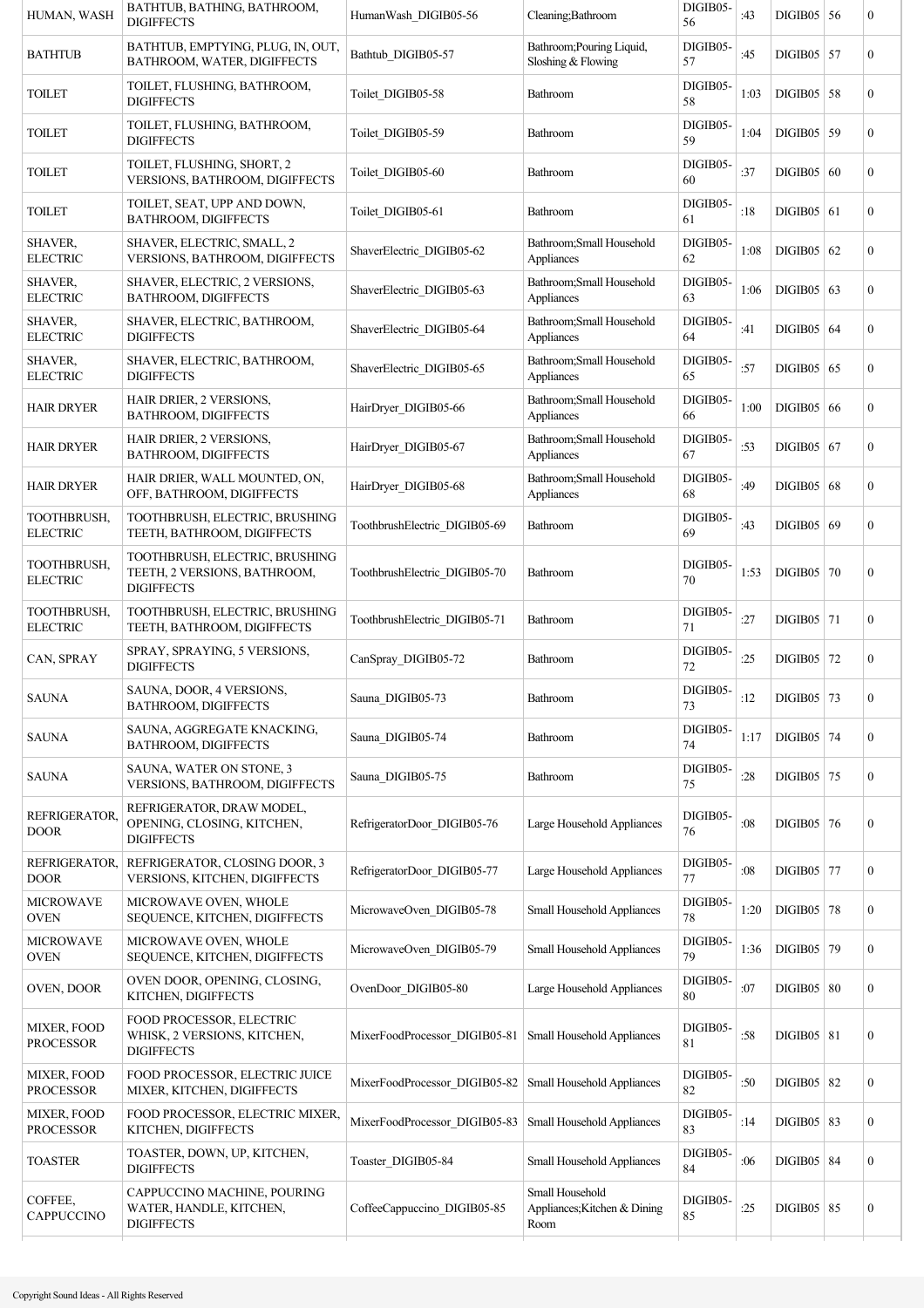| | | | | | | | | |
|---|---|---|---|---|---|---|---|---|
| HUMAN, WASH | BATHTUB, BATHING, BATHROOM, DIGIFFECTS | HumanWash_DIGIB05-56 | Cleaning;Bathroom | DIGIB05-56 | :43 | DIGIB05 | 56 | 0 |
| BATHTUB | BATHTUB, EMPTYING, PLUG, IN, OUT, BATHROOM, WATER, DIGIFFECTS | Bathtub_DIGIB05-57 | Bathroom;Pouring Liquid, Sloshing & Flowing | DIGIB05-57 | :45 | DIGIB05 | 57 | 0 |
| TOILET | TOILET, FLUSHING, BATHROOM, DIGIFFECTS | Toilet_DIGIB05-58 | Bathroom | DIGIB05-58 | 1:03 | DIGIB05 | 58 | 0 |
| TOILET | TOILET, FLUSHING, BATHROOM, DIGIFFECTS | Toilet_DIGIB05-59 | Bathroom | DIGIB05-59 | 1:04 | DIGIB05 | 59 | 0 |
| TOILET | TOILET, FLUSHING, SHORT, 2 VERSIONS, BATHROOM, DIGIFFECTS | Toilet_DIGIB05-60 | Bathroom | DIGIB05-60 | :37 | DIGIB05 | 60 | 0 |
| TOILET | TOILET, SEAT, UPP AND DOWN, BATHROOM, DIGIFFECTS | Toilet_DIGIB05-61 | Bathroom | DIGIB05-61 | :18 | DIGIB05 | 61 | 0 |
| SHAVER, ELECTRIC | SHAVER, ELECTRIC, SMALL, 2 VERSIONS, BATHROOM, DIGIFFECTS | ShaverElectric_DIGIB05-62 | Bathroom;Small Household Appliances | DIGIB05-62 | 1:08 | DIGIB05 | 62 | 0 |
| SHAVER, ELECTRIC | SHAVER, ELECTRIC, 2 VERSIONS, BATHROOM, DIGIFFECTS | ShaverElectric_DIGIB05-63 | Bathroom;Small Household Appliances | DIGIB05-63 | 1:06 | DIGIB05 | 63 | 0 |
| SHAVER, ELECTRIC | SHAVER, ELECTRIC, BATHROOM, DIGIFFECTS | ShaverElectric_DIGIB05-64 | Bathroom;Small Household Appliances | DIGIB05-64 | :41 | DIGIB05 | 64 | 0 |
| SHAVER, ELECTRIC | SHAVER, ELECTRIC, BATHROOM, DIGIFFECTS | ShaverElectric_DIGIB05-65 | Bathroom;Small Household Appliances | DIGIB05-65 | :57 | DIGIB05 | 65 | 0 |
| HAIR DRYER | HAIR DRIER, 2 VERSIONS, BATHROOM, DIGIFFECTS | HairDryer_DIGIB05-66 | Bathroom;Small Household Appliances | DIGIB05-66 | 1:00 | DIGIB05 | 66 | 0 |
| HAIR DRYER | HAIR DRIER, 2 VERSIONS, BATHROOM, DIGIFFECTS | HairDryer_DIGIB05-67 | Bathroom;Small Household Appliances | DIGIB05-67 | :53 | DIGIB05 | 67 | 0 |
| HAIR DRYER | HAIR DRIER, WALL MOUNTED, ON, OFF, BATHROOM, DIGIFFECTS | HairDryer_DIGIB05-68 | Bathroom;Small Household Appliances | DIGIB05-68 | :49 | DIGIB05 | 68 | 0 |
| TOOTHBRUSH, ELECTRIC | TOOTHBRUSH, ELECTRIC, BRUSHING TEETH, BATHROOM, DIGIFFECTS | ToothbrushElectric_DIGIB05-69 | Bathroom | DIGIB05-69 | :43 | DIGIB05 | 69 | 0 |
| TOOTHBRUSH, ELECTRIC | TOOTHBRUSH, ELECTRIC, BRUSHING TEETH, 2 VERSIONS, BATHROOM, DIGIFFECTS | ToothbrushElectric_DIGIB05-70 | Bathroom | DIGIB05-70 | 1:53 | DIGIB05 | 70 | 0 |
| TOOTHBRUSH, ELECTRIC | TOOTHBRUSH, ELECTRIC, BRUSHING TEETH, BATHROOM, DIGIFFECTS | ToothbrushElectric_DIGIB05-71 | Bathroom | DIGIB05-71 | :27 | DIGIB05 | 71 | 0 |
| CAN, SPRAY | SPRAY, SPRAYING, 5 VERSIONS, DIGIFFECTS | CanSpray_DIGIB05-72 | Bathroom | DIGIB05-72 | :25 | DIGIB05 | 72 | 0 |
| SAUNA | SAUNA, DOOR, 4 VERSIONS, BATHROOM, DIGIFFECTS | Sauna_DIGIB05-73 | Bathroom | DIGIB05-73 | :12 | DIGIB05 | 73 | 0 |
| SAUNA | SAUNA, AGGREGATE KNACKING, BATHROOM, DIGIFFECTS | Sauna_DIGIB05-74 | Bathroom | DIGIB05-74 | 1:17 | DIGIB05 | 74 | 0 |
| SAUNA | SAUNA, WATER ON STONE, 3 VERSIONS, BATHROOM, DIGIFFECTS | Sauna_DIGIB05-75 | Bathroom | DIGIB05-75 | :28 | DIGIB05 | 75 | 0 |
| REFRIGERATOR, DOOR | REFRIGERATOR, DRAW MODEL, OPENING, CLOSING, KITCHEN, DIGIFFECTS | RefrigeratorDoor_DIGIB05-76 | Large Household Appliances | DIGIB05-76 | :08 | DIGIB05 | 76 | 0 |
| REFRIGERATOR, DOOR | REFRIGERATOR, CLOSING DOOR, 3 VERSIONS, KITCHEN, DIGIFFECTS | RefrigeratorDoor_DIGIB05-77 | Large Household Appliances | DIGIB05-77 | :08 | DIGIB05 | 77 | 0 |
| MICROWAVE OVEN | MICROWAVE OVEN, WHOLE SEQUENCE, KITCHEN, DIGIFFECTS | MicrowaveOven_DIGIB05-78 | Small Household Appliances | DIGIB05-78 | 1:20 | DIGIB05 | 78 | 0 |
| MICROWAVE OVEN | MICROWAVE OVEN, WHOLE SEQUENCE, KITCHEN, DIGIFFECTS | MicrowaveOven_DIGIB05-79 | Small Household Appliances | DIGIB05-79 | 1:36 | DIGIB05 | 79 | 0 |
| OVEN, DOOR | OVEN DOOR, OPENING, CLOSING, KITCHEN, DIGIFFECTS | OvenDoor_DIGIB05-80 | Large Household Appliances | DIGIB05-80 | :07 | DIGIB05 | 80 | 0 |
| MIXER, FOOD PROCESSOR | FOOD PROCESSOR, ELECTRIC WHISK, 2 VERSIONS, KITCHEN, DIGIFFECTS | MixerFoodProcessor_DIGIB05-81 | Small Household Appliances | DIGIB05-81 | :58 | DIGIB05 | 81 | 0 |
| MIXER, FOOD PROCESSOR | FOOD PROCESSOR, ELECTRIC JUICE MIXER, KITCHEN, DIGIFFECTS | MixerFoodProcessor_DIGIB05-82 | Small Household Appliances | DIGIB05-82 | :50 | DIGIB05 | 82 | 0 |
| MIXER, FOOD PROCESSOR | FOOD PROCESSOR, ELECTRIC MIXER, KITCHEN, DIGIFFECTS | MixerFoodProcessor_DIGIB05-83 | Small Household Appliances | DIGIB05-83 | :14 | DIGIB05 | 83 | 0 |
| TOASTER | TOASTER, DOWN, UP, KITCHEN, DIGIFFECTS | Toaster_DIGIB05-84 | Small Household Appliances | DIGIB05-84 | :06 | DIGIB05 | 84 | 0 |
| COFFEE, CAPPUCCINO | CAPPUCCINO MACHINE, POURING WATER, HANDLE, KITCHEN, DIGIFFECTS | CoffeeCappuccino_DIGIB05-85 | Small Household Appliances;Kitchen & Dining Room | DIGIB05-85 | :25 | DIGIB05 | 85 | 0 |

Copyright Sound Ideas - All Rights Reserved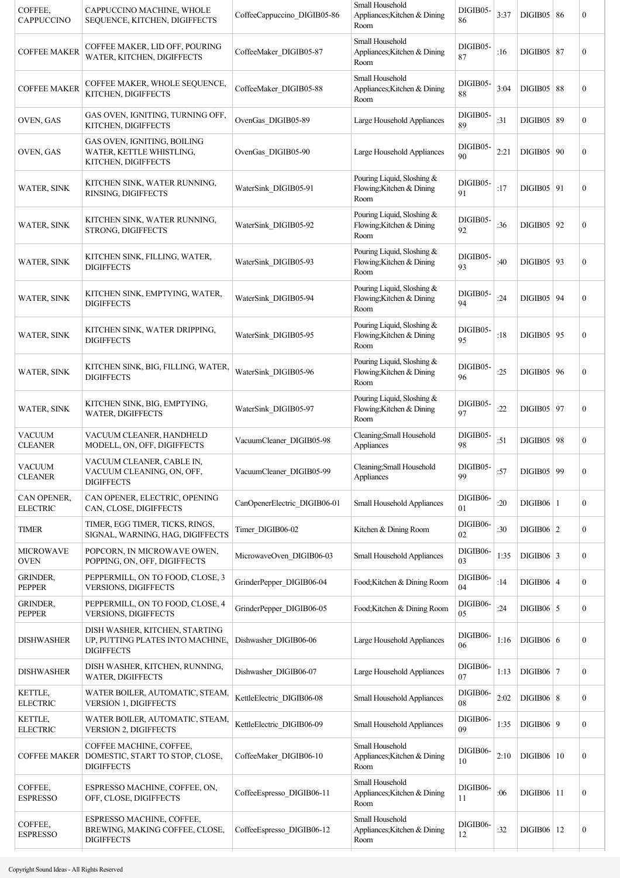| COFFEE, CAPPUCCINO | CAPPUCCINO MACHINE, WHOLE SEQUENCE, KITCHEN, DIGIFFECTS | CoffeeCappuccino_DIGIB05-86 | Small Household Appliances;Kitchen & Dining Room | DIGIB05-86 | 3:37 | DIGIB05 | 86 | 0 |
|---|---|---|---|---|---|---|---|---|
| COFFEE MAKER | COFFEE MAKER, LID OFF, POURING WATER, KITCHEN, DIGIFFECTS | CoffeeMaker_DIGIB05-87 | Small Household Appliances;Kitchen & Dining Room | DIGIB05-87 | :16 | DIGIB05 | 87 | 0 |
| COFFEE MAKER | COFFEE MAKER, WHOLE SEQUENCE, KITCHEN, DIGIFFECTS | CoffeeMaker_DIGIB05-88 | Small Household Appliances;Kitchen & Dining Room | DIGIB05-88 | 3:04 | DIGIB05 | 88 | 0 |
| OVEN, GAS | GAS OVEN, IGNITING, TURNING OFF, KITCHEN, DIGIFFECTS | OvenGas_DIGIB05-89 | Large Household Appliances | DIGIB05-89 | :31 | DIGIB05 | 89 | 0 |
| OVEN, GAS | GAS OVEN, IGNITING, BOILING WATER, KETTLE WHISTLING, KITCHEN, DIGIFFECTS | OvenGas_DIGIB05-90 | Large Household Appliances | DIGIB05-90 | 2:21 | DIGIB05 | 90 | 0 |
| WATER, SINK | KITCHEN SINK, WATER RUNNING, RINSING, DIGIFFECTS | WaterSink_DIGIB05-91 | Pouring Liquid, Sloshing & Flowing;Kitchen & Dining Room | DIGIB05-91 | :17 | DIGIB05 | 91 | 0 |
| WATER, SINK | KITCHEN SINK, WATER RUNNING, STRONG, DIGIFFECTS | WaterSink_DIGIB05-92 | Pouring Liquid, Sloshing & Flowing;Kitchen & Dining Room | DIGIB05-92 | :36 | DIGIB05 | 92 | 0 |
| WATER, SINK | KITCHEN SINK, FILLING, WATER, DIGIFFECTS | WaterSink_DIGIB05-93 | Pouring Liquid, Sloshing & Flowing;Kitchen & Dining Room | DIGIB05-93 | :40 | DIGIB05 | 93 | 0 |
| WATER, SINK | KITCHEN SINK, EMPTYING, WATER, DIGIFFECTS | WaterSink_DIGIB05-94 | Pouring Liquid, Sloshing & Flowing;Kitchen & Dining Room | DIGIB05-94 | :24 | DIGIB05 | 94 | 0 |
| WATER, SINK | KITCHEN SINK, WATER DRIPPING, DIGIFFECTS | WaterSink_DIGIB05-95 | Pouring Liquid, Sloshing & Flowing;Kitchen & Dining Room | DIGIB05-95 | :18 | DIGIB05 | 95 | 0 |
| WATER, SINK | KITCHEN SINK, BIG, FILLING, WATER, DIGIFFECTS | WaterSink_DIGIB05-96 | Pouring Liquid, Sloshing & Flowing;Kitchen & Dining Room | DIGIB05-96 | :25 | DIGIB05 | 96 | 0 |
| WATER, SINK | KITCHEN SINK, BIG, EMPTYING, WATER, DIGIFFECTS | WaterSink_DIGIB05-97 | Pouring Liquid, Sloshing & Flowing;Kitchen & Dining Room | DIGIB05-97 | :22 | DIGIB05 | 97 | 0 |
| VACUUM CLEANER | VACUUM CLEANER, HANDHELD MODELL, ON, OFF, DIGIFFECTS | VacuumCleaner_DIGIB05-98 | Cleaning;Small Household Appliances | DIGIB05-98 | :51 | DIGIB05 | 98 | 0 |
| VACUUM CLEANER | VACUUM CLEANER, CABLE IN, VACUUM CLEANING, ON, OFF, DIGIFFECTS | VacuumCleaner_DIGIB05-99 | Cleaning;Small Household Appliances | DIGIB05-99 | :57 | DIGIB05 | 99 | 0 |
| CAN OPENER, ELECTRIC | CAN OPENER, ELECTRIC, OPENING CAN, CLOSE, DIGIFFECTS | CanOpenerElectric_DIGIB06-01 | Small Household Appliances | DIGIB06-01 | :20 | DIGIB06 | 1 | 0 |
| TIMER | TIMER, EGG TIMER, TICKS, RINGS, SIGNAL, WARNING, HAG, DIGIFFECTS | Timer_DIGIB06-02 | Kitchen & Dining Room | DIGIB06-02 | :30 | DIGIB06 | 2 | 0 |
| MICROWAVE OVEN | POPCORN, IN MICROWAVE OWEN, POPPING, ON, OFF, DIGIFFECTS | MicrowaveOven_DIGIB06-03 | Small Household Appliances | DIGIB06-03 | 1:35 | DIGIB06 | 3 | 0 |
| GRINDER, PEPPER | PEPPERMILL, ON TO FOOD, CLOSE, 3 VERSIONS, DIGIFFECTS | GrinderPepper_DIGIB06-04 | Food;Kitchen & Dining Room | DIGIB06-04 | :14 | DIGIB06 | 4 | 0 |
| GRINDER, PEPPER | PEPPERMILL, ON TO FOOD, CLOSE, 4 VERSIONS, DIGIFFECTS | GrinderPepper_DIGIB06-05 | Food;Kitchen & Dining Room | DIGIB06-05 | :24 | DIGIB06 | 5 | 0 |
| DISHWASHER | DISH WASHER, KITCHEN, STARTING UP, PUTTING PLATES INTO MACHINE, DIGIFFECTS | Dishwasher_DIGIB06-06 | Large Household Appliances | DIGIB06-06 | 1:16 | DIGIB06 | 6 | 0 |
| DISHWASHER | DISH WASHER, KITCHEN, RUNNING, WATER, DIGIFFECTS | Dishwasher_DIGIB06-07 | Large Household Appliances | DIGIB06-07 | 1:13 | DIGIB06 | 7 | 0 |
| KETTLE, ELECTRIC | WATER BOILER, AUTOMATIC, STEAM, VERSION 1, DIGIFFECTS | KettleElectric_DIGIB06-08 | Small Household Appliances | DIGIB06-08 | 2:02 | DIGIB06 | 8 | 0 |
| KETTLE, ELECTRIC | WATER BOILER, AUTOMATIC, STEAM, VERSION 2, DIGIFFECTS | KettleElectric_DIGIB06-09 | Small Household Appliances | DIGIB06-09 | 1:35 | DIGIB06 | 9 | 0 |
| COFFEE MAKER | COFFEE MACHINE, COFFEE, DOMESTIC, START TO STOP, CLOSE, DIGIFFECTS | CoffeeMaker_DIGIB06-10 | Small Household Appliances;Kitchen & Dining Room | DIGIB06-10 | 2:10 | DIGIB06 | 10 | 0 |
| COFFEE, ESPRESSO | ESPRESSO MACHINE, COFFEE, ON, OFF, CLOSE, DIGIFFECTS | CoffeeEspresso_DIGIB06-11 | Small Household Appliances;Kitchen & Dining Room | DIGIB06-11 | :06 | DIGIB06 | 11 | 0 |
| COFFEE, ESPRESSO | ESPRESSO MACHINE, COFFEE, BREWING, MAKING COFFEE, CLOSE, DIGIFFECTS | CoffeeEspresso_DIGIB06-12 | Small Household Appliances;Kitchen & Dining Room | DIGIB06-12 | :32 | DIGIB06 | 12 | 0 |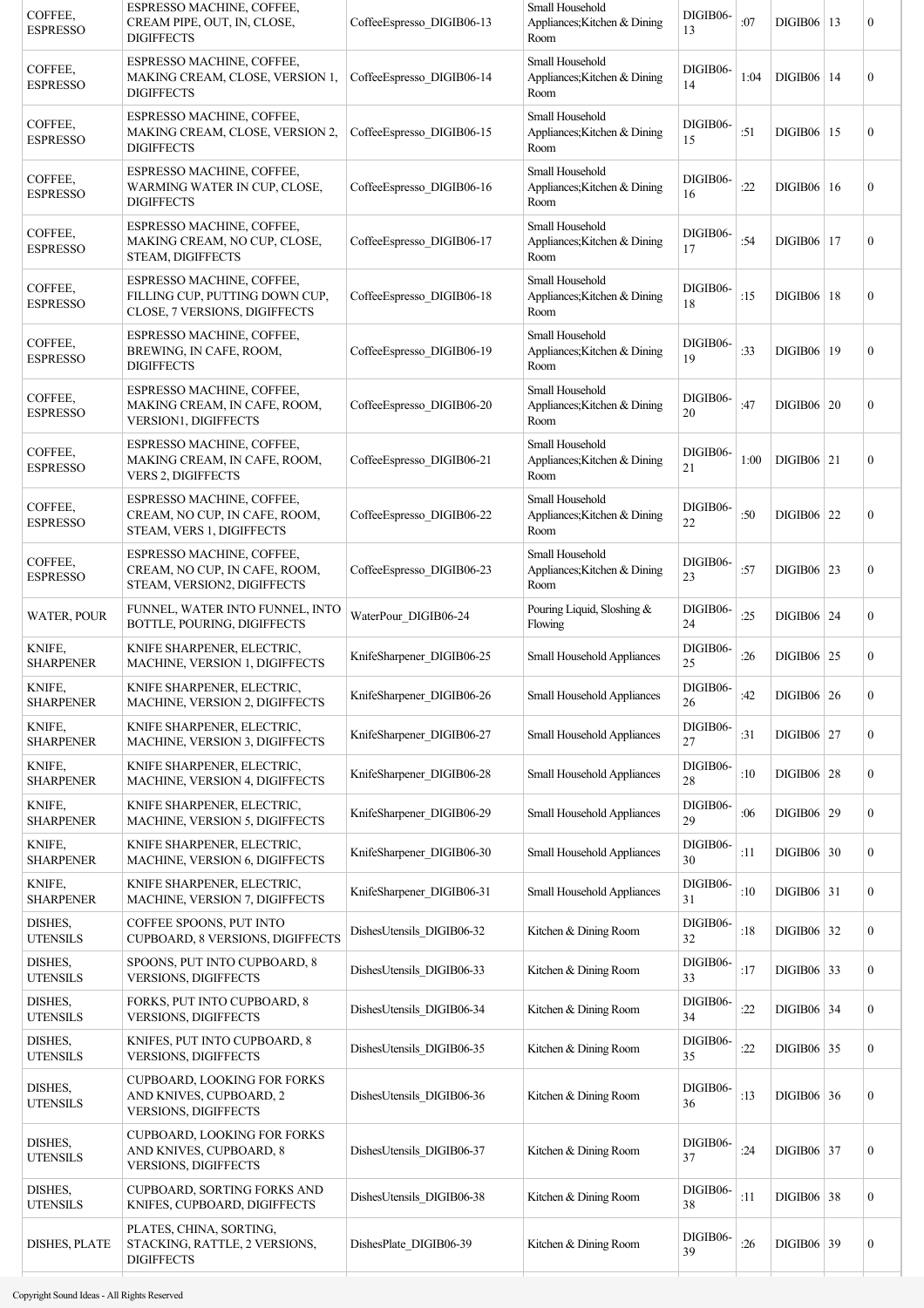| COFFEE, ESPRESSO | ESPRESSO MACHINE, COFFEE, CREAM PIPE, OUT, IN, CLOSE, DIGIFFECTS | CoffeeEspresso_DIGIB06-13 | Small Household Appliances;Kitchen & Dining Room | DIGIB06-13 | :07 | DIGIB06 | 13 | 0 |
|---|---|---|---|---|---|---|---|---|
| COFFEE, ESPRESSO | ESPRESSO MACHINE, COFFEE, MAKING CREAM, CLOSE, VERSION 1, DIGIFFECTS | CoffeeEspresso_DIGIB06-14 | Small Household Appliances;Kitchen & Dining Room | DIGIB06-14 | 1:04 | DIGIB06 | 14 | 0 |
| COFFEE, ESPRESSO | ESPRESSO MACHINE, COFFEE, MAKING CREAM, CLOSE, VERSION 2, DIGIFFECTS | CoffeeEspresso_DIGIB06-15 | Small Household Appliances;Kitchen & Dining Room | DIGIB06-15 | :51 | DIGIB06 | 15 | 0 |
| COFFEE, ESPRESSO | ESPRESSO MACHINE, COFFEE, WARMING WATER IN CUP, CLOSE, DIGIFFECTS | CoffeeEspresso_DIGIB06-16 | Small Household Appliances;Kitchen & Dining Room | DIGIB06-16 | :22 | DIGIB06 | 16 | 0 |
| COFFEE, ESPRESSO | ESPRESSO MACHINE, COFFEE, MAKING CREAM, NO CUP, CLOSE, STEAM, DIGIFFECTS | CoffeeEspresso_DIGIB06-17 | Small Household Appliances;Kitchen & Dining Room | DIGIB06-17 | :54 | DIGIB06 | 17 | 0 |
| COFFEE, ESPRESSO | ESPRESSO MACHINE, COFFEE, FILLING CUP, PUTTING DOWN CUP, CLOSE, 7 VERSIONS, DIGIFFECTS | CoffeeEspresso_DIGIB06-18 | Small Household Appliances;Kitchen & Dining Room | DIGIB06-18 | :15 | DIGIB06 | 18 | 0 |
| COFFEE, ESPRESSO | ESPRESSO MACHINE, COFFEE, BREWING, IN CAFE, ROOM, DIGIFFECTS | CoffeeEspresso_DIGIB06-19 | Small Household Appliances;Kitchen & Dining Room | DIGIB06-19 | :33 | DIGIB06 | 19 | 0 |
| COFFEE, ESPRESSO | ESPRESSO MACHINE, COFFEE, MAKING CREAM, IN CAFE, ROOM, VERSION1, DIGIFFECTS | CoffeeEspresso_DIGIB06-20 | Small Household Appliances;Kitchen & Dining Room | DIGIB06-20 | :47 | DIGIB06 | 20 | 0 |
| COFFEE, ESPRESSO | ESPRESSO MACHINE, COFFEE, MAKING CREAM, IN CAFE, ROOM, VERS 2, DIGIFFECTS | CoffeeEspresso_DIGIB06-21 | Small Household Appliances;Kitchen & Dining Room | DIGIB06-21 | 1:00 | DIGIB06 | 21 | 0 |
| COFFEE, ESPRESSO | ESPRESSO MACHINE, COFFEE, CREAM, NO CUP, IN CAFE, ROOM, STEAM, VERS 1, DIGIFFECTS | CoffeeEspresso_DIGIB06-22 | Small Household Appliances;Kitchen & Dining Room | DIGIB06-22 | :50 | DIGIB06 | 22 | 0 |
| COFFEE, ESPRESSO | ESPRESSO MACHINE, COFFEE, CREAM, NO CUP, IN CAFE, ROOM, STEAM, VERSION2, DIGIFFECTS | CoffeeEspresso_DIGIB06-23 | Small Household Appliances;Kitchen & Dining Room | DIGIB06-23 | :57 | DIGIB06 | 23 | 0 |
| WATER, POUR | FUNNEL, WATER INTO FUNNEL, INTO BOTTLE, POURING, DIGIFFECTS | WaterPour_DIGIB06-24 | Pouring Liquid, Sloshing & Flowing | DIGIB06-24 | :25 | DIGIB06 | 24 | 0 |
| KNIFE, SHARPENER | KNIFE SHARPENER, ELECTRIC, MACHINE, VERSION 1, DIGIFFECTS | KnifeSharpener_DIGIB06-25 | Small Household Appliances | DIGIB06-25 | :26 | DIGIB06 | 25 | 0 |
| KNIFE, SHARPENER | KNIFE SHARPENER, ELECTRIC, MACHINE, VERSION 2, DIGIFFECTS | KnifeSharpener_DIGIB06-26 | Small Household Appliances | DIGIB06-26 | :42 | DIGIB06 | 26 | 0 |
| KNIFE, SHARPENER | KNIFE SHARPENER, ELECTRIC, MACHINE, VERSION 3, DIGIFFECTS | KnifeSharpener_DIGIB06-27 | Small Household Appliances | DIGIB06-27 | :31 | DIGIB06 | 27 | 0 |
| KNIFE, SHARPENER | KNIFE SHARPENER, ELECTRIC, MACHINE, VERSION 4, DIGIFFECTS | KnifeSharpener_DIGIB06-28 | Small Household Appliances | DIGIB06-28 | :10 | DIGIB06 | 28 | 0 |
| KNIFE, SHARPENER | KNIFE SHARPENER, ELECTRIC, MACHINE, VERSION 5, DIGIFFECTS | KnifeSharpener_DIGIB06-29 | Small Household Appliances | DIGIB06-29 | :06 | DIGIB06 | 29 | 0 |
| KNIFE, SHARPENER | KNIFE SHARPENER, ELECTRIC, MACHINE, VERSION 6, DIGIFFECTS | KnifeSharpener_DIGIB06-30 | Small Household Appliances | DIGIB06-30 | :11 | DIGIB06 | 30 | 0 |
| KNIFE, SHARPENER | KNIFE SHARPENER, ELECTRIC, MACHINE, VERSION 7, DIGIFFECTS | KnifeSharpener_DIGIB06-31 | Small Household Appliances | DIGIB06-31 | :10 | DIGIB06 | 31 | 0 |
| DISHES, UTENSILS | COFFEE SPOONS, PUT INTO CUPBOARD, 8 VERSIONS, DIGIFFECTS | DishesUtensils_DIGIB06-32 | Kitchen & Dining Room | DIGIB06-32 | :18 | DIGIB06 | 32 | 0 |
| DISHES, UTENSILS | SPOONS, PUT INTO CUPBOARD, 8 VERSIONS, DIGIFFECTS | DishesUtensils_DIGIB06-33 | Kitchen & Dining Room | DIGIB06-33 | :17 | DIGIB06 | 33 | 0 |
| DISHES, UTENSILS | FORKS, PUT INTO CUPBOARD, 8 VERSIONS, DIGIFFECTS | DishesUtensils_DIGIB06-34 | Kitchen & Dining Room | DIGIB06-34 | :22 | DIGIB06 | 34 | 0 |
| DISHES, UTENSILS | KNIFES, PUT INTO CUPBOARD, 8 VERSIONS, DIGIFFECTS | DishesUtensils_DIGIB06-35 | Kitchen & Dining Room | DIGIB06-35 | :22 | DIGIB06 | 35 | 0 |
| DISHES, UTENSILS | CUPBOARD, LOOKING FOR FORKS AND KNIVES, CUPBOARD, 2 VERSIONS, DIGIFFECTS | DishesUtensils_DIGIB06-36 | Kitchen & Dining Room | DIGIB06-36 | :13 | DIGIB06 | 36 | 0 |
| DISHES, UTENSILS | CUPBOARD, LOOKING FOR FORKS AND KNIVES, CUPBOARD, 8 VERSIONS, DIGIFFECTS | DishesUtensils_DIGIB06-37 | Kitchen & Dining Room | DIGIB06-37 | :24 | DIGIB06 | 37 | 0 |
| DISHES, UTENSILS | CUPBOARD, SORTING FORKS AND KNIFES, CUPBOARD, DIGIFFECTS | DishesUtensils_DIGIB06-38 | Kitchen & Dining Room | DIGIB06-38 | :11 | DIGIB06 | 38 | 0 |
| DISHES, PLATE | PLATES, CHINA, SORTING, STACKING, RATTLE, 2 VERSIONS, DIGIFFECTS | DishesPlate_DIGIB06-39 | Kitchen & Dining Room | DIGIB06-39 | :26 | DIGIB06 | 39 | 0 |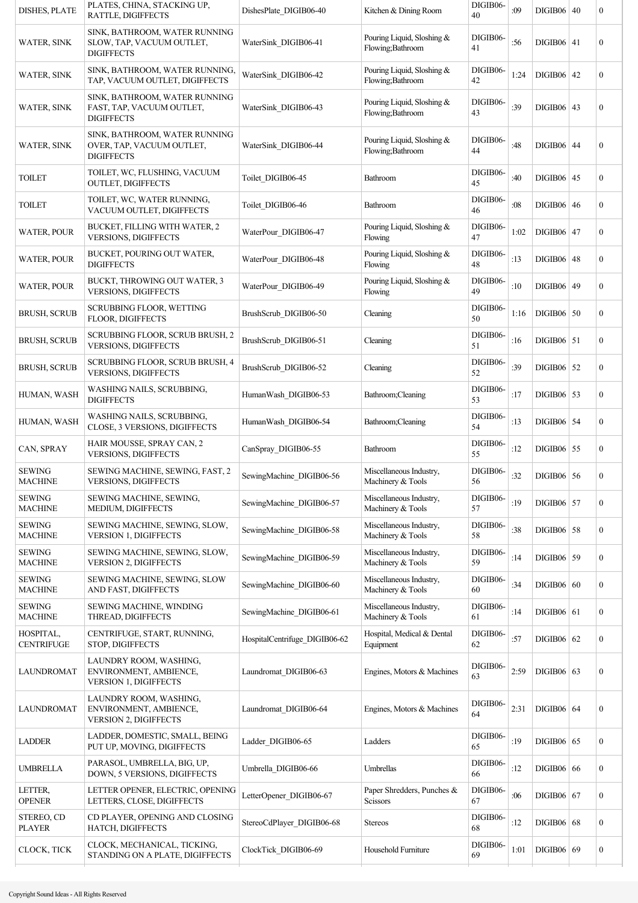| DISHES, PLATE | PLATES, CHINA, STACKING UP, RATTLE, DIGIFFECTS | DishesPlate_DIGIB06-40 | Kitchen & Dining Room | DIGIB06-40 | :09 | DIGIB06 | 40 | 0 |
|---|---|---|---|---|---|---|---|---|
| WATER, SINK | SINK, BATHROOM, WATER RUNNING SLOW, TAP, VACUUM OUTLET, DIGIFFECTS | WaterSink_DIGIB06-41 | Pouring Liquid, Sloshing & Flowing;Bathroom | DIGIB06-41 | :56 | DIGIB06 | 41 | 0 |
| WATER, SINK | SINK, BATHROOM, WATER RUNNING, TAP, VACUUM OUTLET, DIGIFFECTS | WaterSink_DIGIB06-42 | Pouring Liquid, Sloshing & Flowing;Bathroom | DIGIB06-42 | 1:24 | DIGIB06 | 42 | 0 |
| WATER, SINK | SINK, BATHROOM, WATER RUNNING FAST, TAP, VACUUM OUTLET, DIGIFFECTS | WaterSink_DIGIB06-43 | Pouring Liquid, Sloshing & Flowing;Bathroom | DIGIB06-43 | :39 | DIGIB06 | 43 | 0 |
| WATER, SINK | SINK, BATHROOM, WATER RUNNING OVER, TAP, VACUUM OUTLET, DIGIFFECTS | WaterSink_DIGIB06-44 | Pouring Liquid, Sloshing & Flowing;Bathroom | DIGIB06-44 | :48 | DIGIB06 | 44 | 0 |
| TOILET | TOILET, WC, FLUSHING, VACUUM OUTLET, DIGIFFECTS | Toilet_DIGIB06-45 | Bathroom | DIGIB06-45 | :40 | DIGIB06 | 45 | 0 |
| TOILET | TOILET, WC, WATER RUNNING, VACUUM OUTLET, DIGIFFECTS | Toilet_DIGIB06-46 | Bathroom | DIGIB06-46 | :08 | DIGIB06 | 46 | 0 |
| WATER, POUR | BUCKET, FILLING WITH WATER, 2 VERSIONS, DIGIFFECTS | WaterPour_DIGIB06-47 | Pouring Liquid, Sloshing & Flowing | DIGIB06-47 | 1:02 | DIGIB06 | 47 | 0 |
| WATER, POUR | BUCKET, POURING OUT WATER, DIGIFFECTS | WaterPour_DIGIB06-48 | Pouring Liquid, Sloshing & Flowing | DIGIB06-48 | :13 | DIGIB06 | 48 | 0 |
| WATER, POUR | BUCKT, THROWING OUT WATER, 3 VERSIONS, DIGIFFECTS | WaterPour_DIGIB06-49 | Pouring Liquid, Sloshing & Flowing | DIGIB06-49 | :10 | DIGIB06 | 49 | 0 |
| BRUSH, SCRUB | SCRUBBING FLOOR, WETTING FLOOR, DIGIFFECTS | BrushScrub_DIGIB06-50 | Cleaning | DIGIB06-50 | 1:16 | DIGIB06 | 50 | 0 |
| BRUSH, SCRUB | SCRUBBING FLOOR, SCRUB BRUSH, 2 VERSIONS, DIGIFFECTS | BrushScrub_DIGIB06-51 | Cleaning | DIGIB06-51 | :16 | DIGIB06 | 51 | 0 |
| BRUSH, SCRUB | SCRUBBING FLOOR, SCRUB BRUSH, 4 VERSIONS, DIGIFFECTS | BrushScrub_DIGIB06-52 | Cleaning | DIGIB06-52 | :39 | DIGIB06 | 52 | 0 |
| HUMAN, WASH | WASHING NAILS, SCRUBBING, DIGIFFECTS | HumanWash_DIGIB06-53 | Bathroom;Cleaning | DIGIB06-53 | :17 | DIGIB06 | 53 | 0 |
| HUMAN, WASH | WASHING NAILS, SCRUBBING, CLOSE, 3 VERSIONS, DIGIFFECTS | HumanWash_DIGIB06-54 | Bathroom;Cleaning | DIGIB06-54 | :13 | DIGIB06 | 54 | 0 |
| CAN, SPRAY | HAIR MOUSSE, SPRAY CAN, 2 VERSIONS, DIGIFFECTS | CanSpray_DIGIB06-55 | Bathroom | DIGIB06-55 | :12 | DIGIB06 | 55 | 0 |
| SEWING MACHINE | SEWING MACHINE, SEWING, FAST, 2 VERSIONS, DIGIFFECTS | SewingMachine_DIGIB06-56 | Miscellaneous Industry, Machinery & Tools | DIGIB06-56 | :32 | DIGIB06 | 56 | 0 |
| SEWING MACHINE | SEWING MACHINE, SEWING, MEDIUM, DIGIFFECTS | SewingMachine_DIGIB06-57 | Miscellaneous Industry, Machinery & Tools | DIGIB06-57 | :19 | DIGIB06 | 57 | 0 |
| SEWING MACHINE | SEWING MACHINE, SEWING, SLOW, VERSION 1, DIGIFFECTS | SewingMachine_DIGIB06-58 | Miscellaneous Industry, Machinery & Tools | DIGIB06-58 | :38 | DIGIB06 | 58 | 0 |
| SEWING MACHINE | SEWING MACHINE, SEWING, SLOW, VERSION 2, DIGIFFECTS | SewingMachine_DIGIB06-59 | Miscellaneous Industry, Machinery & Tools | DIGIB06-59 | :14 | DIGIB06 | 59 | 0 |
| SEWING MACHINE | SEWING MACHINE, SEWING, SLOW AND FAST, DIGIFFECTS | SewingMachine_DIGIB06-60 | Miscellaneous Industry, Machinery & Tools | DIGIB06-60 | :34 | DIGIB06 | 60 | 0 |
| SEWING MACHINE | SEWING MACHINE, WINDING THREAD, DIGIFFECTS | SewingMachine_DIGIB06-61 | Miscellaneous Industry, Machinery & Tools | DIGIB06-61 | :14 | DIGIB06 | 61 | 0 |
| HOSPITAL, CENTRIFUGE | CENTRIFUGE, START, RUNNING, STOP, DIGIFFECTS | HospitalCentrifuge_DIGIB06-62 | Hospital, Medical & Dental Equipment | DIGIB06-62 | :57 | DIGIB06 | 62 | 0 |
| LAUNDROMAT | LAUNDRY ROOM, WASHING, ENVIRONMENT, AMBIENCE, VERSION 1, DIGIFFECTS | Laundromat_DIGIB06-63 | Engines, Motors & Machines | DIGIB06-63 | 2:59 | DIGIB06 | 63 | 0 |
| LAUNDROMAT | LAUNDRY ROOM, WASHING, ENVIRONMENT, AMBIENCE, VERSION 2, DIGIFFECTS | Laundromat_DIGIB06-64 | Engines, Motors & Machines | DIGIB06-64 | 2:31 | DIGIB06 | 64 | 0 |
| LADDER | LADDER, DOMESTIC, SMALL, BEING PUT UP, MOVING, DIGIFFECTS | Ladder_DIGIB06-65 | Ladders | DIGIB06-65 | :19 | DIGIB06 | 65 | 0 |
| UMBRELLA | PARASOL, UMBRELLA, BIG, UP, DOWN, 5 VERSIONS, DIGIFFECTS | Umbrella_DIGIB06-66 | Umbrellas | DIGIB06-66 | :12 | DIGIB06 | 66 | 0 |
| LETTER, OPENER | LETTER OPENER, ELECTRIC, OPENING LETTERS, CLOSE, DIGIFFECTS | LetterOpener_DIGIB06-67 | Paper Shredders, Punches & Scissors | DIGIB06-67 | :06 | DIGIB06 | 67 | 0 |
| STEREO, CD PLAYER | CD PLAYER, OPENING AND CLOSING HATCH, DIGIFFECTS | StereoCdPlayer_DIGIB06-68 | Stereos | DIGIB06-68 | :12 | DIGIB06 | 68 | 0 |
| CLOCK, TICK | CLOCK, MECHANICAL, TICKING, STANDING ON A PLATE, DIGIFFECTS | ClockTick_DIGIB06-69 | Household Furniture | DIGIB06-69 | 1:01 | DIGIB06 | 69 | 0 |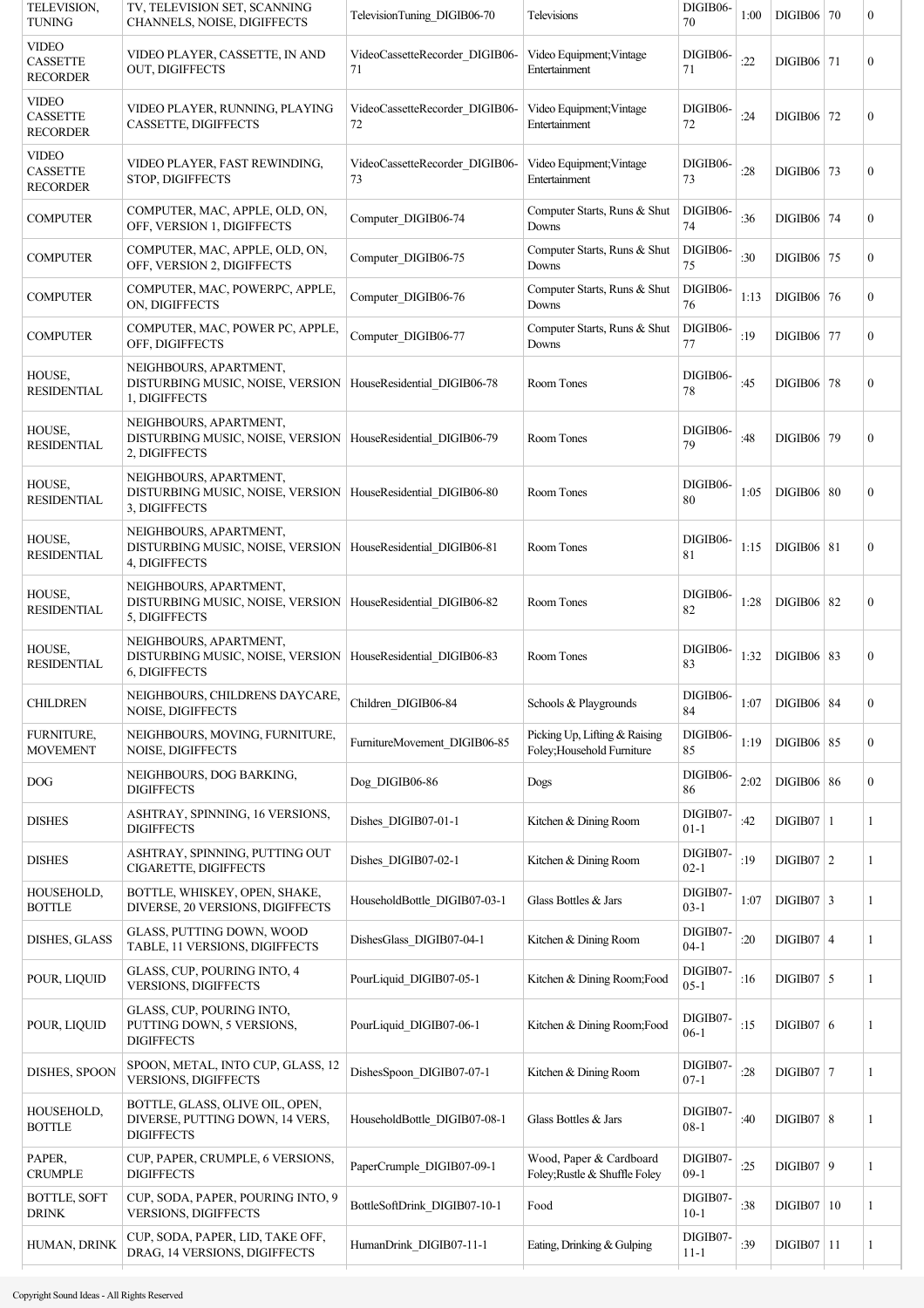| TELEVISION, TUNING | TV, TELEVISION SET, SCANNING CHANNELS, NOISE, DIGIFFECTS | TelevisionTuning_DIGIB06-70 | Televisions | DIGIB06-70 | 1:00 | DIGIB06 | 70 | 0 |
|---|---|---|---|---|---|---|---|---|
| VIDEO CASSETTE RECORDER | VIDEO PLAYER, CASSETTE, IN AND OUT, DIGIFFECTS | VideoCassetteRecorder_DIGIB06-71 | Video Equipment;Vintage Entertainment | DIGIB06-71 | :22 | DIGIB06 | 71 | 0 |
| VIDEO CASSETTE RECORDER | VIDEO PLAYER, RUNNING, PLAYING CASSETTE, DIGIFFECTS | VideoCassetteRecorder_DIGIB06-72 | Video Equipment;Vintage Entertainment | DIGIB06-72 | :24 | DIGIB06 | 72 | 0 |
| VIDEO CASSETTE RECORDER | VIDEO PLAYER, FAST REWINDING, STOP, DIGIFFECTS | VideoCassetteRecorder_DIGIB06-73 | Video Equipment;Vintage Entertainment | DIGIB06-73 | :28 | DIGIB06 | 73 | 0 |
| COMPUTER | COMPUTER, MAC, APPLE, OLD, ON, OFF, VERSION 1, DIGIFFECTS | Computer_DIGIB06-74 | Computer Starts, Runs & Shut Downs | DIGIB06-74 | :36 | DIGIB06 | 74 | 0 |
| COMPUTER | COMPUTER, MAC, APPLE, OLD, ON, OFF, VERSION 2, DIGIFFECTS | Computer_DIGIB06-75 | Computer Starts, Runs & Shut Downs | DIGIB06-75 | :30 | DIGIB06 | 75 | 0 |
| COMPUTER | COMPUTER, MAC, POWERPC, APPLE, ON, DIGIFFECTS | Computer_DIGIB06-76 | Computer Starts, Runs & Shut Downs | DIGIB06-76 | 1:13 | DIGIB06 | 76 | 0 |
| COMPUTER | COMPUTER, MAC, POWER PC, APPLE, OFF, DIGIFFECTS | Computer_DIGIB06-77 | Computer Starts, Runs & Shut Downs | DIGIB06-77 | :19 | DIGIB06 | 77 | 0 |
| HOUSE, RESIDENTIAL | NEIGHBOURS, APARTMENT, DISTURBING MUSIC, NOISE, VERSION 1, DIGIFFECTS | HouseResidential_DIGIB06-78 | Room Tones | DIGIB06-78 | :45 | DIGIB06 | 78 | 0 |
| HOUSE, RESIDENTIAL | NEIGHBOURS, APARTMENT, DISTURBING MUSIC, NOISE, VERSION 2, DIGIFFECTS | HouseResidential_DIGIB06-79 | Room Tones | DIGIB06-79 | :48 | DIGIB06 | 79 | 0 |
| HOUSE, RESIDENTIAL | NEIGHBOURS, APARTMENT, DISTURBING MUSIC, NOISE, VERSION 3, DIGIFFECTS | HouseResidential_DIGIB06-80 | Room Tones | DIGIB06-80 | 1:05 | DIGIB06 | 80 | 0 |
| HOUSE, RESIDENTIAL | NEIGHBOURS, APARTMENT, DISTURBING MUSIC, NOISE, VERSION 4, DIGIFFECTS | HouseResidential_DIGIB06-81 | Room Tones | DIGIB06-81 | 1:15 | DIGIB06 | 81 | 0 |
| HOUSE, RESIDENTIAL | NEIGHBOURS, APARTMENT, DISTURBING MUSIC, NOISE, VERSION 5, DIGIFFECTS | HouseResidential_DIGIB06-82 | Room Tones | DIGIB06-82 | 1:28 | DIGIB06 | 82 | 0 |
| HOUSE, RESIDENTIAL | NEIGHBOURS, APARTMENT, DISTURBING MUSIC, NOISE, VERSION 6, DIGIFFECTS | HouseResidential_DIGIB06-83 | Room Tones | DIGIB06-83 | 1:32 | DIGIB06 | 83 | 0 |
| CHILDREN | NEIGHBOURS, CHILDRENS DAYCARE, NOISE, DIGIFFECTS | Children_DIGIB06-84 | Schools & Playgrounds | DIGIB06-84 | 1:07 | DIGIB06 | 84 | 0 |
| FURNITURE, MOVEMENT | NEIGHBOURS, MOVING, FURNITURE, NOISE, DIGIFFECTS | FurnitureMovement_DIGIB06-85 | Picking Up, Lifting & Raising Foley;Household Furniture | DIGIB06-85 | 1:19 | DIGIB06 | 85 | 0 |
| DOG | NEIGHBOURS, DOG BARKING, DIGIFFECTS | Dog_DIGIB06-86 | Dogs | DIGIB06-86 | 2:02 | DIGIB06 | 86 | 0 |
| DISHES | ASHTRAY, SPINNING, 16 VERSIONS, DIGIFFECTS | Dishes_DIGIB07-01-1 | Kitchen & Dining Room | DIGIB07-01-1 | :42 | DIGIB07 | 1 | 1 |
| DISHES | ASHTRAY, SPINNING, PUTTING OUT CIGARETTE, DIGIFFECTS | Dishes_DIGIB07-02-1 | Kitchen & Dining Room | DIGIB07-02-1 | :19 | DIGIB07 | 2 | 1 |
| HOUSEHOLD, BOTTLE | BOTTLE, WHISKEY, OPEN, SHAKE, DIVERSE, 20 VERSIONS, DIGIFFECTS | HouseholdBottle_DIGIB07-03-1 | Glass Bottles & Jars | DIGIB07-03-1 | 1:07 | DIGIB07 | 3 | 1 |
| DISHES, GLASS | GLASS, PUTTING DOWN, WOOD TABLE, 11 VERSIONS, DIGIFFECTS | DishesGlass_DIGIB07-04-1 | Kitchen & Dining Room | DIGIB07-04-1 | :20 | DIGIB07 | 4 | 1 |
| POUR, LIQUID | GLASS, CUP, POURING INTO, 4 VERSIONS, DIGIFFECTS | PourLiquid_DIGIB07-05-1 | Kitchen & Dining Room;Food | DIGIB07-05-1 | :16 | DIGIB07 | 5 | 1 |
| POUR, LIQUID | GLASS, CUP, POURING INTO, PUTTING DOWN, 5 VERSIONS, DIGIFFECTS | PourLiquid_DIGIB07-06-1 | Kitchen & Dining Room;Food | DIGIB07-06-1 | :15 | DIGIB07 | 6 | 1 |
| DISHES, SPOON | SPOON, METAL, INTO CUP, GLASS, 12 VERSIONS, DIGIFFECTS | DishesSpoon_DIGIB07-07-1 | Kitchen & Dining Room | DIGIB07-07-1 | :28 | DIGIB07 | 7 | 1 |
| HOUSEHOLD, BOTTLE | BOTTLE, GLASS, OLIVE OIL, OPEN, DIVERSE, PUTTING DOWN, 14 VERS, DIGIFFECTS | HouseholdBottle_DIGIB07-08-1 | Glass Bottles & Jars | DIGIB07-08-1 | :40 | DIGIB07 | 8 | 1 |
| PAPER, CRUMPLE | CUP, PAPER, CRUMPLE, 6 VERSIONS, DIGIFFECTS | PaperCrumple_DIGIB07-09-1 | Wood, Paper & Cardboard Foley;Rustle & Shuffle Foley | DIGIB07-09-1 | :25 | DIGIB07 | 9 | 1 |
| BOTTLE, SOFT DRINK | CUP, SODA, PAPER, POURING INTO, 9 VERSIONS, DIGIFFECTS | BottleSoftDrink_DIGIB07-10-1 | Food | DIGIB07-10-1 | :38 | DIGIB07 | 10 | 1 |
| HUMAN, DRINK | CUP, SODA, PAPER, LID, TAKE OFF, DRAG, 14 VERSIONS, DIGIFFECTS | HumanDrink_DIGIB07-11-1 | Eating, Drinking & Gulping | DIGIB07-11-1 | :39 | DIGIB07 | 11 | 1 |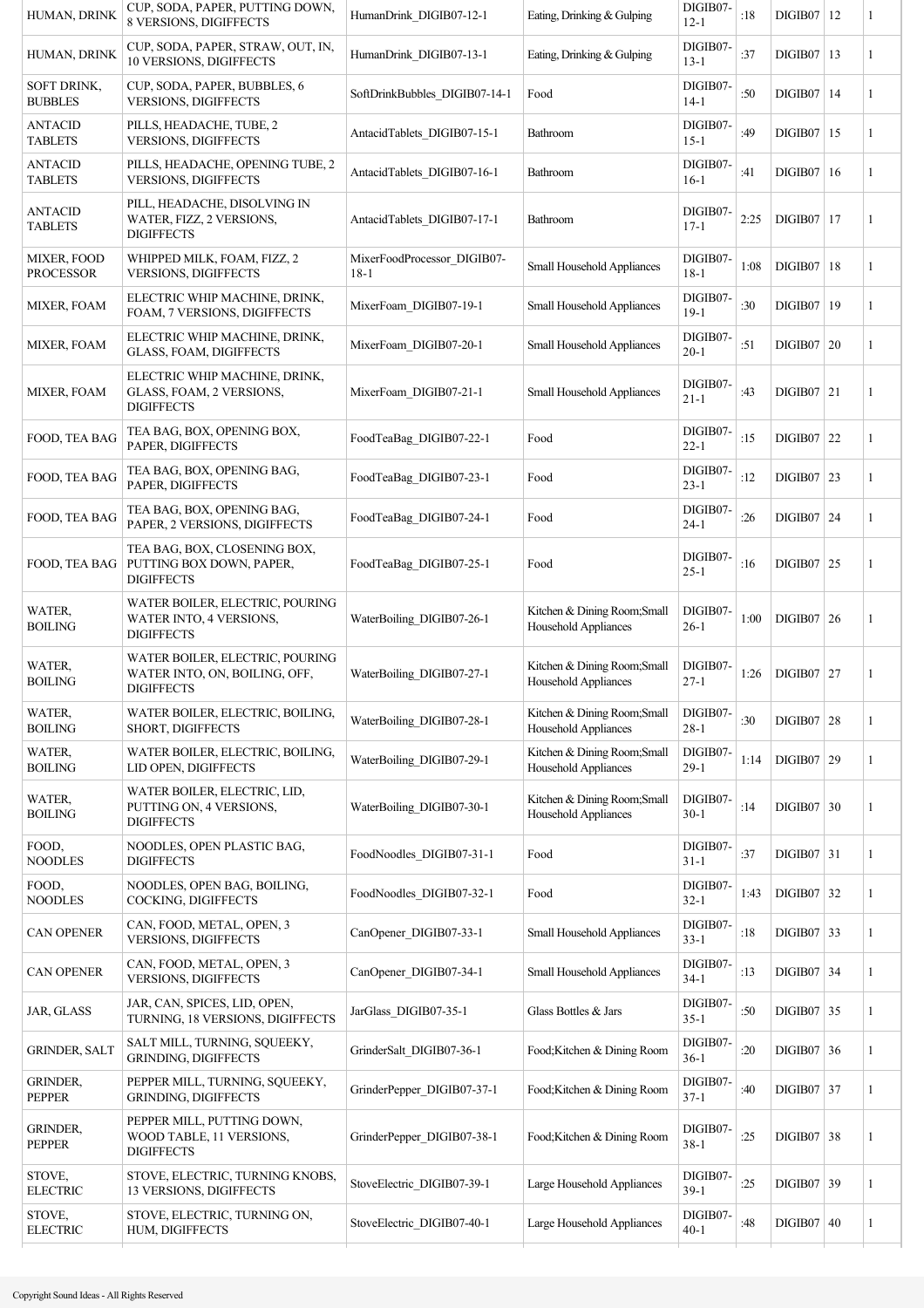| | | | | | | | | |
|---|---|---|---|---|---|---|---|---|
| HUMAN, DRINK | CUP, SODA, PAPER, PUTTING DOWN, 8 VERSIONS, DIGIFFECTS | HumanDrink_DIGIB07-12-1 | Eating, Drinking & Gulping | DIGIB07-12-1 | :18 | DIGIB07 | 12 | 1 |
| HUMAN, DRINK | CUP, SODA, PAPER, STRAW, OUT, IN, 10 VERSIONS, DIGIFFECTS | HumanDrink_DIGIB07-13-1 | Eating, Drinking & Gulping | DIGIB07-13-1 | :37 | DIGIB07 | 13 | 1 |
| SOFT DRINK, BUBBLES | CUP, SODA, PAPER, BUBBLES, 6 VERSIONS, DIGIFFECTS | SoftDrinkBubbles_DIGIB07-14-1 | Food | DIGIB07-14-1 | :50 | DIGIB07 | 14 | 1 |
| ANTACID TABLETS | PILLS, HEADACHE, TUBE, 2 VERSIONS, DIGIFFECTS | AntacidTablets_DIGIB07-15-1 | Bathroom | DIGIB07-15-1 | :49 | DIGIB07 | 15 | 1 |
| ANTACID TABLETS | PILLS, HEADACHE, OPENING TUBE, 2 VERSIONS, DIGIFFECTS | AntacidTablets_DIGIB07-16-1 | Bathroom | DIGIB07-16-1 | :41 | DIGIB07 | 16 | 1 |
| ANTACID TABLETS | PILL, HEADACHE, DISOLVING IN WATER, FIZZ, 2 VERSIONS, DIGIFFECTS | AntacidTablets_DIGIB07-17-1 | Bathroom | DIGIB07-17-1 | 2:25 | DIGIB07 | 17 | 1 |
| MIXER, FOOD PROCESSOR | WHIPPED MILK, FOAM, FIZZ, 2 VERSIONS, DIGIFFECTS | MixerFoodProcessor_DIGIB07-18-1 | Small Household Appliances | DIGIB07-18-1 | 1:08 | DIGIB07 | 18 | 1 |
| MIXER, FOAM | ELECTRIC WHIP MACHINE, DRINK, FOAM, 7 VERSIONS, DIGIFFECTS | MixerFoam_DIGIB07-19-1 | Small Household Appliances | DIGIB07-19-1 | :30 | DIGIB07 | 19 | 1 |
| MIXER, FOAM | ELECTRIC WHIP MACHINE, DRINK, GLASS, FOAM, DIGIFFECTS | MixerFoam_DIGIB07-20-1 | Small Household Appliances | DIGIB07-20-1 | :51 | DIGIB07 | 20 | 1 |
| MIXER, FOAM | ELECTRIC WHIP MACHINE, DRINK, GLASS, FOAM, 2 VERSIONS, DIGIFFECTS | MixerFoam_DIGIB07-21-1 | Small Household Appliances | DIGIB07-21-1 | :43 | DIGIB07 | 21 | 1 |
| FOOD, TEA BAG | TEA BAG, BOX, OPENING BOX, PAPER, DIGIFFECTS | FoodTeaBag_DIGIB07-22-1 | Food | DIGIB07-22-1 | :15 | DIGIB07 | 22 | 1 |
| FOOD, TEA BAG | TEA BAG, BOX, OPENING BAG, PAPER, DIGIFFECTS | FoodTeaBag_DIGIB07-23-1 | Food | DIGIB07-23-1 | :12 | DIGIB07 | 23 | 1 |
| FOOD, TEA BAG | TEA BAG, BOX, OPENING BAG, PAPER, 2 VERSIONS, DIGIFFECTS | FoodTeaBag_DIGIB07-24-1 | Food | DIGIB07-24-1 | :26 | DIGIB07 | 24 | 1 |
| FOOD, TEA BAG | TEA BAG, BOX, CLOSENING BOX, PUTTING BOX DOWN, PAPER, DIGIFFECTS | FoodTeaBag_DIGIB07-25-1 | Food | DIGIB07-25-1 | :16 | DIGIB07 | 25 | 1 |
| WATER, BOILING | WATER BOILER, ELECTRIC, POURING WATER INTO, 4 VERSIONS, DIGIFFECTS | WaterBoiling_DIGIB07-26-1 | Kitchen & Dining Room;Small Household Appliances | DIGIB07-26-1 | 1:00 | DIGIB07 | 26 | 1 |
| WATER, BOILING | WATER BOILER, ELECTRIC, POURING WATER INTO, ON, BOILING, OFF, DIGIFFECTS | WaterBoiling_DIGIB07-27-1 | Kitchen & Dining Room;Small Household Appliances | DIGIB07-27-1 | 1:26 | DIGIB07 | 27 | 1 |
| WATER, BOILING | WATER BOILER, ELECTRIC, BOILING, SHORT, DIGIFFECTS | WaterBoiling_DIGIB07-28-1 | Kitchen & Dining Room;Small Household Appliances | DIGIB07-28-1 | :30 | DIGIB07 | 28 | 1 |
| WATER, BOILING | WATER BOILER, ELECTRIC, BOILING, LID OPEN, DIGIFFECTS | WaterBoiling_DIGIB07-29-1 | Kitchen & Dining Room;Small Household Appliances | DIGIB07-29-1 | 1:14 | DIGIB07 | 29 | 1 |
| WATER, BOILING | WATER BOILER, ELECTRIC, LID, PUTTING ON, 4 VERSIONS, DIGIFFECTS | WaterBoiling_DIGIB07-30-1 | Kitchen & Dining Room;Small Household Appliances | DIGIB07-30-1 | :14 | DIGIB07 | 30 | 1 |
| FOOD, NOODLES | NOODLES, OPEN PLASTIC BAG, DIGIFFECTS | FoodNoodles_DIGIB07-31-1 | Food | DIGIB07-31-1 | :37 | DIGIB07 | 31 | 1 |
| FOOD, NOODLES | NOODLES, OPEN BAG, BOILING, COCKING, DIGIFFECTS | FoodNoodles_DIGIB07-32-1 | Food | DIGIB07-32-1 | 1:43 | DIGIB07 | 32 | 1 |
| CAN OPENER | CAN, FOOD, METAL, OPEN, 3 VERSIONS, DIGIFFECTS | CanOpener_DIGIB07-33-1 | Small Household Appliances | DIGIB07-33-1 | :18 | DIGIB07 | 33 | 1 |
| CAN OPENER | CAN, FOOD, METAL, OPEN, 3 VERSIONS, DIGIFFECTS | CanOpener_DIGIB07-34-1 | Small Household Appliances | DIGIB07-34-1 | :13 | DIGIB07 | 34 | 1 |
| JAR, GLASS | JAR, CAN, SPICES, LID, OPEN, TURNING, 18 VERSIONS, DIGIFFECTS | JarGlass_DIGIB07-35-1 | Glass Bottles & Jars | DIGIB07-35-1 | :50 | DIGIB07 | 35 | 1 |
| GRINDER, SALT | SALT MILL, TURNING, SQUEEKY, GRINDING, DIGIFFECTS | GrinderSalt_DIGIB07-36-1 | Food;Kitchen & Dining Room | DIGIB07-36-1 | :20 | DIGIB07 | 36 | 1 |
| GRINDER, PEPPER | PEPPER MILL, TURNING, SQUEEKY, GRINDING, DIGIFFECTS | GrinderPepper_DIGIB07-37-1 | Food;Kitchen & Dining Room | DIGIB07-37-1 | :40 | DIGIB07 | 37 | 1 |
| GRINDER, PEPPER | PEPPER MILL, PUTTING DOWN, WOOD TABLE, 11 VERSIONS, DIGIFFECTS | GrinderPepper_DIGIB07-38-1 | Food;Kitchen & Dining Room | DIGIB07-38-1 | :25 | DIGIB07 | 38 | 1 |
| STOVE, ELECTRIC | STOVE, ELECTRIC, TURNING KNOBS, 13 VERSIONS, DIGIFFECTS | StoveElectric_DIGIB07-39-1 | Large Household Appliances | DIGIB07-39-1 | :25 | DIGIB07 | 39 | 1 |
| STOVE, ELECTRIC | STOVE, ELECTRIC, TURNING ON, HUM, DIGIFFECTS | StoveElectric_DIGIB07-40-1 | Large Household Appliances | DIGIB07-40-1 | :48 | DIGIB07 | 40 | 1 |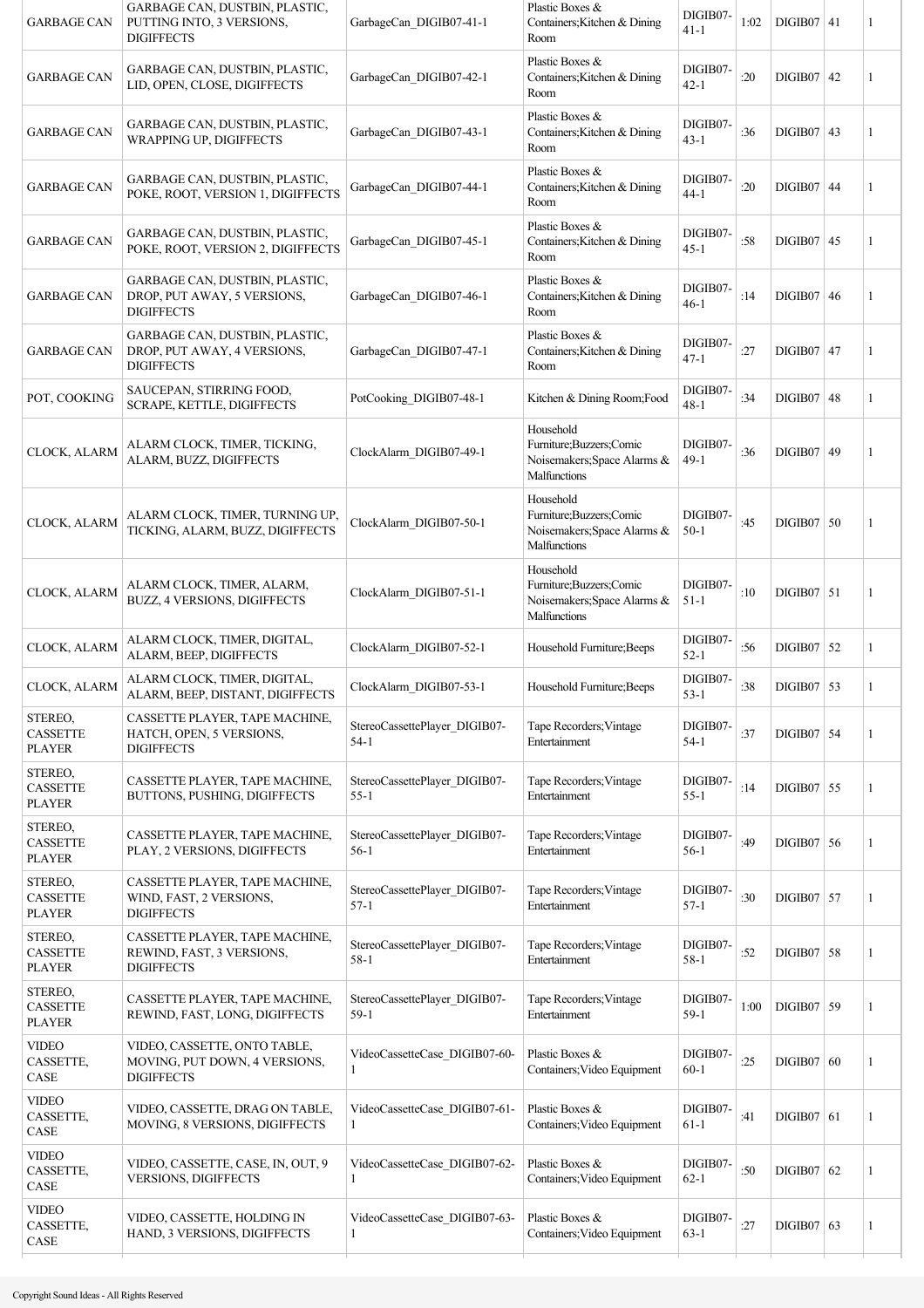| GARBAGE CAN | GARBAGE CAN, DUSTBIN, PLASTIC, PUTTING INTO, 3 VERSIONS, DIGIFFECTS | GarbageCan_DIGIB07-41-1 | Plastic Boxes & Containers;Kitchen & Dining Room | DIGIB07-41-1 | 1:02 | DIGIB07 | 41 | 1 |
|---|---|---|---|---|---|---|---|---|
| GARBAGE CAN | GARBAGE CAN, DUSTBIN, PLASTIC, LID, OPEN, CLOSE, DIGIFFECTS | GarbageCan_DIGIB07-42-1 | Plastic Boxes & Containers;Kitchen & Dining Room | DIGIB07-42-1 | :20 | DIGIB07 | 42 | 1 |
| GARBAGE CAN | GARBAGE CAN, DUSTBIN, PLASTIC, WRAPPING UP, DIGIFFECTS | GarbageCan_DIGIB07-43-1 | Plastic Boxes & Containers;Kitchen & Dining Room | DIGIB07-43-1 | :36 | DIGIB07 | 43 | 1 |
| GARBAGE CAN | GARBAGE CAN, DUSTBIN, PLASTIC, POKE, ROOT, VERSION 1, DIGIFFECTS | GarbageCan_DIGIB07-44-1 | Plastic Boxes & Containers;Kitchen & Dining Room | DIGIB07-44-1 | :20 | DIGIB07 | 44 | 1 |
| GARBAGE CAN | GARBAGE CAN, DUSTBIN, PLASTIC, POKE, ROOT, VERSION 2, DIGIFFECTS | GarbageCan_DIGIB07-45-1 | Plastic Boxes & Containers;Kitchen & Dining Room | DIGIB07-45-1 | :58 | DIGIB07 | 45 | 1 |
| GARBAGE CAN | GARBAGE CAN, DUSTBIN, PLASTIC, DROP, PUT AWAY, 5 VERSIONS, DIGIFFECTS | GarbageCan_DIGIB07-46-1 | Plastic Boxes & Containers;Kitchen & Dining Room | DIGIB07-46-1 | :14 | DIGIB07 | 46 | 1 |
| GARBAGE CAN | GARBAGE CAN, DUSTBIN, PLASTIC, DROP, PUT AWAY, 4 VERSIONS, DIGIFFECTS | GarbageCan_DIGIB07-47-1 | Plastic Boxes & Containers;Kitchen & Dining Room | DIGIB07-47-1 | :27 | DIGIB07 | 47 | 1 |
| POT, COOKING | SAUCEPAN, STIRRING FOOD, SCRAPE, KETTLE, DIGIFFECTS | PotCooking_DIGIB07-48-1 | Kitchen & Dining Room;Food | DIGIB07-48-1 | :34 | DIGIB07 | 48 | 1 |
| CLOCK, ALARM | ALARM CLOCK, TIMER, TICKING, ALARM, BUZZ, DIGIFFECTS | ClockAlarm_DIGIB07-49-1 | Household Furniture;Buzzers;Comic Noisemakers;Space Alarms & Malfunctions | DIGIB07-49-1 | :36 | DIGIB07 | 49 | 1 |
| CLOCK, ALARM | ALARM CLOCK, TIMER, TURNING UP, TICKING, ALARM, BUZZ, DIGIFFECTS | ClockAlarm_DIGIB07-50-1 | Household Furniture;Buzzers;Comic Noisemakers;Space Alarms & Malfunctions | DIGIB07-50-1 | :45 | DIGIB07 | 50 | 1 |
| CLOCK, ALARM | ALARM CLOCK, TIMER, ALARM, BUZZ, 4 VERSIONS, DIGIFFECTS | ClockAlarm_DIGIB07-51-1 | Household Furniture;Buzzers;Comic Noisemakers;Space Alarms & Malfunctions | DIGIB07-51-1 | :10 | DIGIB07 | 51 | 1 |
| CLOCK, ALARM | ALARM CLOCK, TIMER, DIGITAL, ALARM, BEEP, DIGIFFECTS | ClockAlarm_DIGIB07-52-1 | Household Furniture;Beeps | DIGIB07-52-1 | :56 | DIGIB07 | 52 | 1 |
| CLOCK, ALARM | ALARM CLOCK, TIMER, DIGITAL, ALARM, BEEP, DISTANT, DIGIFFECTS | ClockAlarm_DIGIB07-53-1 | Household Furniture;Beeps | DIGIB07-53-1 | :38 | DIGIB07 | 53 | 1 |
| STEREO, CASSETTE PLAYER | CASSETTE PLAYER, TAPE MACHINE, HATCH, OPEN, 5 VERSIONS, DIGIFFECTS | StereoCassettePlayer_DIGIB07-54-1 | Tape Recorders;Vintage Entertainment | DIGIB07-54-1 | :37 | DIGIB07 | 54 | 1 |
| STEREO, CASSETTE PLAYER | CASSETTE PLAYER, TAPE MACHINE, BUTTONS, PUSHING, DIGIFFECTS | StereoCassettePlayer_DIGIB07-55-1 | Tape Recorders;Vintage Entertainment | DIGIB07-55-1 | :14 | DIGIB07 | 55 | 1 |
| STEREO, CASSETTE PLAYER | CASSETTE PLAYER, TAPE MACHINE, PLAY, 2 VERSIONS, DIGIFFECTS | StereoCassettePlayer_DIGIB07-56-1 | Tape Recorders;Vintage Entertainment | DIGIB07-56-1 | :49 | DIGIB07 | 56 | 1 |
| STEREO, CASSETTE PLAYER | CASSETTE PLAYER, TAPE MACHINE, WIND, FAST, 2 VERSIONS, DIGIFFECTS | StereoCassettePlayer_DIGIB07-57-1 | Tape Recorders;Vintage Entertainment | DIGIB07-57-1 | :30 | DIGIB07 | 57 | 1 |
| STEREO, CASSETTE PLAYER | CASSETTE PLAYER, TAPE MACHINE, REWIND, FAST, 3 VERSIONS, DIGIFFECTS | StereoCassettePlayer_DIGIB07-58-1 | Tape Recorders;Vintage Entertainment | DIGIB07-58-1 | :52 | DIGIB07 | 58 | 1 |
| STEREO, CASSETTE PLAYER | CASSETTE PLAYER, TAPE MACHINE, REWIND, FAST, LONG, DIGIFFECTS | StereoCassettePlayer_DIGIB07-59-1 | Tape Recorders;Vintage Entertainment | DIGIB07-59-1 | 1:00 | DIGIB07 | 59 | 1 |
| VIDEO CASSETTE, CASE | VIDEO, CASSETTE, ONTO TABLE, MOVING, PUT DOWN, 4 VERSIONS, DIGIFFECTS | VideoCassetteCase_DIGIB07-60-1 | Plastic Boxes & Containers;Video Equipment | DIGIB07-60-1 | :25 | DIGIB07 | 60 | 1 |
| VIDEO CASSETTE, CASE | VIDEO, CASSETTE, DRAG ON TABLE, MOVING, 8 VERSIONS, DIGIFFECTS | VideoCassetteCase_DIGIB07-61-1 | Plastic Boxes & Containers;Video Equipment | DIGIB07-61-1 | :41 | DIGIB07 | 61 | 1 |
| VIDEO CASSETTE, CASE | VIDEO, CASSETTE, CASE, IN, OUT, 9 VERSIONS, DIGIFFECTS | VideoCassetteCase_DIGIB07-62-1 | Plastic Boxes & Containers;Video Equipment | DIGIB07-62-1 | :50 | DIGIB07 | 62 | 1 |
| VIDEO CASSETTE, CASE | VIDEO, CASSETTE, HOLDING IN HAND, 3 VERSIONS, DIGIFFECTS | VideoCassetteCase_DIGIB07-63-1 | Plastic Boxes & Containers;Video Equipment | DIGIB07-63-1 | :27 | DIGIB07 | 63 | 1 |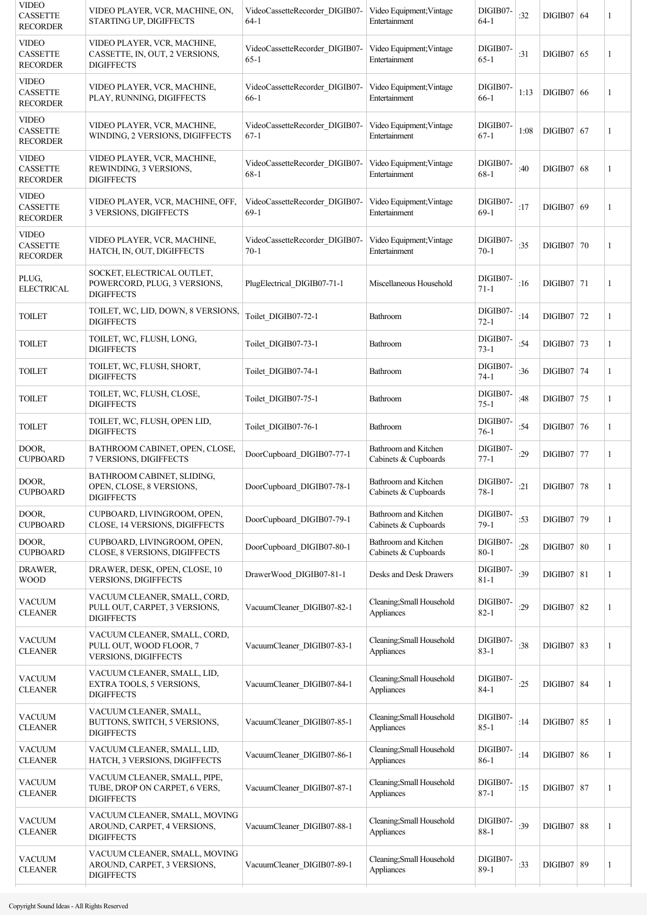| | | | | | | | | |
|---|---|---|---|---|---|---|---|---|
| VIDEO CASSETTE RECORDER | VIDEO PLAYER, VCR, MACHINE, ON, STARTING UP, DIGIFFECTS | VideoCassetteRecorder_DIGIB07-64-1 | Video Equipment;Vintage Entertainment | DIGIB07-64-1 | :32 | DIGIB07 | 64 | 1 |
| VIDEO CASSETTE RECORDER | VIDEO PLAYER, VCR, MACHINE, CASSETTE, IN, OUT, 2 VERSIONS, DIGIFFECTS | VideoCassetteRecorder_DIGIB07-65-1 | Video Equipment;Vintage Entertainment | DIGIB07-65-1 | :31 | DIGIB07 | 65 | 1 |
| VIDEO CASSETTE RECORDER | VIDEO PLAYER, VCR, MACHINE, PLAY, RUNNING, DIGIFFECTS | VideoCassetteRecorder_DIGIB07-66-1 | Video Equipment;Vintage Entertainment | DIGIB07-66-1 | 1:13 | DIGIB07 | 66 | 1 |
| VIDEO CASSETTE RECORDER | VIDEO PLAYER, VCR, MACHINE, WINDING, 2 VERSIONS, DIGIFFECTS | VideoCassetteRecorder_DIGIB07-67-1 | Video Equipment;Vintage Entertainment | DIGIB07-67-1 | 1:08 | DIGIB07 | 67 | 1 |
| VIDEO CASSETTE RECORDER | VIDEO PLAYER, VCR, MACHINE, REWINDING, 3 VERSIONS, DIGIFFECTS | VideoCassetteRecorder_DIGIB07-68-1 | Video Equipment;Vintage Entertainment | DIGIB07-68-1 | :40 | DIGIB07 | 68 | 1 |
| VIDEO CASSETTE RECORDER | VIDEO PLAYER, VCR, MACHINE, OFF, 3 VERSIONS, DIGIFFECTS | VideoCassetteRecorder_DIGIB07-69-1 | Video Equipment;Vintage Entertainment | DIGIB07-69-1 | :17 | DIGIB07 | 69 | 1 |
| VIDEO CASSETTE RECORDER | VIDEO PLAYER, VCR, MACHINE, HATCH, IN, OUT, DIGIFFECTS | VideoCassetteRecorder_DIGIB07-70-1 | Video Equipment;Vintage Entertainment | DIGIB07-70-1 | :35 | DIGIB07 | 70 | 1 |
| PLUG, ELECTRICAL | SOCKET, ELECTRICAL OUTLET, POWERCORD, PLUG, 3 VERSIONS, DIGIFFECTS | PlugElectrical_DIGIB07-71-1 | Miscellaneous Household | DIGIB07-71-1 | :16 | DIGIB07 | 71 | 1 |
| TOILET | TOILET, WC, LID, DOWN, 8 VERSIONS, DIGIFFECTS | Toilet_DIGIB07-72-1 | Bathroom | DIGIB07-72-1 | :14 | DIGIB07 | 72 | 1 |
| TOILET | TOILET, WC, FLUSH, LONG, DIGIFFECTS | Toilet_DIGIB07-73-1 | Bathroom | DIGIB07-73-1 | :54 | DIGIB07 | 73 | 1 |
| TOILET | TOILET, WC, FLUSH, SHORT, DIGIFFECTS | Toilet_DIGIB07-74-1 | Bathroom | DIGIB07-74-1 | :36 | DIGIB07 | 74 | 1 |
| TOILET | TOILET, WC, FLUSH, CLOSE, DIGIFFECTS | Toilet_DIGIB07-75-1 | Bathroom | DIGIB07-75-1 | :48 | DIGIB07 | 75 | 1 |
| TOILET | TOILET, WC, FLUSH, OPEN LID, DIGIFFECTS | Toilet_DIGIB07-76-1 | Bathroom | DIGIB07-76-1 | :54 | DIGIB07 | 76 | 1 |
| DOOR, CUPBOARD | BATHROOM CABINET, OPEN, CLOSE, 7 VERSIONS, DIGIFFECTS | DoorCupboard_DIGIB07-77-1 | Bathroom and Kitchen Cabinets & Cupboards | DIGIB07-77-1 | :29 | DIGIB07 | 77 | 1 |
| DOOR, CUPBOARD | BATHROOM CABINET, SLIDING, OPEN, CLOSE, 8 VERSIONS, DIGIFFECTS | DoorCupboard_DIGIB07-78-1 | Bathroom and Kitchen Cabinets & Cupboards | DIGIB07-78-1 | :21 | DIGIB07 | 78 | 1 |
| DOOR, CUPBOARD | CUPBOARD, LIVINGROOM, OPEN, CLOSE, 14 VERSIONS, DIGIFFECTS | DoorCupboard_DIGIB07-79-1 | Bathroom and Kitchen Cabinets & Cupboards | DIGIB07-79-1 | :53 | DIGIB07 | 79 | 1 |
| DOOR, CUPBOARD | CUPBOARD, LIVINGROOM, OPEN, CLOSE, 8 VERSIONS, DIGIFFECTS | DoorCupboard_DIGIB07-80-1 | Bathroom and Kitchen Cabinets & Cupboards | DIGIB07-80-1 | :28 | DIGIB07 | 80 | 1 |
| DRAWER, WOOD | DRAWER, DESK, OPEN, CLOSE, 10 VERSIONS, DIGIFFECTS | DrawerWood_DIGIB07-81-1 | Desks and Desk Drawers | DIGIB07-81-1 | :39 | DIGIB07 | 81 | 1 |
| VACUUM CLEANER | VACUUM CLEANER, SMALL, CORD, PULL OUT, CARPET, 3 VERSIONS, DIGIFFECTS | VacuumCleaner_DIGIB07-82-1 | Cleaning;Small Household Appliances | DIGIB07-82-1 | :29 | DIGIB07 | 82 | 1 |
| VACUUM CLEANER | VACUUM CLEANER, SMALL, CORD, PULL OUT, WOOD FLOOR, 7 VERSIONS, DIGIFFECTS | VacuumCleaner_DIGIB07-83-1 | Cleaning;Small Household Appliances | DIGIB07-83-1 | :38 | DIGIB07 | 83 | 1 |
| VACUUM CLEANER | VACUUM CLEANER, SMALL, LID, EXTRA TOOLS, 5 VERSIONS, DIGIFFECTS | VacuumCleaner_DIGIB07-84-1 | Cleaning;Small Household Appliances | DIGIB07-84-1 | :25 | DIGIB07 | 84 | 1 |
| VACUUM CLEANER | VACUUM CLEANER, SMALL, BUTTONS, SWITCH, 5 VERSIONS, DIGIFFECTS | VacuumCleaner_DIGIB07-85-1 | Cleaning;Small Household Appliances | DIGIB07-85-1 | :14 | DIGIB07 | 85 | 1 |
| VACUUM CLEANER | VACUUM CLEANER, SMALL, LID, HATCH, 3 VERSIONS, DIGIFFECTS | VacuumCleaner_DIGIB07-86-1 | Cleaning;Small Household Appliances | DIGIB07-86-1 | :14 | DIGIB07 | 86 | 1 |
| VACUUM CLEANER | VACUUM CLEANER, SMALL, PIPE, TUBE, DROP ON CARPET, 6 VERS, DIGIFFECTS | VacuumCleaner_DIGIB07-87-1 | Cleaning;Small Household Appliances | DIGIB07-87-1 | :15 | DIGIB07 | 87 | 1 |
| VACUUM CLEANER | VACUUM CLEANER, SMALL, MOVING AROUND, CARPET, 4 VERSIONS, DIGIFFECTS | VacuumCleaner_DIGIB07-88-1 | Cleaning;Small Household Appliances | DIGIB07-88-1 | :39 | DIGIB07 | 88 | 1 |
| VACUUM CLEANER | VACUUM CLEANER, SMALL, MOVING AROUND, CARPET, 3 VERSIONS, DIGIFFECTS | VacuumCleaner_DIGIB07-89-1 | Cleaning;Small Household Appliances | DIGIB07-89-1 | :33 | DIGIB07 | 89 | 1 |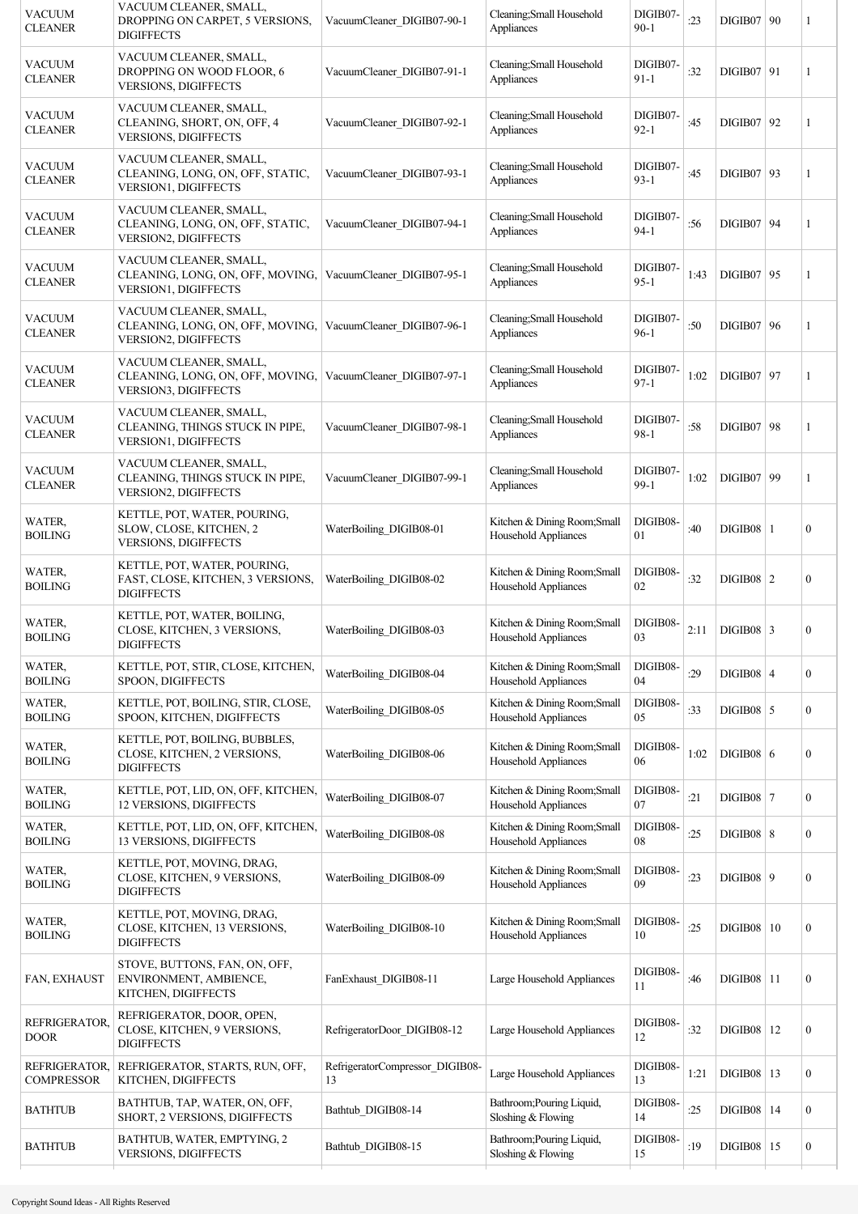| | | | | | | | | |
|---|---|---|---|---|---|---|---|---|
| VACUUM CLEANER | VACUUM CLEANER, SMALL, DROPPING ON CARPET, 5 VERSIONS, DIGIFFECTS | VacuumCleaner_DIGIB07-90-1 | Cleaning;Small Household Appliances | DIGIB07-90-1 | :23 | DIGIB07 | 90 | 1 |
| VACUUM CLEANER | VACUUM CLEANER, SMALL, DROPPING ON WOOD FLOOR, 6 VERSIONS, DIGIFFECTS | VacuumCleaner_DIGIB07-91-1 | Cleaning;Small Household Appliances | DIGIB07-91-1 | :32 | DIGIB07 | 91 | 1 |
| VACUUM CLEANER | VACUUM CLEANER, SMALL, CLEANING, SHORT, ON, OFF, 4 VERSIONS, DIGIFFECTS | VacuumCleaner_DIGIB07-92-1 | Cleaning;Small Household Appliances | DIGIB07-92-1 | :45 | DIGIB07 | 92 | 1 |
| VACUUM CLEANER | VACUUM CLEANER, SMALL, CLEANING, LONG, ON, OFF, STATIC, VERSION1, DIGIFFECTS | VacuumCleaner_DIGIB07-93-1 | Cleaning;Small Household Appliances | DIGIB07-93-1 | :45 | DIGIB07 | 93 | 1 |
| VACUUM CLEANER | VACUUM CLEANER, SMALL, CLEANING, LONG, ON, OFF, STATIC, VERSION2, DIGIFFECTS | VacuumCleaner_DIGIB07-94-1 | Cleaning;Small Household Appliances | DIGIB07-94-1 | :56 | DIGIB07 | 94 | 1 |
| VACUUM CLEANER | VACUUM CLEANER, SMALL, CLEANING, LONG, ON, OFF, MOVING, VERSION1, DIGIFFECTS | VacuumCleaner_DIGIB07-95-1 | Cleaning;Small Household Appliances | DIGIB07-95-1 | 1:43 | DIGIB07 | 95 | 1 |
| VACUUM CLEANER | VACUUM CLEANER, SMALL, CLEANING, LONG, ON, OFF, MOVING, VERSION2, DIGIFFECTS | VacuumCleaner_DIGIB07-96-1 | Cleaning;Small Household Appliances | DIGIB07-96-1 | :50 | DIGIB07 | 96 | 1 |
| VACUUM CLEANER | VACUUM CLEANER, SMALL, CLEANING, LONG, ON, OFF, MOVING, VERSION3, DIGIFFECTS | VacuumCleaner_DIGIB07-97-1 | Cleaning;Small Household Appliances | DIGIB07-97-1 | 1:02 | DIGIB07 | 97 | 1 |
| VACUUM CLEANER | VACUUM CLEANER, SMALL, CLEANING, THINGS STUCK IN PIPE, VERSION1, DIGIFFECTS | VacuumCleaner_DIGIB07-98-1 | Cleaning;Small Household Appliances | DIGIB07-98-1 | :58 | DIGIB07 | 98 | 1 |
| VACUUM CLEANER | VACUUM CLEANER, SMALL, CLEANING, THINGS STUCK IN PIPE, VERSION2, DIGIFFECTS | VacuumCleaner_DIGIB07-99-1 | Cleaning;Small Household Appliances | DIGIB07-99-1 | 1:02 | DIGIB07 | 99 | 1 |
| WATER, BOILING | KETTLE, POT, WATER, POURING, SLOW, CLOSE, KITCHEN, 2 VERSIONS, DIGIFFECTS | WaterBoiling_DIGIB08-01 | Kitchen & Dining Room;Small Household Appliances | DIGIB08-01 | :40 | DIGIB08 | 1 | 0 |
| WATER, BOILING | KETTLE, POT, WATER, POURING, FAST, CLOSE, KITCHEN, 3 VERSIONS, DIGIFFECTS | WaterBoiling_DIGIB08-02 | Kitchen & Dining Room;Small Household Appliances | DIGIB08-02 | :32 | DIGIB08 | 2 | 0 |
| WATER, BOILING | KETTLE, POT, WATER, BOILING, CLOSE, KITCHEN, 3 VERSIONS, DIGIFFECTS | WaterBoiling_DIGIB08-03 | Kitchen & Dining Room;Small Household Appliances | DIGIB08-03 | 2:11 | DIGIB08 | 3 | 0 |
| WATER, BOILING | KETTLE, POT, STIR, CLOSE, KITCHEN, SPOON, DIGIFFECTS | WaterBoiling_DIGIB08-04 | Kitchen & Dining Room;Small Household Appliances | DIGIB08-04 | :29 | DIGIB08 | 4 | 0 |
| WATER, BOILING | KETTLE, POT, BOILING, STIR, CLOSE, SPOON, KITCHEN, DIGIFFECTS | WaterBoiling_DIGIB08-05 | Kitchen & Dining Room;Small Household Appliances | DIGIB08-05 | :33 | DIGIB08 | 5 | 0 |
| WATER, BOILING | KETTLE, POT, BOILING, BUBBLES, CLOSE, KITCHEN, 2 VERSIONS, DIGIFFECTS | WaterBoiling_DIGIB08-06 | Kitchen & Dining Room;Small Household Appliances | DIGIB08-06 | 1:02 | DIGIB08 | 6 | 0 |
| WATER, BOILING | KETTLE, POT, LID, ON, OFF, KITCHEN, 12 VERSIONS, DIGIFFECTS | WaterBoiling_DIGIB08-07 | Kitchen & Dining Room;Small Household Appliances | DIGIB08-07 | :21 | DIGIB08 | 7 | 0 |
| WATER, BOILING | KETTLE, POT, LID, ON, OFF, KITCHEN, 13 VERSIONS, DIGIFFECTS | WaterBoiling_DIGIB08-08 | Kitchen & Dining Room;Small Household Appliances | DIGIB08-08 | :25 | DIGIB08 | 8 | 0 |
| WATER, BOILING | KETTLE, POT, MOVING, DRAG, CLOSE, KITCHEN, 9 VERSIONS, DIGIFFECTS | WaterBoiling_DIGIB08-09 | Kitchen & Dining Room;Small Household Appliances | DIGIB08-09 | :23 | DIGIB08 | 9 | 0 |
| WATER, BOILING | KETTLE, POT, MOVING, DRAG, CLOSE, KITCHEN, 13 VERSIONS, DIGIFFECTS | WaterBoiling_DIGIB08-10 | Kitchen & Dining Room;Small Household Appliances | DIGIB08-10 | :25 | DIGIB08 | 10 | 0 |
| FAN, EXHAUST | STOVE, BUTTONS, FAN, ON, OFF, ENVIRONMENT, AMBIENCE, KITCHEN, DIGIFFECTS | FanExhaust_DIGIB08-11 | Large Household Appliances | DIGIB08-11 | :46 | DIGIB08 | 11 | 0 |
| REFRIGERATOR, DOOR | REFRIGERATOR, DOOR, OPEN, CLOSE, KITCHEN, 9 VERSIONS, DIGIFFECTS | RefrigeratorDoor_DIGIB08-12 | Large Household Appliances | DIGIB08-12 | :32 | DIGIB08 | 12 | 0 |
| REFRIGERATOR, COMPRESSOR | REFRIGERATOR, STARTS, RUN, OFF, KITCHEN, DIGIFFECTS | RefrigeratorCompressor_DIGIB08-13 | Large Household Appliances | DIGIB08-13 | 1:21 | DIGIB08 | 13 | 0 |
| BATHTUB | BATHTUB, TAP, WATER, ON, OFF, SHORT, 2 VERSIONS, DIGIFFECTS | Bathtub_DIGIB08-14 | Bathroom;Pouring Liquid, Sloshing & Flowing | DIGIB08-14 | :25 | DIGIB08 | 14 | 0 |
| BATHTUB | BATHTUB, WATER, EMPTYING, 2 VERSIONS, DIGIFFECTS | Bathtub_DIGIB08-15 | Bathroom;Pouring Liquid, Sloshing & Flowing | DIGIB08-15 | :19 | DIGIB08 | 15 | 0 |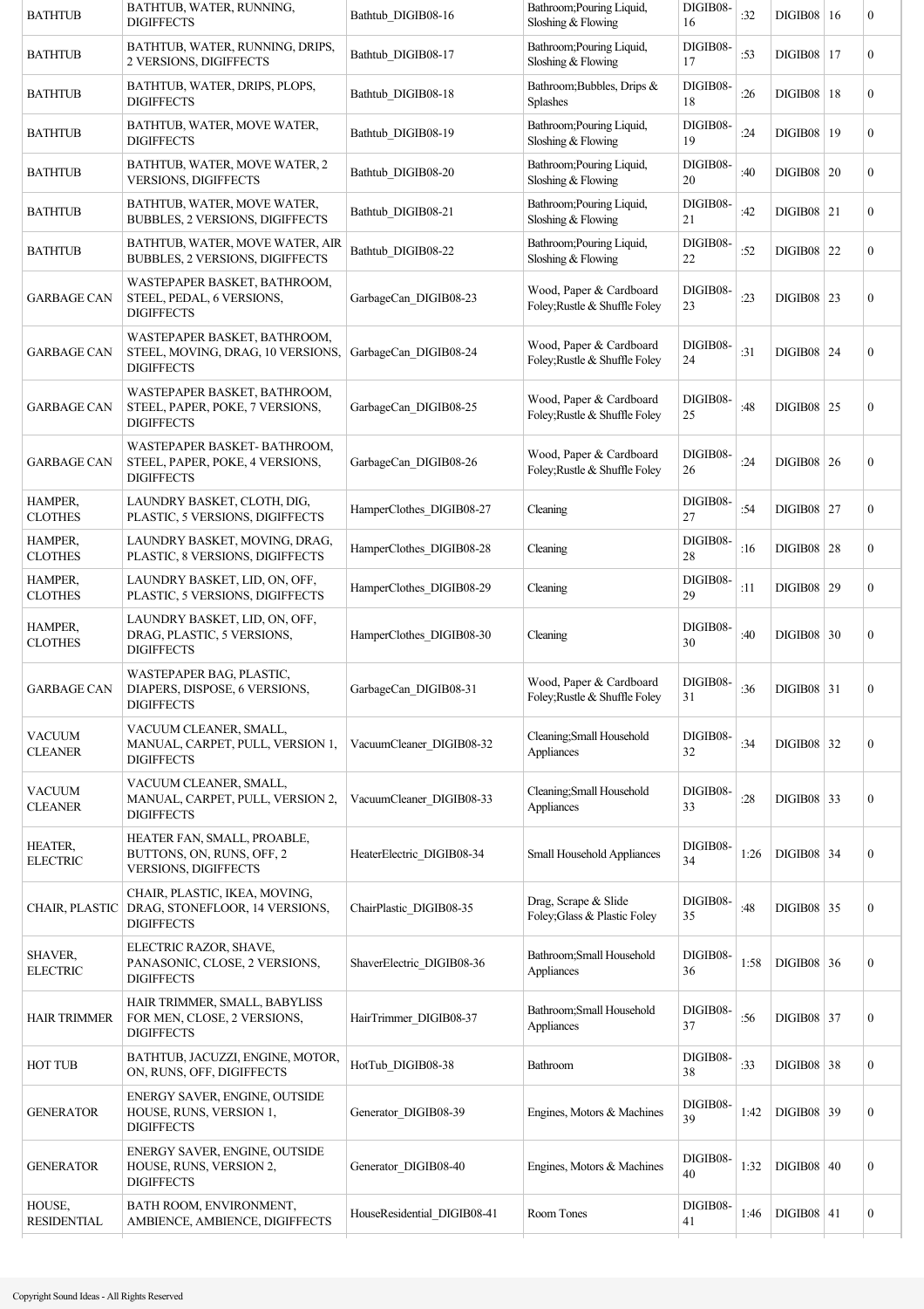| BATHTUB | BATHTUB, WATER, RUNNING, DIGIFFECTS | Bathtub_DIGIB08-16 | Bathroom;Pouring Liquid, Sloshing & Flowing | DIGIB08-16 | :32 | DIGIB08 | 16 | 0 |
|---|---|---|---|---|---|---|---|---|
| BATHTUB | BATHTUB, WATER, RUNNING, DRIPS, 2 VERSIONS, DIGIFFECTS | Bathtub_DIGIB08-17 | Bathroom;Pouring Liquid, Sloshing & Flowing | DIGIB08-17 | :53 | DIGIB08 | 17 | 0 |
| BATHTUB | BATHTUB, WATER, DRIPS, PLOPS, DIGIFFECTS | Bathtub_DIGIB08-18 | Bathroom;Bubbles, Drips & Splashes | DIGIB08-18 | :26 | DIGIB08 | 18 | 0 |
| BATHTUB | BATHTUB, WATER, MOVE WATER, DIGIFFECTS | Bathtub_DIGIB08-19 | Bathroom;Pouring Liquid, Sloshing & Flowing | DIGIB08-19 | :24 | DIGIB08 | 19 | 0 |
| BATHTUB | BATHTUB, WATER, MOVE WATER, 2 VERSIONS, DIGIFFECTS | Bathtub_DIGIB08-20 | Bathroom;Pouring Liquid, Sloshing & Flowing | DIGIB08-20 | :40 | DIGIB08 | 20 | 0 |
| BATHTUB | BATHTUB, WATER, MOVE WATER, BUBBLES, 2 VERSIONS, DIGIFFECTS | Bathtub_DIGIB08-21 | Bathroom;Pouring Liquid, Sloshing & Flowing | DIGIB08-21 | :42 | DIGIB08 | 21 | 0 |
| BATHTUB | BATHTUB, WATER, MOVE WATER, AIR BUBBLES, 2 VERSIONS, DIGIFFECTS | Bathtub_DIGIB08-22 | Bathroom;Pouring Liquid, Sloshing & Flowing | DIGIB08-22 | :52 | DIGIB08 | 22 | 0 |
| GARBAGE CAN | WASTEPAPER BASKET, BATHROOM, STEEL, PEDAL, 6 VERSIONS, DIGIFFECTS | GarbageCan_DIGIB08-23 | Wood, Paper & Cardboard Foley;Rustle & Shuffle Foley | DIGIB08-23 | :23 | DIGIB08 | 23 | 0 |
| GARBAGE CAN | WASTEPAPER BASKET, BATHROOM, STEEL, MOVING, DRAG, 10 VERSIONS, DIGIFFECTS | GarbageCan_DIGIB08-24 | Wood, Paper & Cardboard Foley;Rustle & Shuffle Foley | DIGIB08-24 | :31 | DIGIB08 | 24 | 0 |
| GARBAGE CAN | WASTEPAPER BASKET, BATHROOM, STEEL, PAPER, POKE, 7 VERSIONS, DIGIFFECTS | GarbageCan_DIGIB08-25 | Wood, Paper & Cardboard Foley;Rustle & Shuffle Foley | DIGIB08-25 | :48 | DIGIB08 | 25 | 0 |
| GARBAGE CAN | WASTEPAPER BASKET- BATHROOM, STEEL, PAPER, POKE, 4 VERSIONS, DIGIFFECTS | GarbageCan_DIGIB08-26 | Wood, Paper & Cardboard Foley;Rustle & Shuffle Foley | DIGIB08-26 | :24 | DIGIB08 | 26 | 0 |
| HAMPER, CLOTHES | LAUNDRY BASKET, CLOTH, DIG, PLASTIC, 5 VERSIONS, DIGIFFECTS | HamperClothes_DIGIB08-27 | Cleaning | DIGIB08-27 | :54 | DIGIB08 | 27 | 0 |
| HAMPER, CLOTHES | LAUNDRY BASKET, MOVING, DRAG, PLASTIC, 8 VERSIONS, DIGIFFECTS | HamperClothes_DIGIB08-28 | Cleaning | DIGIB08-28 | :16 | DIGIB08 | 28 | 0 |
| HAMPER, CLOTHES | LAUNDRY BASKET, LID, ON, OFF, PLASTIC, 5 VERSIONS, DIGIFFECTS | HamperClothes_DIGIB08-29 | Cleaning | DIGIB08-29 | :11 | DIGIB08 | 29 | 0 |
| HAMPER, CLOTHES | LAUNDRY BASKET, LID, ON, OFF, DRAG, PLASTIC, 5 VERSIONS, DIGIFFECTS | HamperClothes_DIGIB08-30 | Cleaning | DIGIB08-30 | :40 | DIGIB08 | 30 | 0 |
| GARBAGE CAN | WASTEPAPER BAG, PLASTIC, DIAPERS, DISPOSE, 6 VERSIONS, DIGIFFECTS | GarbageCan_DIGIB08-31 | Wood, Paper & Cardboard Foley;Rustle & Shuffle Foley | DIGIB08-31 | :36 | DIGIB08 | 31 | 0 |
| VACUUM CLEANER | VACUUM CLEANER, SMALL, MANUAL, CARPET, PULL, VERSION 1, DIGIFFECTS | VacuumCleaner_DIGIB08-32 | Cleaning;Small Household Appliances | DIGIB08-32 | :34 | DIGIB08 | 32 | 0 |
| VACUUM CLEANER | VACUUM CLEANER, SMALL, MANUAL, CARPET, PULL, VERSION 2, DIGIFFECTS | VacuumCleaner_DIGIB08-33 | Cleaning;Small Household Appliances | DIGIB08-33 | :28 | DIGIB08 | 33 | 0 |
| HEATER, ELECTRIC | HEATER FAN, SMALL, PROABLE, BUTTONS, ON, RUNS, OFF, 2 VERSIONS, DIGIFFECTS | HeaterElectric_DIGIB08-34 | Small Household Appliances | DIGIB08-34 | 1:26 | DIGIB08 | 34 | 0 |
| CHAIR, PLASTIC | CHAIR, PLASTIC, IKEA, MOVING, DRAG, STONEFLOOR, 14 VERSIONS, DIGIFFECTS | ChairPlastic_DIGIB08-35 | Drag, Scrape & Slide Foley;Glass & Plastic Foley | DIGIB08-35 | :48 | DIGIB08 | 35 | 0 |
| SHAVER, ELECTRIC | ELECTRIC RAZOR, SHAVE, PANASONIC, CLOSE, 2 VERSIONS, DIGIFFECTS | ShaverElectric_DIGIB08-36 | Bathroom;Small Household Appliances | DIGIB08-36 | 1:58 | DIGIB08 | 36 | 0 |
| HAIR TRIMMER | HAIR TRIMMER, SMALL, BABYLISS FOR MEN, CLOSE, 2 VERSIONS, DIGIFFECTS | HairTrimmer_DIGIB08-37 | Bathroom;Small Household Appliances | DIGIB08-37 | :56 | DIGIB08 | 37 | 0 |
| HOT TUB | BATHTUB, JACUZZI, ENGINE, MOTOR, ON, RUNS, OFF, DIGIFFECTS | HotTub_DIGIB08-38 | Bathroom | DIGIB08-38 | :33 | DIGIB08 | 38 | 0 |
| GENERATOR | ENERGY SAVER, ENGINE, OUTSIDE HOUSE, RUNS, VERSION 1, DIGIFFECTS | Generator_DIGIB08-39 | Engines, Motors & Machines | DIGIB08-39 | 1:42 | DIGIB08 | 39 | 0 |
| GENERATOR | ENERGY SAVER, ENGINE, OUTSIDE HOUSE, RUNS, VERSION 2, DIGIFFECTS | Generator_DIGIB08-40 | Engines, Motors & Machines | DIGIB08-40 | 1:32 | DIGIB08 | 40 | 0 |
| HOUSE, RESIDENTIAL | BATH ROOM, ENVIRONMENT, AMBIENCE, AMBIENCE, DIGIFFECTS | HouseResidential_DIGIB08-41 | Room Tones | DIGIB08-41 | 1:46 | DIGIB08 | 41 | 0 |

Copyright Sound Ideas - All Rights Reserved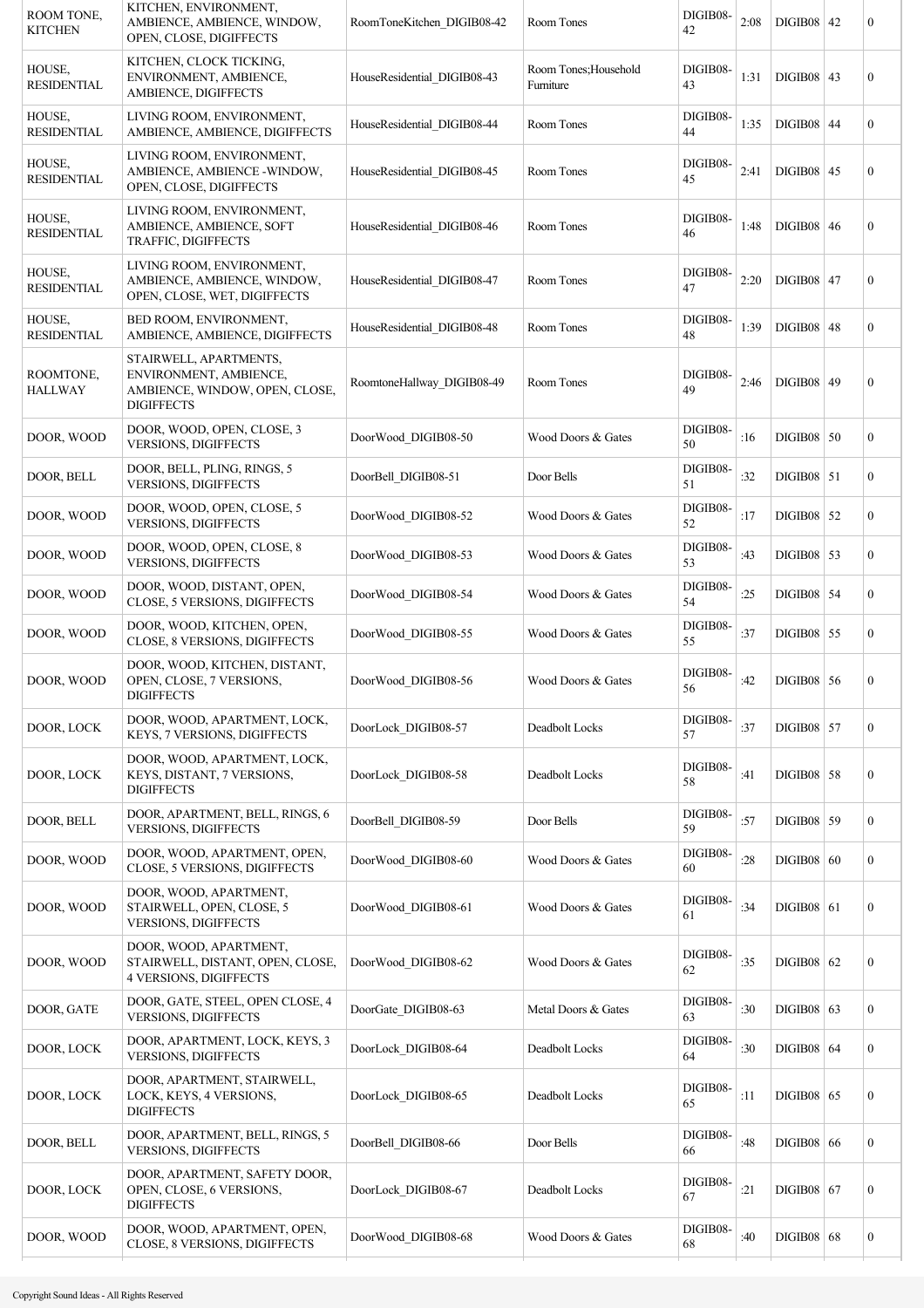| | | | | | | | | |
|---|---|---|---|---|---|---|---|---|
| ROOM TONE, KITCHEN | KITCHEN, ENVIRONMENT, AMBIENCE, AMBIENCE, WINDOW, OPEN, CLOSE, DIGIFFECTS | RoomToneKitchen_DIGIB08-42 | Room Tones | DIGIB08-42 | 2:08 | DIGIB08 | 42 | 0 |
| HOUSE, RESIDENTIAL | KITCHEN, CLOCK TICKING, ENVIRONMENT, AMBIENCE, AMBIENCE, DIGIFFECTS | HouseResidential_DIGIB08-43 | Room Tones;Household Furniture | DIGIB08-43 | 1:31 | DIGIB08 | 43 | 0 |
| HOUSE, RESIDENTIAL | LIVING ROOM, ENVIRONMENT, AMBIENCE, AMBIENCE, DIGIFFECTS | HouseResidential_DIGIB08-44 | Room Tones | DIGIB08-44 | 1:35 | DIGIB08 | 44 | 0 |
| HOUSE, RESIDENTIAL | LIVING ROOM, ENVIRONMENT, AMBIENCE, AMBIENCE -WINDOW, OPEN, CLOSE, DIGIFFECTS | HouseResidential_DIGIB08-45 | Room Tones | DIGIB08-45 | 2:41 | DIGIB08 | 45 | 0 |
| HOUSE, RESIDENTIAL | LIVING ROOM, ENVIRONMENT, AMBIENCE, AMBIENCE, SOFT TRAFFIC, DIGIFFECTS | HouseResidential_DIGIB08-46 | Room Tones | DIGIB08-46 | 1:48 | DIGIB08 | 46 | 0 |
| HOUSE, RESIDENTIAL | LIVING ROOM, ENVIRONMENT, AMBIENCE, AMBIENCE, WINDOW, OPEN, CLOSE, WET, DIGIFFECTS | HouseResidential_DIGIB08-47 | Room Tones | DIGIB08-47 | 2:20 | DIGIB08 | 47 | 0 |
| HOUSE, RESIDENTIAL | BED ROOM, ENVIRONMENT, AMBIENCE, AMBIENCE, DIGIFFECTS | HouseResidential_DIGIB08-48 | Room Tones | DIGIB08-48 | 1:39 | DIGIB08 | 48 | 0 |
| ROOMTONE, HALLWAY | STAIRWELL, APARTMENTS, ENVIRONMENT, AMBIENCE, AMBIENCE, WINDOW, OPEN, CLOSE, DIGIFFECTS | RoomtoneHallway_DIGIB08-49 | Room Tones | DIGIB08-49 | 2:46 | DIGIB08 | 49 | 0 |
| DOOR, WOOD | DOOR, WOOD, OPEN, CLOSE, 3 VERSIONS, DIGIFFECTS | DoorWood_DIGIB08-50 | Wood Doors & Gates | DIGIB08-50 | :16 | DIGIB08 | 50 | 0 |
| DOOR, BELL | DOOR, BELL, PLING, RINGS, 5 VERSIONS, DIGIFFECTS | DoorBell_DIGIB08-51 | Door Bells | DIGIB08-51 | :32 | DIGIB08 | 51 | 0 |
| DOOR, WOOD | DOOR, WOOD, OPEN, CLOSE, 5 VERSIONS, DIGIFFECTS | DoorWood_DIGIB08-52 | Wood Doors & Gates | DIGIB08-52 | :17 | DIGIB08 | 52 | 0 |
| DOOR, WOOD | DOOR, WOOD, OPEN, CLOSE, 8 VERSIONS, DIGIFFECTS | DoorWood_DIGIB08-53 | Wood Doors & Gates | DIGIB08-53 | :43 | DIGIB08 | 53 | 0 |
| DOOR, WOOD | DOOR, WOOD, DISTANT, OPEN, CLOSE, 5 VERSIONS, DIGIFFECTS | DoorWood_DIGIB08-54 | Wood Doors & Gates | DIGIB08-54 | :25 | DIGIB08 | 54 | 0 |
| DOOR, WOOD | DOOR, WOOD, KITCHEN, OPEN, CLOSE, 8 VERSIONS, DIGIFFECTS | DoorWood_DIGIB08-55 | Wood Doors & Gates | DIGIB08-55 | :37 | DIGIB08 | 55 | 0 |
| DOOR, WOOD | DOOR, WOOD, KITCHEN, DISTANT, OPEN, CLOSE, 7 VERSIONS, DIGIFFECTS | DoorWood_DIGIB08-56 | Wood Doors & Gates | DIGIB08-56 | :42 | DIGIB08 | 56 | 0 |
| DOOR, LOCK | DOOR, WOOD, APARTMENT, LOCK, KEYS, 7 VERSIONS, DIGIFFECTS | DoorLock_DIGIB08-57 | Deadbolt Locks | DIGIB08-57 | :37 | DIGIB08 | 57 | 0 |
| DOOR, LOCK | DOOR, WOOD, APARTMENT, LOCK, KEYS, DISTANT, 7 VERSIONS, DIGIFFECTS | DoorLock_DIGIB08-58 | Deadbolt Locks | DIGIB08-58 | :41 | DIGIB08 | 58 | 0 |
| DOOR, BELL | DOOR, APARTMENT, BELL, RINGS, 6 VERSIONS, DIGIFFECTS | DoorBell_DIGIB08-59 | Door Bells | DIGIB08-59 | :57 | DIGIB08 | 59 | 0 |
| DOOR, WOOD | DOOR, WOOD, APARTMENT, OPEN, CLOSE, 5 VERSIONS, DIGIFFECTS | DoorWood_DIGIB08-60 | Wood Doors & Gates | DIGIB08-60 | :28 | DIGIB08 | 60 | 0 |
| DOOR, WOOD | DOOR, WOOD, APARTMENT, STAIRWELL, OPEN, CLOSE, 5 VERSIONS, DIGIFFECTS | DoorWood_DIGIB08-61 | Wood Doors & Gates | DIGIB08-61 | :34 | DIGIB08 | 61 | 0 |
| DOOR, WOOD | DOOR, WOOD, APARTMENT, STAIRWELL, DISTANT, OPEN, CLOSE, 4 VERSIONS, DIGIFFECTS | DoorWood_DIGIB08-62 | Wood Doors & Gates | DIGIB08-62 | :35 | DIGIB08 | 62 | 0 |
| DOOR, GATE | DOOR, GATE, STEEL, OPEN CLOSE, 4 VERSIONS, DIGIFFECTS | DoorGate_DIGIB08-63 | Metal Doors & Gates | DIGIB08-63 | :30 | DIGIB08 | 63 | 0 |
| DOOR, LOCK | DOOR, APARTMENT, LOCK, KEYS, 3 VERSIONS, DIGIFFECTS | DoorLock_DIGIB08-64 | Deadbolt Locks | DIGIB08-64 | :30 | DIGIB08 | 64 | 0 |
| DOOR, LOCK | DOOR, APARTMENT, STAIRWELL, LOCK, KEYS, 4 VERSIONS, DIGIFFECTS | DoorLock_DIGIB08-65 | Deadbolt Locks | DIGIB08-65 | :11 | DIGIB08 | 65 | 0 |
| DOOR, BELL | DOOR, APARTMENT, BELL, RINGS, 5 VERSIONS, DIGIFFECTS | DoorBell_DIGIB08-66 | Door Bells | DIGIB08-66 | :48 | DIGIB08 | 66 | 0 |
| DOOR, LOCK | DOOR, APARTMENT, SAFETY DOOR, OPEN, CLOSE, 6 VERSIONS, DIGIFFECTS | DoorLock_DIGIB08-67 | Deadbolt Locks | DIGIB08-67 | :21 | DIGIB08 | 67 | 0 |
| DOOR, WOOD | DOOR, WOOD, APARTMENT, OPEN, CLOSE, 8 VERSIONS, DIGIFFECTS | DoorWood_DIGIB08-68 | Wood Doors & Gates | DIGIB08-68 | :40 | DIGIB08 | 68 | 0 |

Copyright Sound Ideas - All Rights Reserved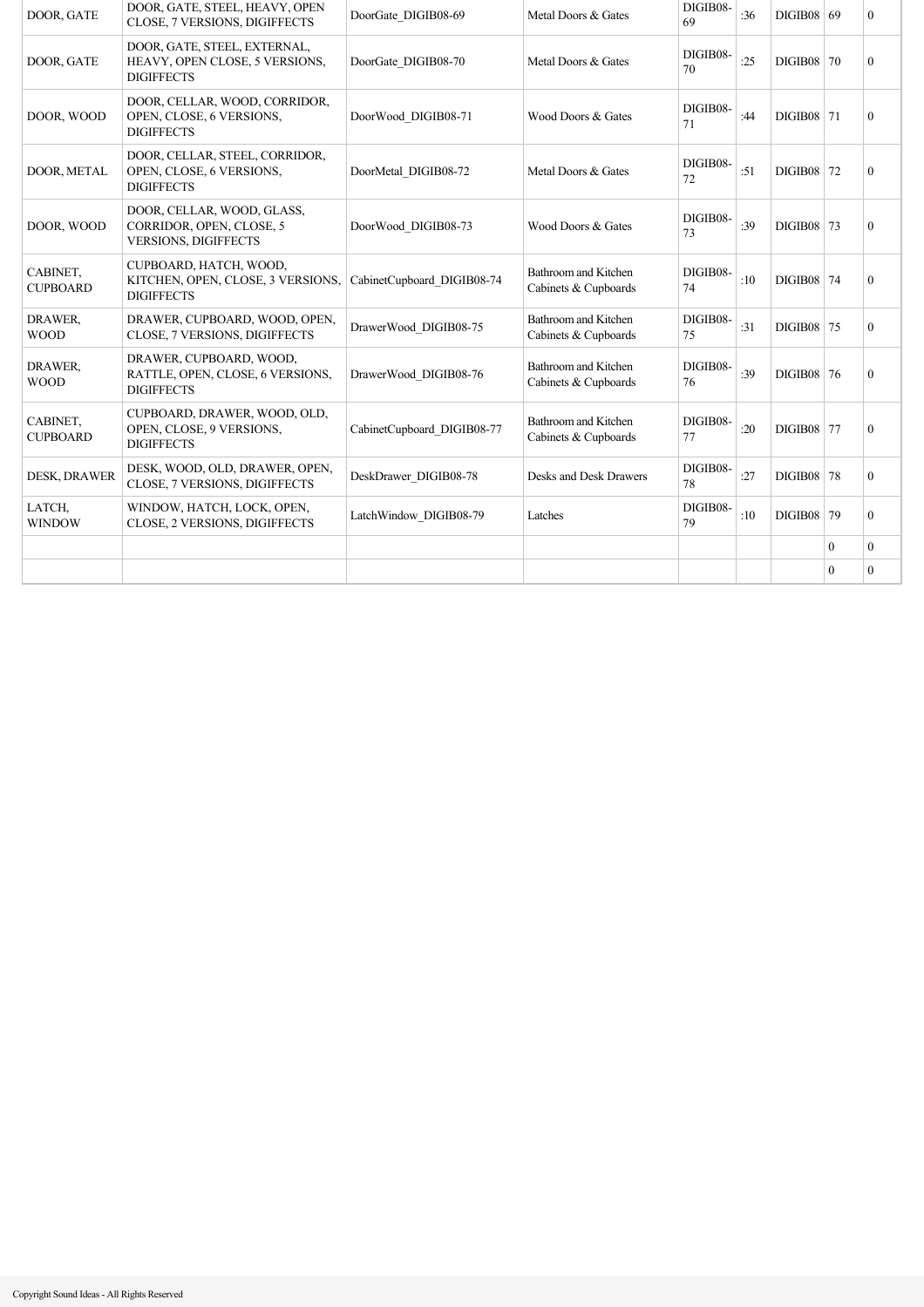| | | | | | | | | |
|---|---|---|---|---|---|---|---|---|
| DOOR, GATE | DOOR, GATE, STEEL, HEAVY, OPEN CLOSE, 7 VERSIONS, DIGIFFECTS | DoorGate_DIGIB08-69 | Metal Doors & Gates | DIGIB08-69 | :36 | DIGIB08 | 69 | 0 |
| DOOR, GATE | DOOR, GATE, STEEL, EXTERNAL, HEAVY, OPEN CLOSE, 5 VERSIONS, DIGIFFECTS | DoorGate_DIGIB08-70 | Metal Doors & Gates | DIGIB08-70 | :25 | DIGIB08 | 70 | 0 |
| DOOR, WOOD | DOOR, CELLAR, WOOD, CORRIDOR, OPEN, CLOSE, 6 VERSIONS, DIGIFFECTS | DoorWood_DIGIB08-71 | Wood Doors & Gates | DIGIB08-71 | :44 | DIGIB08 | 71 | 0 |
| DOOR, METAL | DOOR, CELLAR, STEEL, CORRIDOR, OPEN, CLOSE, 6 VERSIONS, DIGIFFECTS | DoorMetal_DIGIB08-72 | Metal Doors & Gates | DIGIB08-72 | :51 | DIGIB08 | 72 | 0 |
| DOOR, WOOD | DOOR, CELLAR, WOOD, GLASS, CORRIDOR, OPEN, CLOSE, 5 VERSIONS, DIGIFFECTS | DoorWood_DIGIB08-73 | Wood Doors & Gates | DIGIB08-73 | :39 | DIGIB08 | 73 | 0 |
| CABINET, CUPBOARD | CUPBOARD, HATCH, WOOD, KITCHEN, OPEN, CLOSE, 3 VERSIONS, DIGIFFECTS | CabinetCupboard_DIGIB08-74 | Bathroom and Kitchen Cabinets & Cupboards | DIGIB08-74 | :10 | DIGIB08 | 74 | 0 |
| DRAWER, WOOD | DRAWER, CUPBOARD, WOOD, OPEN, CLOSE, 7 VERSIONS, DIGIFFECTS | DrawerWood_DIGIB08-75 | Bathroom and Kitchen Cabinets & Cupboards | DIGIB08-75 | :31 | DIGIB08 | 75 | 0 |
| DRAWER, WOOD | DRAWER, CUPBOARD, WOOD, RATTLE, OPEN, CLOSE, 6 VERSIONS, DIGIFFECTS | DrawerWood_DIGIB08-76 | Bathroom and Kitchen Cabinets & Cupboards | DIGIB08-76 | :39 | DIGIB08 | 76 | 0 |
| CABINET, CUPBOARD | CUPBOARD, DRAWER, WOOD, OLD, OPEN, CLOSE, 9 VERSIONS, DIGIFFECTS | CabinetCupboard_DIGIB08-77 | Bathroom and Kitchen Cabinets & Cupboards | DIGIB08-77 | :20 | DIGIB08 | 77 | 0 |
| DESK, DRAWER | DESK, WOOD, OLD, DRAWER, OPEN, CLOSE, 7 VERSIONS, DIGIFFECTS | DeskDrawer_DIGIB08-78 | Desks and Desk Drawers | DIGIB08-78 | :27 | DIGIB08 | 78 | 0 |
| LATCH, WINDOW | WINDOW, HATCH, LOCK, OPEN, CLOSE, 2 VERSIONS, DIGIFFECTS | LatchWindow_DIGIB08-79 | Latches | DIGIB08-79 | :10 | DIGIB08 | 79 | 0 |
| | | | | | | | 0 | 0 |
| | | | | | | | 0 | 0 |

Copyright Sound Ideas - All Rights Reserved